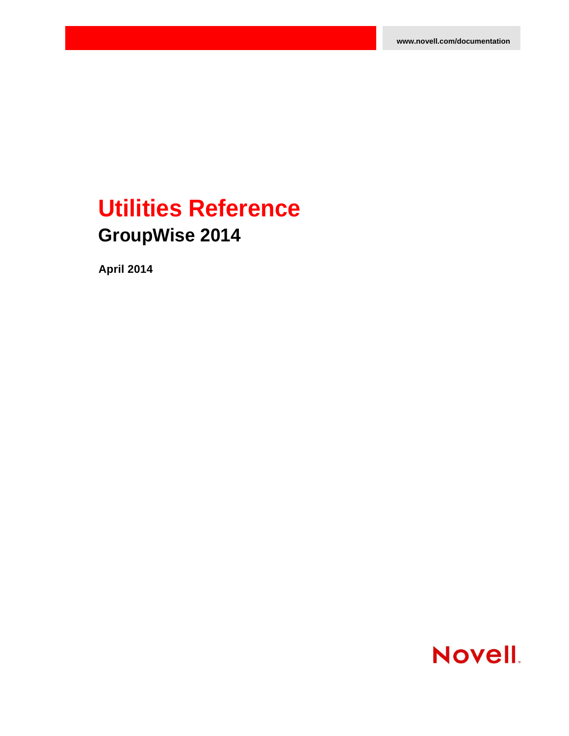www.novell.com/documentation

# Utilities Reference

## GroupWise 2014

**April 2014**

Novell.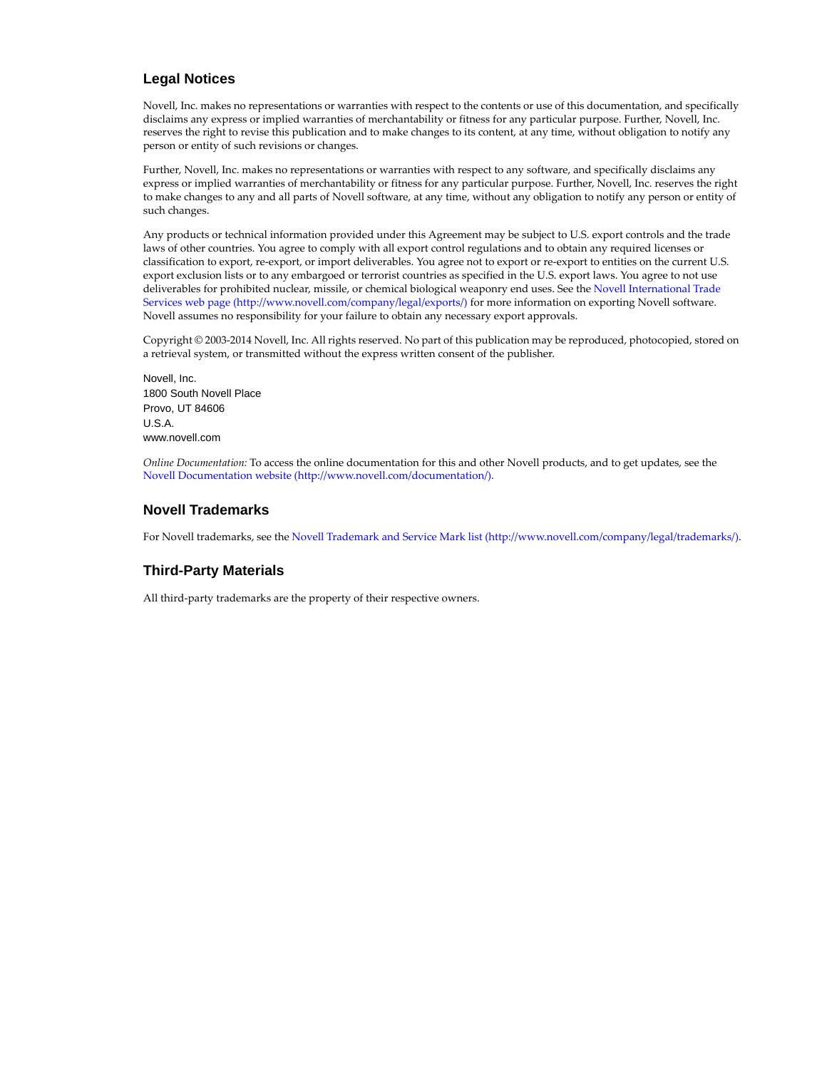## Legal Notices

Novell, Inc. makes no representations or warranties with respect to the contents or use of this documentation, and specifically disclaims any express or implied warranties of merchantability or fitness for any particular purpose. Further, Novell, Inc. reserves the right to revise this publication and to make changes to its content, at any time, without obligation to notify any person or entity of such revisions or changes.

Further, Novell, Inc. makes no representations or warranties with respect to any software, and specifically disclaims any express or implied warranties of merchantability or fitness for any particular purpose. Further, Novell, Inc. reserves the right to make changes to any and all parts of Novell software, at any time, without any obligation to notify any person or entity of such changes.

Any products or technical information provided under this Agreement may be subject to U.S. export controls and the trade laws of other countries. You agree to comply with all export control regulations and to obtain any required licenses or classification to export, re-export, or import deliverables. You agree not to export or re-export to entities on the current U.S. export exclusion lists or to any embargoed or terrorist countries as specified in the U.S. export laws. You agree to not use deliverables for prohibited nuclear, missile, or chemical biological weaponry end uses. See the Novell International Trade Services web page (http://www.novell.com/company/legal/exports/) for more information on exporting Novell software. Novell assumes no responsibility for your failure to obtain any necessary export approvals.

Copyright © 2003-2014 Novell, Inc. All rights reserved. No part of this publication may be reproduced, photocopied, stored on a retrieval system, or transmitted without the express written consent of the publisher.

Novell, Inc.
1800 South Novell Place
Provo, UT 84606
U.S.A.
www.novell.com

*Online Documentation:* To access the online documentation for this and other Novell products, and to get updates, see the Novell Documentation website (http://www.novell.com/documentation/).

## Novell Trademarks

For Novell trademarks, see the Novell Trademark and Service Mark list (http://www.novell.com/company/legal/trademarks/).

## Third-Party Materials

All third-party trademarks are the property of their respective owners.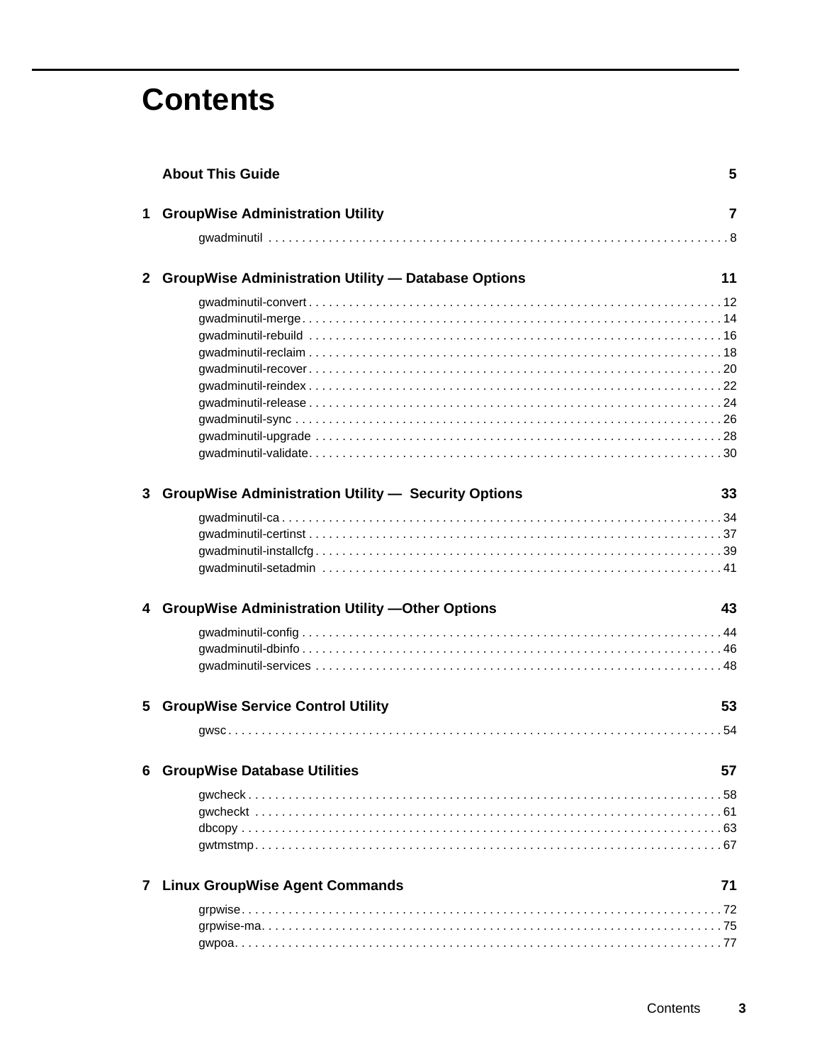# Contents

**About This Guide** 5

**1 GroupWise Administration Utility** 7

gwadminutil . . . . . . . . . . . . . . . . . . . . . . . . . . . . . . . . . . . . . . . . . . . . . . . . . . . . . . . . . . . . . . . . . . . 8

**2 GroupWise Administration Utility — Database Options** 11

gwadminutil-convert . . . . . . . . . . . . . . . . . . . . . . . . . . . . . . . . . . . . . . . . . . . . . . . . . . . . . . . . . . . . . 12
gwadminutil-merge . . . . . . . . . . . . . . . . . . . . . . . . . . . . . . . . . . . . . . . . . . . . . . . . . . . . . . . . . . . . . . 14
gwadminutil-rebuild . . . . . . . . . . . . . . . . . . . . . . . . . . . . . . . . . . . . . . . . . . . . . . . . . . . . . . . . . . . . . 16
gwadminutil-reclaim . . . . . . . . . . . . . . . . . . . . . . . . . . . . . . . . . . . . . . . . . . . . . . . . . . . . . . . . . . . . . 18
gwadminutil-recover . . . . . . . . . . . . . . . . . . . . . . . . . . . . . . . . . . . . . . . . . . . . . . . . . . . . . . . . . . . . . 20
gwadminutil-reindex . . . . . . . . . . . . . . . . . . . . . . . . . . . . . . . . . . . . . . . . . . . . . . . . . . . . . . . . . . . . . 22
gwadminutil-release . . . . . . . . . . . . . . . . . . . . . . . . . . . . . . . . . . . . . . . . . . . . . . . . . . . . . . . . . . . . . 24
gwadminutil-sync . . . . . . . . . . . . . . . . . . . . . . . . . . . . . . . . . . . . . . . . . . . . . . . . . . . . . . . . . . . . . . . 26
gwadminutil-upgrade . . . . . . . . . . . . . . . . . . . . . . . . . . . . . . . . . . . . . . . . . . . . . . . . . . . . . . . . . . . . 28
gwadminutil-validate . . . . . . . . . . . . . . . . . . . . . . . . . . . . . . . . . . . . . . . . . . . . . . . . . . . . . . . . . . . . . 30

**3 GroupWise Administration Utility — Security Options** 33

gwadminutil-ca . . . . . . . . . . . . . . . . . . . . . . . . . . . . . . . . . . . . . . . . . . . . . . . . . . . . . . . . . . . . . . . . . 34
gwadminutil-certinst . . . . . . . . . . . . . . . . . . . . . . . . . . . . . . . . . . . . . . . . . . . . . . . . . . . . . . . . . . . . . 37
gwadminutil-installcfg . . . . . . . . . . . . . . . . . . . . . . . . . . . . . . . . . . . . . . . . . . . . . . . . . . . . . . . . . . . . 39
gwadminutil-setadmin . . . . . . . . . . . . . . . . . . . . . . . . . . . . . . . . . . . . . . . . . . . . . . . . . . . . . . . . . . . . 41

**4 GroupWise Administration Utility —Other Options** 43

gwadminutil-config . . . . . . . . . . . . . . . . . . . . . . . . . . . . . . . . . . . . . . . . . . . . . . . . . . . . . . . . . . . . . . 44
gwadminutil-dbinfo . . . . . . . . . . . . . . . . . . . . . . . . . . . . . . . . . . . . . . . . . . . . . . . . . . . . . . . . . . . . . . 46
gwadminutil-services . . . . . . . . . . . . . . . . . . . . . . . . . . . . . . . . . . . . . . . . . . . . . . . . . . . . . . . . . . . . . 48

**5 GroupWise Service Control Utility** 53

gwsc . . . . . . . . . . . . . . . . . . . . . . . . . . . . . . . . . . . . . . . . . . . . . . . . . . . . . . . . . . . . . . . . . . . . . . . . 54

**6 GroupWise Database Utilities** 57

gwcheck . . . . . . . . . . . . . . . . . . . . . . . . . . . . . . . . . . . . . . . . . . . . . . . . . . . . . . . . . . . . . . . . . . . . . 58
gwcheckt . . . . . . . . . . . . . . . . . . . . . . . . . . . . . . . . . . . . . . . . . . . . . . . . . . . . . . . . . . . . . . . . . . . . 61
dbcopy . . . . . . . . . . . . . . . . . . . . . . . . . . . . . . . . . . . . . . . . . . . . . . . . . . . . . . . . . . . . . . . . . . . . . . 63
gwtmstmp . . . . . . . . . . . . . . . . . . . . . . . . . . . . . . . . . . . . . . . . . . . . . . . . . . . . . . . . . . . . . . . . . . . . 67

**7 Linux GroupWise Agent Commands** 71

grpwise . . . . . . . . . . . . . . . . . . . . . . . . . . . . . . . . . . . . . . . . . . . . . . . . . . . . . . . . . . . . . . . . . . . . . 72
grpwise-ma . . . . . . . . . . . . . . . . . . . . . . . . . . . . . . . . . . . . . . . . . . . . . . . . . . . . . . . . . . . . . . . . . . . 75
gwpoa . . . . . . . . . . . . . . . . . . . . . . . . . . . . . . . . . . . . . . . . . . . . . . . . . . . . . . . . . . . . . . . . . . . . . . . 77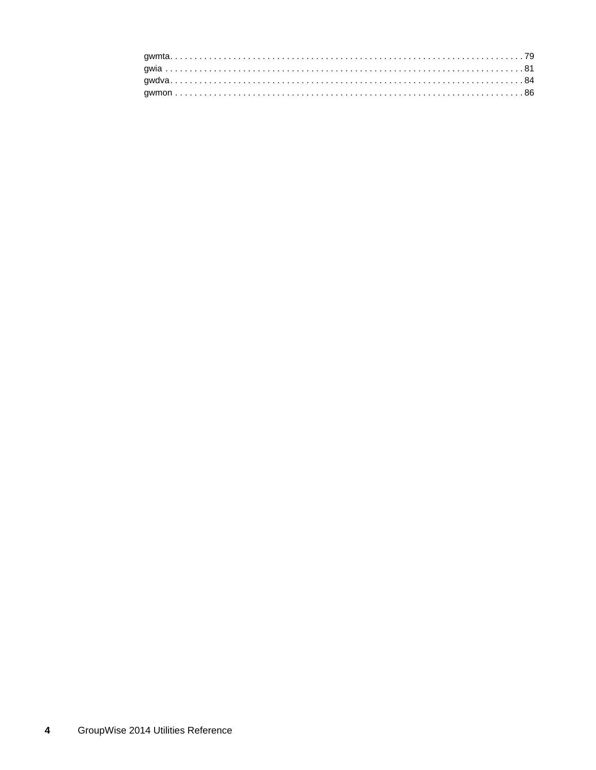gwmta . . . . . . . . . . . . . . . . . . . . . . . . . . . . . . . . . . . . . . . . . . . . . . . . . . . . . . . . . . . . . . . . . . . . . . . . . 79
gwia . . . . . . . . . . . . . . . . . . . . . . . . . . . . . . . . . . . . . . . . . . . . . . . . . . . . . . . . . . . . . . . . . . . . . . . . . . 81
gwdva . . . . . . . . . . . . . . . . . . . . . . . . . . . . . . . . . . . . . . . . . . . . . . . . . . . . . . . . . . . . . . . . . . . . . . . . . 84
gwmon . . . . . . . . . . . . . . . . . . . . . . . . . . . . . . . . . . . . . . . . . . . . . . . . . . . . . . . . . . . . . . . . . . . . . . . . . 86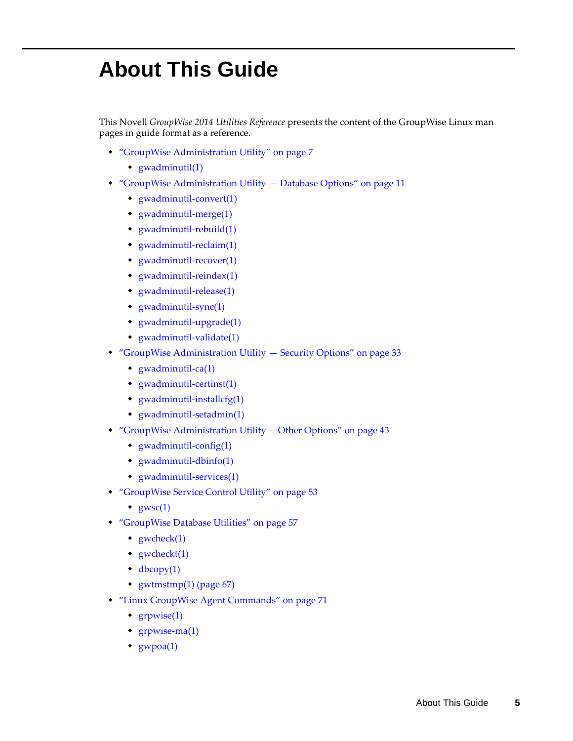# About This Guide

This Novell *GroupWise 2014 Utilities Reference* presents the content of the GroupWise Linux man pages in guide format as a reference.

- "GroupWise Administration Utility" on page 7
  - gwadminutil(1)
- "GroupWise Administration Utility — Database Options" on page 11
  - gwadminutil-convert(1)
  - gwadminutil-merge(1)
  - gwadminutil-rebuild(1)
  - gwadminutil-reclaim(1)
  - gwadminutil-recover(1)
  - gwadminutil-reindex(1)
  - gwadminutil-release(1)
  - gwadminutil-sync(1)
  - gwadminutil-upgrade(1)
  - gwadminutil-validate(1)
- "GroupWise Administration Utility — Security Options" on page 33
  - gwadminutil-ca(1)
  - gwadminutil-certinst(1)
  - gwadminutil-installcfg(1)
  - gwadminutil-setadmin(1)
- "GroupWise Administration Utility —Other Options" on page 43
  - gwadminutil-config(1)
  - gwadminutil-dbinfo(1)
  - gwadminutil-services(1)
- "GroupWise Service Control Utility" on page 53
  - gwsc(1)
- "GroupWise Database Utilities" on page 57
  - gwcheck(1)
  - gwcheckt(1)
  - dbcopy(1)
  - gwtmstmp(1) (page 67)
- "Linux GroupWise Agent Commands" on page 71
  - grpwise(1)
  - grpwise-ma(1)
  - gwpoa(1)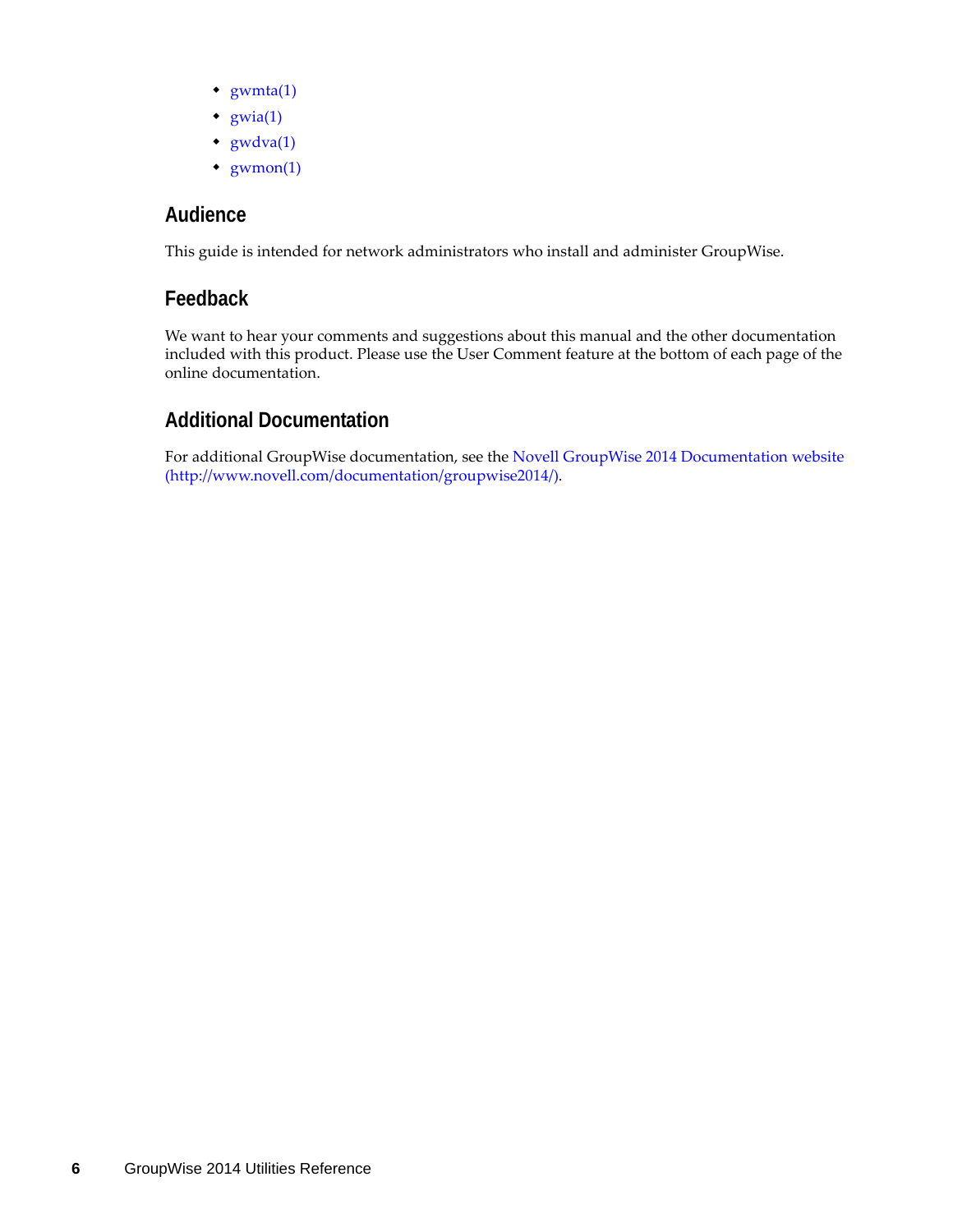- gwmta(1)
- gwia(1)
- gwdva(1)
- gwmon(1)

## Audience

This guide is intended for network administrators who install and administer GroupWise.

## Feedback

We want to hear your comments and suggestions about this manual and the other documentation included with this product. Please use the User Comment feature at the bottom of each page of the online documentation.

## Additional Documentation

For additional GroupWise documentation, see the Novell GroupWise 2014 Documentation website (http://www.novell.com/documentation/groupwise2014/).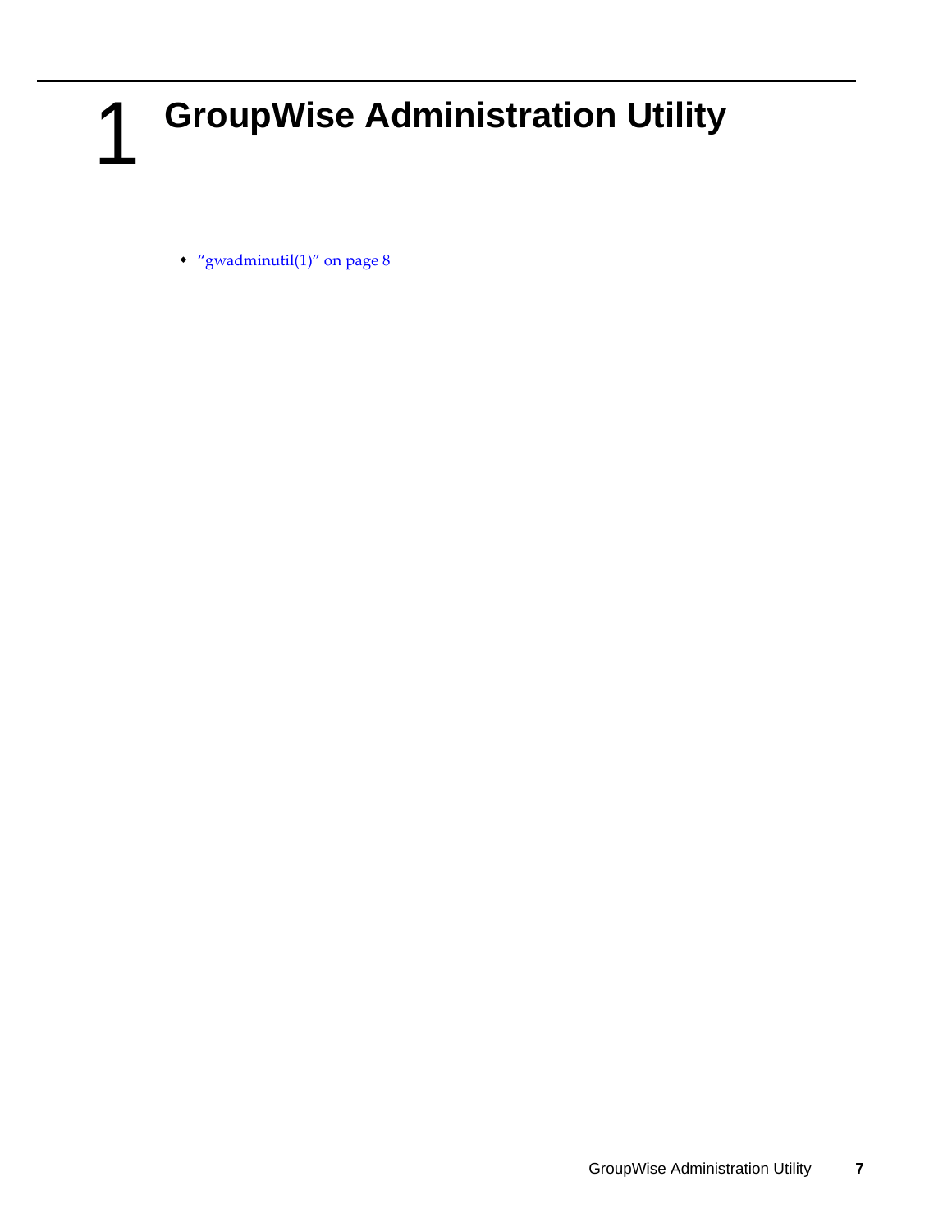# 1 GroupWise Administration Utility

- "gwadminutil(1)" on page 8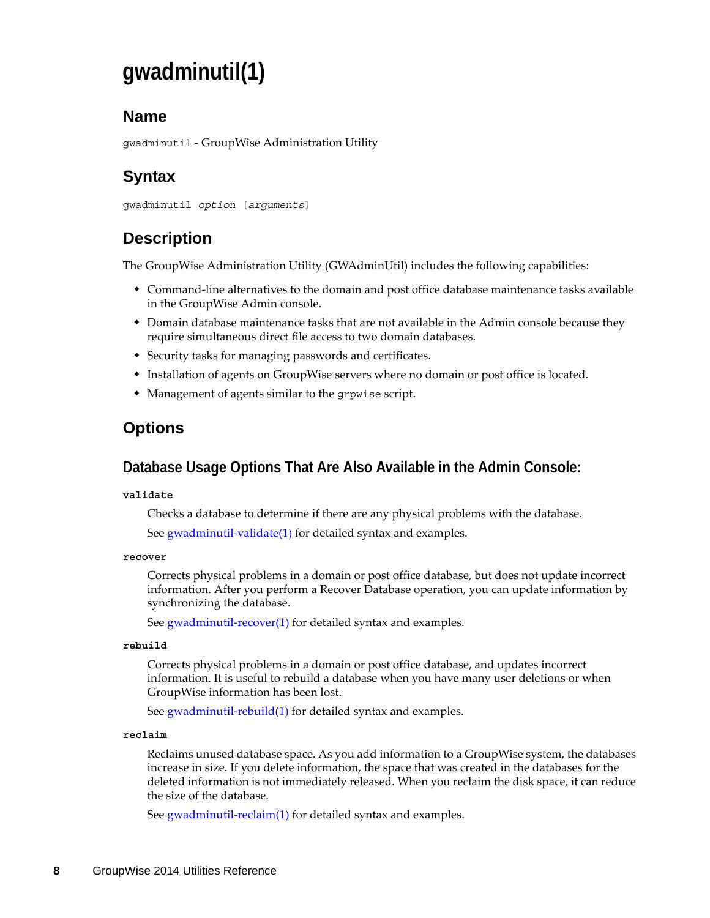# gwadminutil(1)

## Name

`gwadminutil` - GroupWise Administration Utility

## Syntax

`gwadminutil` *option* [*arguments*]

## Description

The GroupWise Administration Utility (GWAdminUtil) includes the following capabilities:

- Command-line alternatives to the domain and post office database maintenance tasks available in the GroupWise Admin console.
- Domain database maintenance tasks that are not available in the Admin console because they require simultaneous direct file access to two domain databases.
- Security tasks for managing passwords and certificates.
- Installation of agents on GroupWise servers where no domain or post office is located.
- Management of agents similar to the `grpwise` script.

## Options

### Database Usage Options That Are Also Available in the Admin Console:

**`validate`**

Checks a database to determine if there are any physical problems with the database.

See gwadminutil-validate(1) for detailed syntax and examples.

**`recover`**

Corrects physical problems in a domain or post office database, but does not update incorrect information. After you perform a Recover Database operation, you can update information by synchronizing the database.

See gwadminutil-recover(1) for detailed syntax and examples.

**`rebuild`**

Corrects physical problems in a domain or post office database, and updates incorrect information. It is useful to rebuild a database when you have many user deletions or when GroupWise information has been lost.

See gwadminutil-rebuild(1) for detailed syntax and examples.

**`reclaim`**

Reclaims unused database space. As you add information to a GroupWise system, the databases increase in size. If you delete information, the space that was created in the databases for the deleted information is not immediately released. When you reclaim the disk space, it can reduce the size of the database.

See gwadminutil-reclaim(1) for detailed syntax and examples.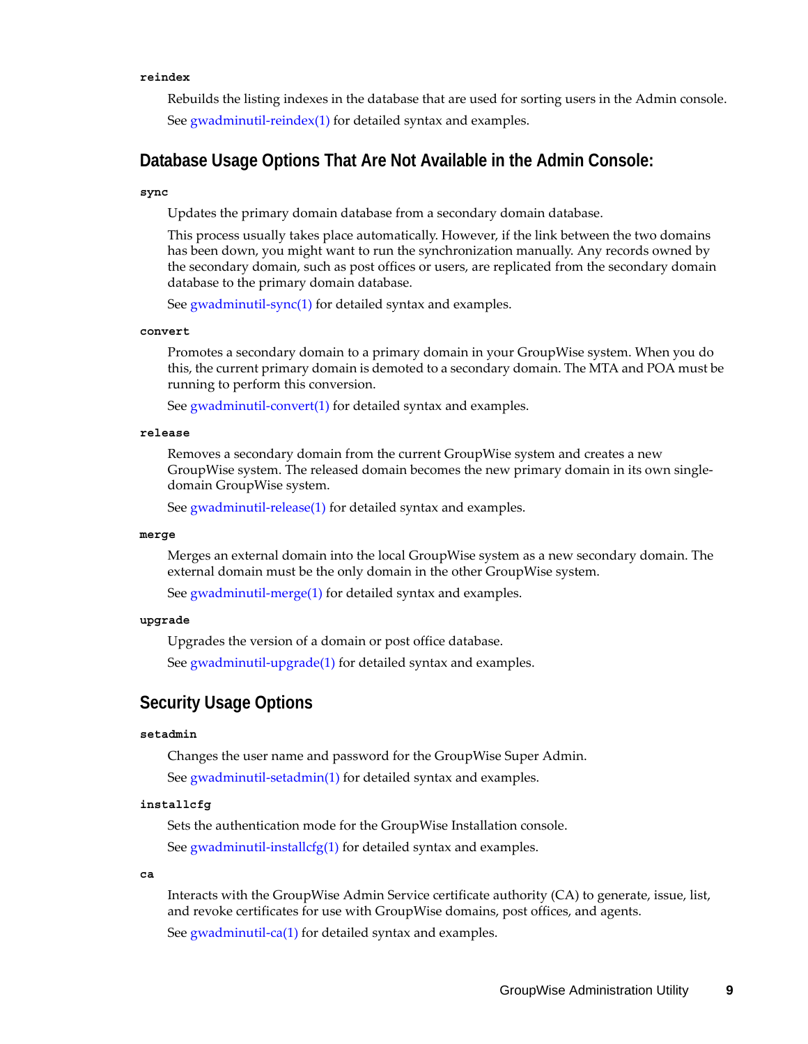**reindex**

Rebuilds the listing indexes in the database that are used for sorting users in the Admin console.

See gwadminutil-reindex(1) for detailed syntax and examples.

## Database Usage Options That Are Not Available in the Admin Console:

**sync**

Updates the primary domain database from a secondary domain database.

This process usually takes place automatically. However, if the link between the two domains has been down, you might want to run the synchronization manually. Any records owned by the secondary domain, such as post offices or users, are replicated from the secondary domain database to the primary domain database.

See gwadminutil-sync(1) for detailed syntax and examples.

**convert**

Promotes a secondary domain to a primary domain in your GroupWise system. When you do this, the current primary domain is demoted to a secondary domain. The MTA and POA must be running to perform this conversion.

See gwadminutil-convert(1) for detailed syntax and examples.

**release**

Removes a secondary domain from the current GroupWise system and creates a new GroupWise system. The released domain becomes the new primary domain in its own single-domain GroupWise system.

See gwadminutil-release(1) for detailed syntax and examples.

**merge**

Merges an external domain into the local GroupWise system as a new secondary domain. The external domain must be the only domain in the other GroupWise system.

See gwadminutil-merge(1) for detailed syntax and examples.

**upgrade**

Upgrades the version of a domain or post office database.

See gwadminutil-upgrade(1) for detailed syntax and examples.

## Security Usage Options

**setadmin**

Changes the user name and password for the GroupWise Super Admin.

See gwadminutil-setadmin(1) for detailed syntax and examples.

**installcfg**

Sets the authentication mode for the GroupWise Installation console.

See gwadminutil-installcfg(1) for detailed syntax and examples.

**ca**

Interacts with the GroupWise Admin Service certificate authority (CA) to generate, issue, list, and revoke certificates for use with GroupWise domains, post offices, and agents.

See gwadminutil-ca(1) for detailed syntax and examples.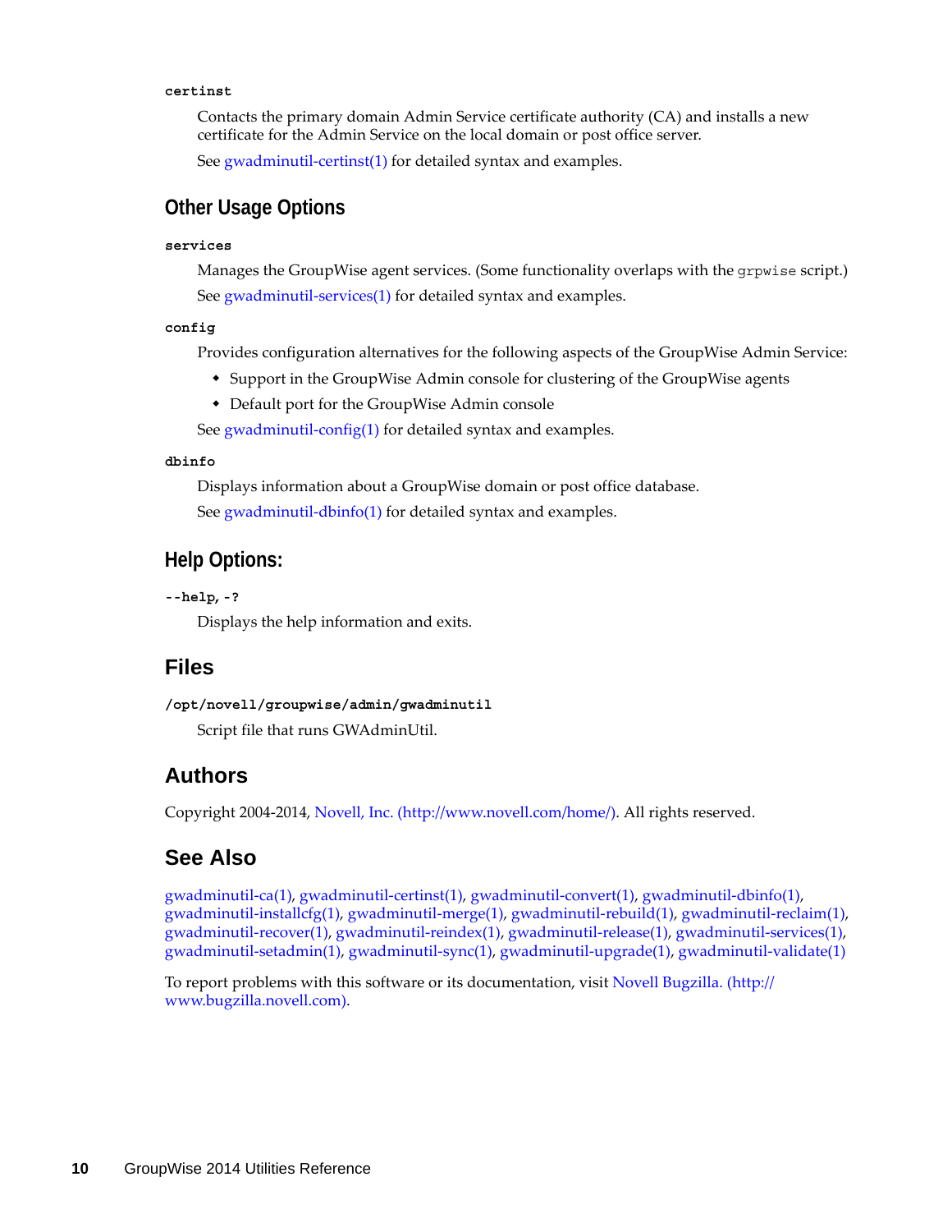**certinst**

Contacts the primary domain Admin Service certificate authority (CA) and installs a new certificate for the Admin Service on the local domain or post office server.

See gwadminutil-certinst(1) for detailed syntax and examples.

## Other Usage Options

**services**

Manages the GroupWise agent services. (Some functionality overlaps with the `grpwise` script.)

See gwadminutil-services(1) for detailed syntax and examples.

**config**

Provides configuration alternatives for the following aspects of the GroupWise Admin Service:

- Support in the GroupWise Admin console for clustering of the GroupWise agents
- Default port for the GroupWise Admin console

See gwadminutil-config(1) for detailed syntax and examples.

**dbinfo**

Displays information about a GroupWise domain or post office database.

See gwadminutil-dbinfo(1) for detailed syntax and examples.

## Help Options:

**--help, -?**

Displays the help information and exits.

# Files

**/opt/novell/groupwise/admin/gwadminutil**

Script file that runs GWAdminUtil.

# Authors

Copyright 2004-2014, Novell, Inc. (http://www.novell.com/home/). All rights reserved.

# See Also

gwadminutil-ca(1), gwadminutil-certinst(1), gwadminutil-convert(1), gwadminutil-dbinfo(1), gwadminutil-installcfg(1), gwadminutil-merge(1), gwadminutil-rebuild(1), gwadminutil-reclaim(1), gwadminutil-recover(1), gwadminutil-reindex(1), gwadminutil-release(1), gwadminutil-services(1), gwadminutil-setadmin(1), gwadminutil-sync(1), gwadminutil-upgrade(1), gwadminutil-validate(1)

To report problems with this software or its documentation, visit Novell Bugzilla. (http://www.bugzilla.novell.com).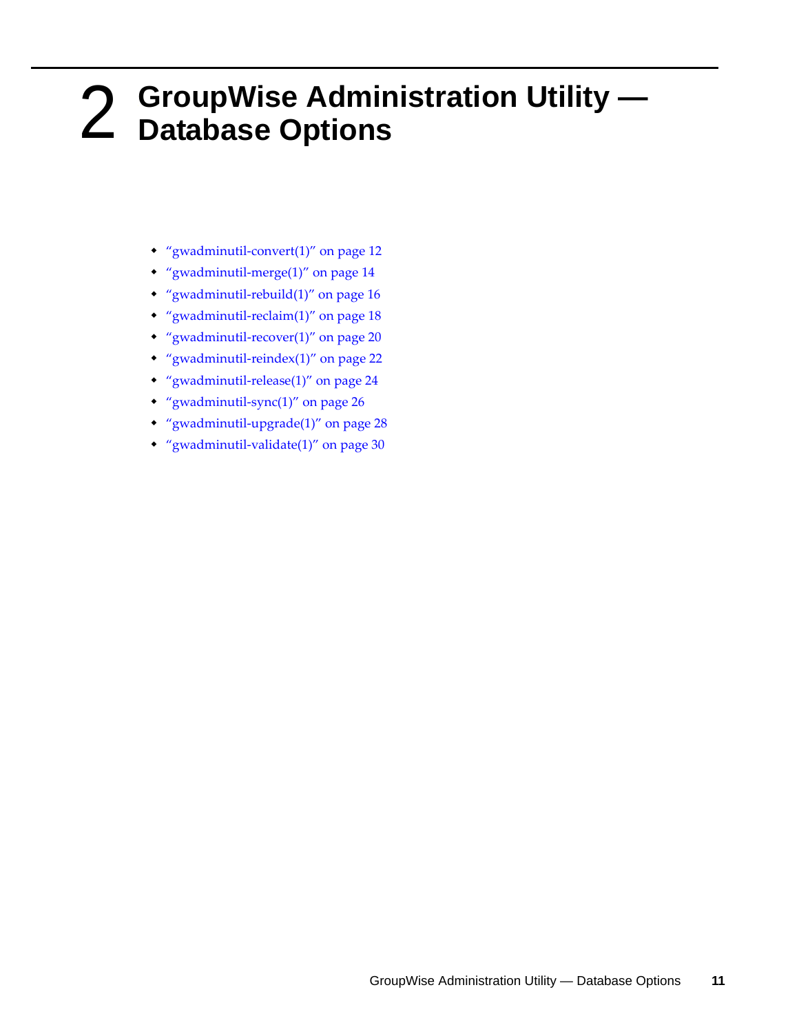# 2 GroupWise Administration Utility — Database Options

- "gwadminutil-convert(1)" on page 12
- "gwadminutil-merge(1)" on page 14
- "gwadminutil-rebuild(1)" on page 16
- "gwadminutil-reclaim(1)" on page 18
- "gwadminutil-recover(1)" on page 20
- "gwadminutil-reindex(1)" on page 22
- "gwadminutil-release(1)" on page 24
- "gwadminutil-sync(1)" on page 26
- "gwadminutil-upgrade(1)" on page 28
- "gwadminutil-validate(1)" on page 30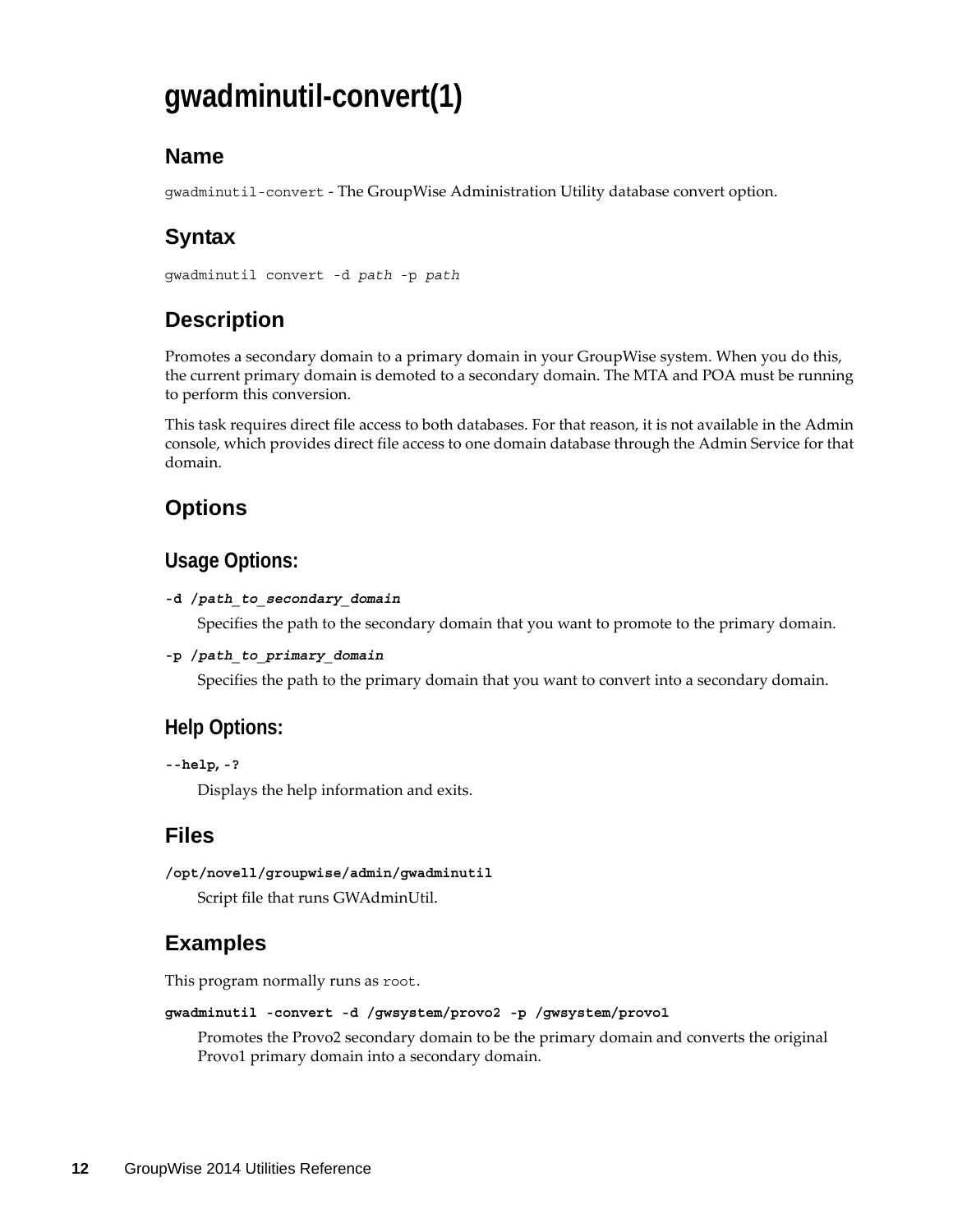# gwadminutil-convert(1)

## Name

`gwadminutil-convert` - The GroupWise Administration Utility database convert option.

## Syntax

```
gwadminutil convert -d path -p path
```

## Description

Promotes a secondary domain to a primary domain in your GroupWise system. When you do this, the current primary domain is demoted to a secondary domain. The MTA and POA must be running to perform this conversion.

This task requires direct file access to both databases. For that reason, it is not available in the Admin console, which provides direct file access to one domain database through the Admin Service for that domain.

## Options

### Usage Options:

**-d /*path_to_secondary_domain***

Specifies the path to the secondary domain that you want to promote to the primary domain.

**-p /*path_to_primary_domain***

Specifies the path to the primary domain that you want to convert into a secondary domain.

### Help Options:

**--help, -?**

Displays the help information and exits.

## Files

**/opt/novell/groupwise/admin/gwadminutil**

Script file that runs GWAdminUtil.

## Examples

This program normally runs as `root`.

**gwadminutil -convert -d /gwsystem/provo2 -p /gwsystem/provo1**

Promotes the Provo2 secondary domain to be the primary domain and converts the original Provo1 primary domain into a secondary domain.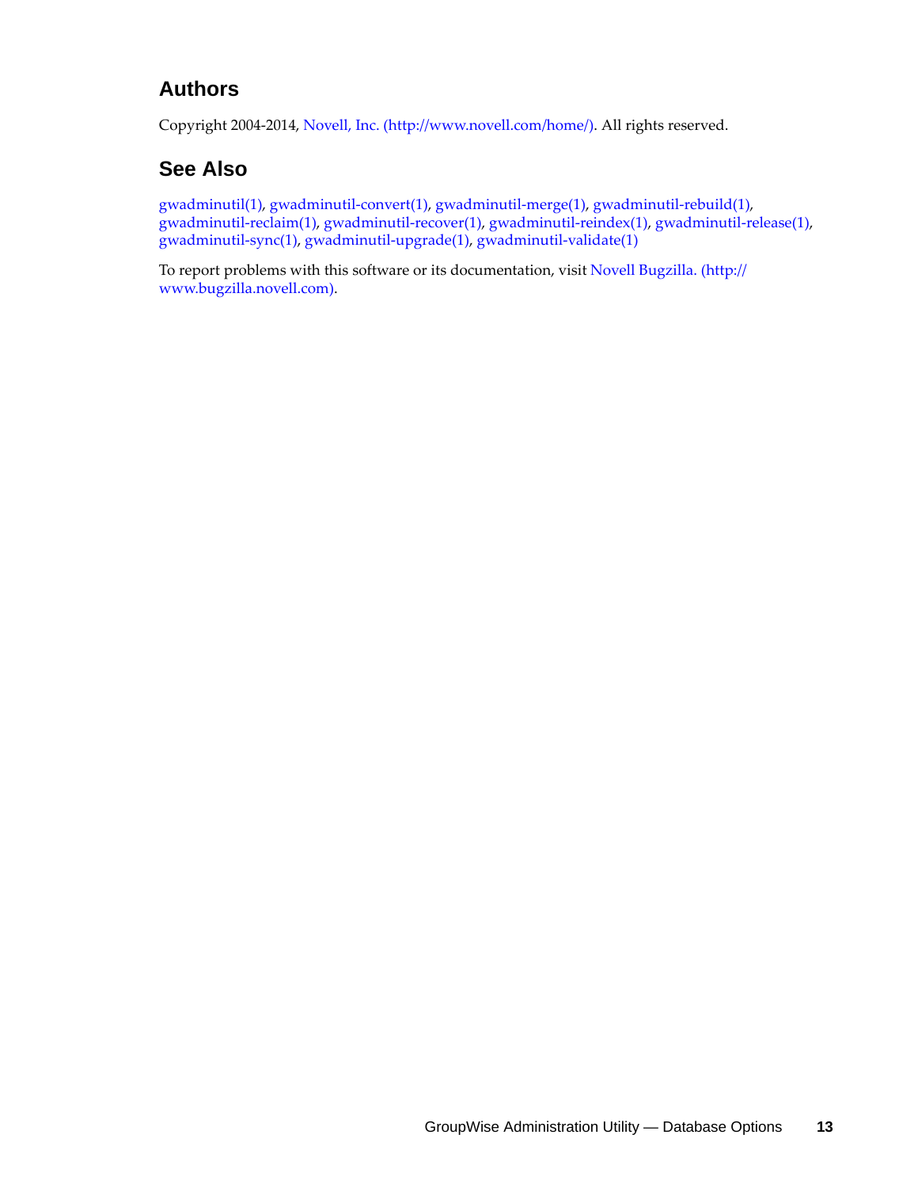## Authors

Copyright 2004-2014, Novell, Inc. (http://www.novell.com/home/). All rights reserved.

## See Also

gwadminutil(1), gwadminutil-convert(1), gwadminutil-merge(1), gwadminutil-rebuild(1), gwadminutil-reclaim(1), gwadminutil-recover(1), gwadminutil-reindex(1), gwadminutil-release(1), gwadminutil-sync(1), gwadminutil-upgrade(1), gwadminutil-validate(1)

To report problems with this software or its documentation, visit Novell Bugzilla. (http://www.bugzilla.novell.com).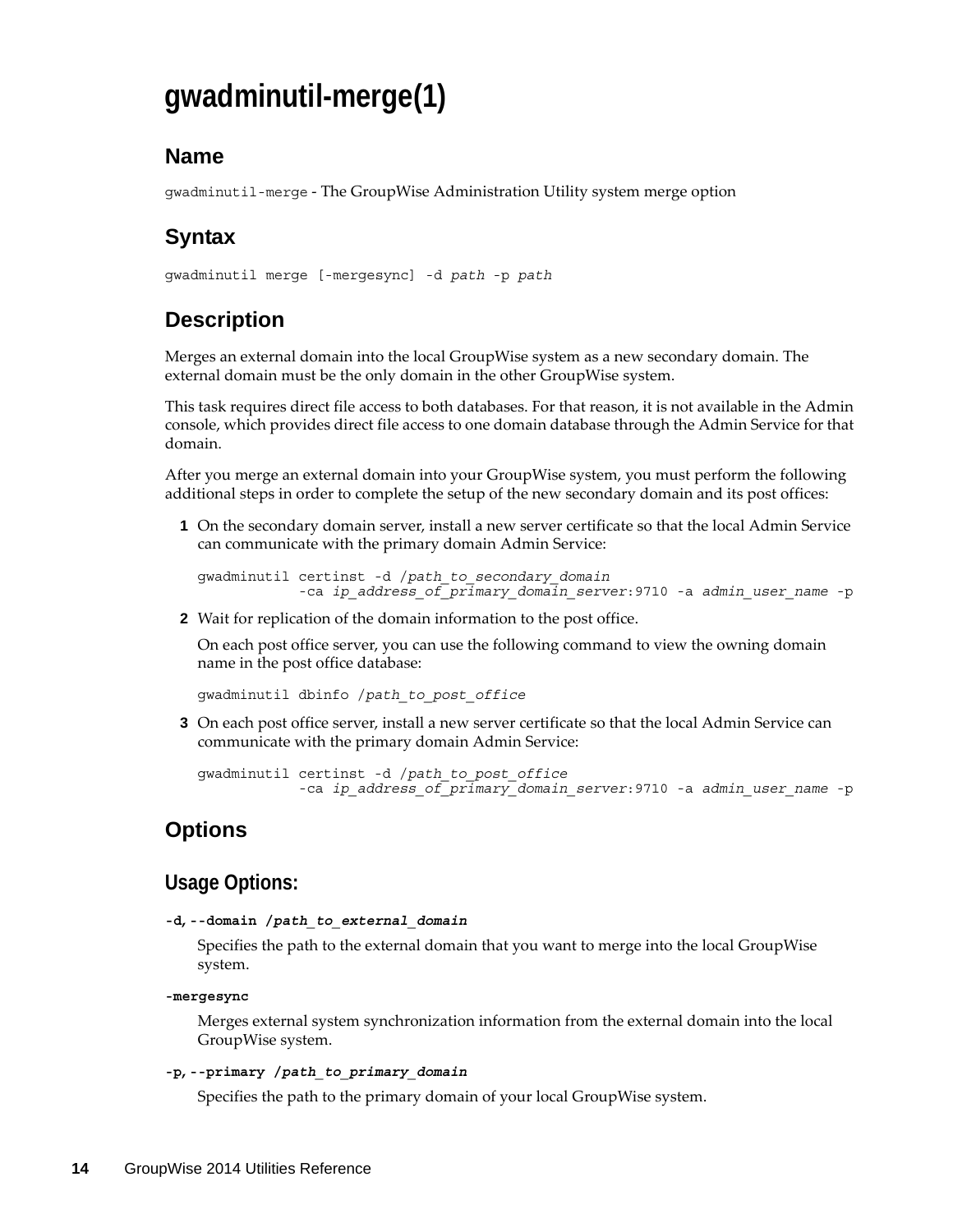# gwadminutil-merge(1)

## Name

`gwadminutil-merge` - The GroupWise Administration Utility system merge option

## Syntax

```
gwadminutil merge [-mergesync] -d path -p path
```

## Description

Merges an external domain into the local GroupWise system as a new secondary domain. The external domain must be the only domain in the other GroupWise system.

This task requires direct file access to both databases. For that reason, it is not available in the Admin console, which provides direct file access to one domain database through the Admin Service for that domain.

After you merge an external domain into your GroupWise system, you must perform the following additional steps in order to complete the setup of the new secondary domain and its post offices:

1. On the secondary domain server, install a new server certificate so that the local Admin Service can communicate with the primary domain Admin Service:

   ```
   gwadminutil certinst -d /path_to_secondary_domain
               -ca ip_address_of_primary_domain_server:9710 -a admin_user_name -p
   ```

2. Wait for replication of the domain information to the post office.

   On each post office server, you can use the following command to view the owning domain name in the post office database:

   ```
   gwadminutil dbinfo /path_to_post_office
   ```

3. On each post office server, install a new server certificate so that the local Admin Service can communicate with the primary domain Admin Service:

   ```
   gwadminutil certinst -d /path_to_post_office
               -ca ip_address_of_primary_domain_server:9710 -a admin_user_name -p
   ```

## Options

### Usage Options:

**-d, --domain /*path_to_external_domain***

Specifies the path to the external domain that you want to merge into the local GroupWise system.

**-mergesync**

Merges external system synchronization information from the external domain into the local GroupWise system.

**-p, --primary /*path_to_primary_domain***

Specifies the path to the primary domain of your local GroupWise system.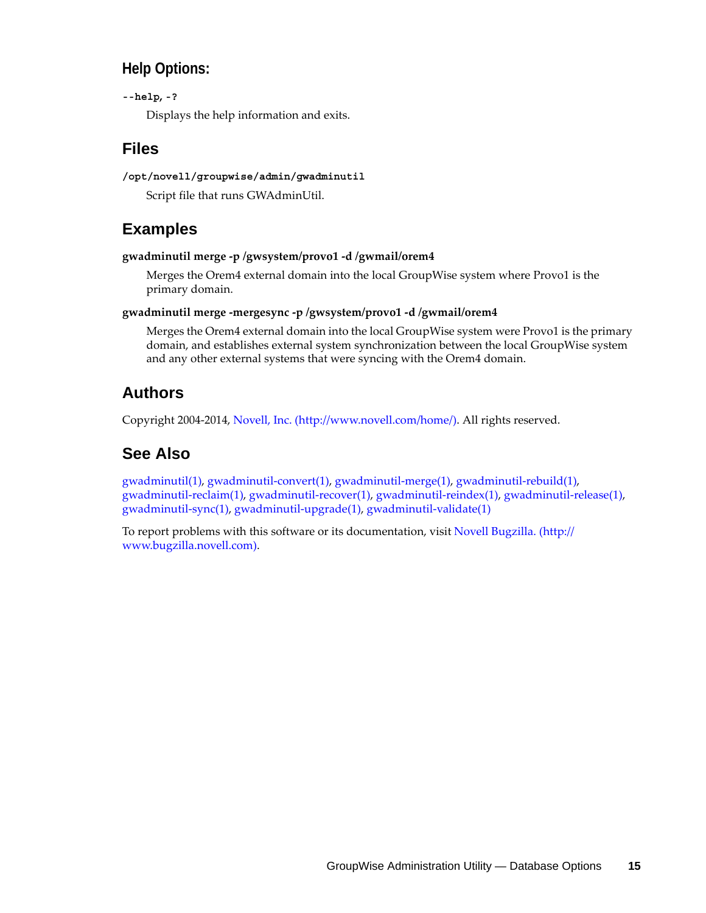### Help Options:

**--help, -?**

Displays the help information and exits.

## Files

**/opt/novell/groupwise/admin/gwadminutil**

Script file that runs GWAdminUtil.

## Examples

**gwadminutil merge -p /gwsystem/provo1 -d /gwmail/orem4**

Merges the Orem4 external domain into the local GroupWise system where Provo1 is the primary domain.

**gwadminutil merge -mergesync -p /gwsystem/provo1 -d /gwmail/orem4**

Merges the Orem4 external domain into the local GroupWise system were Provo1 is the primary domain, and establishes external system synchronization between the local GroupWise system and any other external systems that were syncing with the Orem4 domain.

## Authors

Copyright 2004-2014, Novell, Inc. (http://www.novell.com/home/). All rights reserved.

## See Also

gwadminutil(1), gwadminutil-convert(1), gwadminutil-merge(1), gwadminutil-rebuild(1), gwadminutil-reclaim(1), gwadminutil-recover(1), gwadminutil-reindex(1), gwadminutil-release(1), gwadminutil-sync(1), gwadminutil-upgrade(1), gwadminutil-validate(1)

To report problems with this software or its documentation, visit Novell Bugzilla. (http://www.bugzilla.novell.com).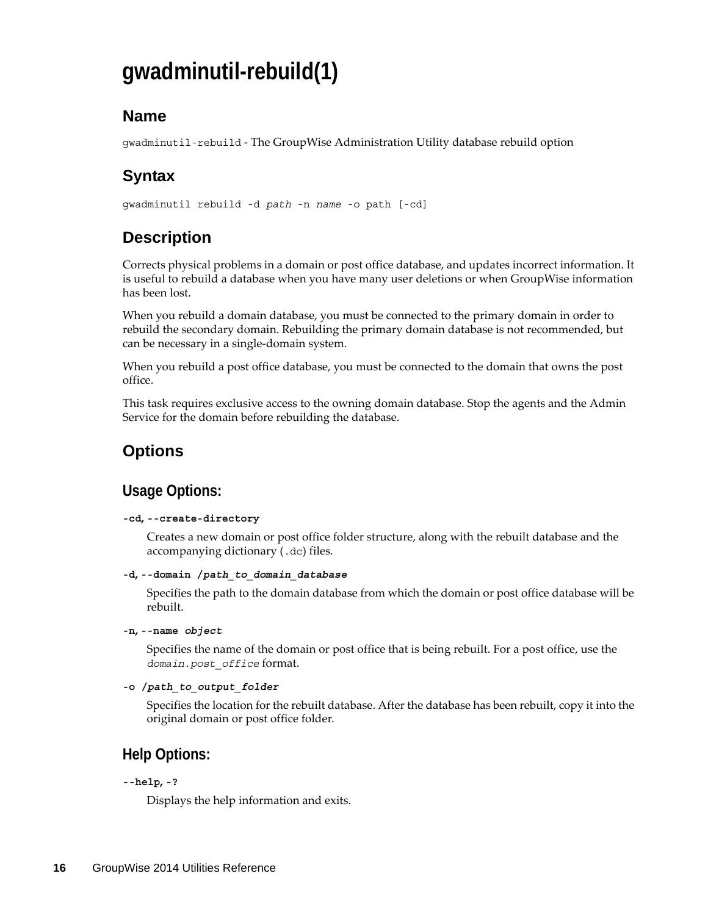# gwadminutil-rebuild(1)

## Name

`gwadminutil-rebuild` - The GroupWise Administration Utility database rebuild option

## Syntax

```
gwadminutil rebuild -d path -n name -o path [-cd]
```

## Description

Corrects physical problems in a domain or post office database, and updates incorrect information. It is useful to rebuild a database when you have many user deletions or when GroupWise information has been lost.

When you rebuild a domain database, you must be connected to the primary domain in order to rebuild the secondary domain. Rebuilding the primary domain database is not recommended, but can be necessary in a single-domain system.

When you rebuild a post office database, you must be connected to the domain that owns the post office.

This task requires exclusive access to the owning domain database. Stop the agents and the Admin Service for the domain before rebuilding the database.

## Options

### Usage Options:

**`-cd, --create-directory`**

Creates a new domain or post office folder structure, along with the rebuilt database and the accompanying dictionary (`.dc`) files.

**`-d, --domain /`*`path_to_domain_database`***

Specifies the path to the domain database from which the domain or post office database will be rebuilt.

**`-n, --name`** ***`object`***

Specifies the name of the domain or post office that is being rebuilt. For a post office, use the *`domain.post_office`* format.

**`-o /`*`path_to_output_folder`***

Specifies the location for the rebuilt database. After the database has been rebuilt, copy it into the original domain or post office folder.

### Help Options:

**`--help, -?`**

Displays the help information and exits.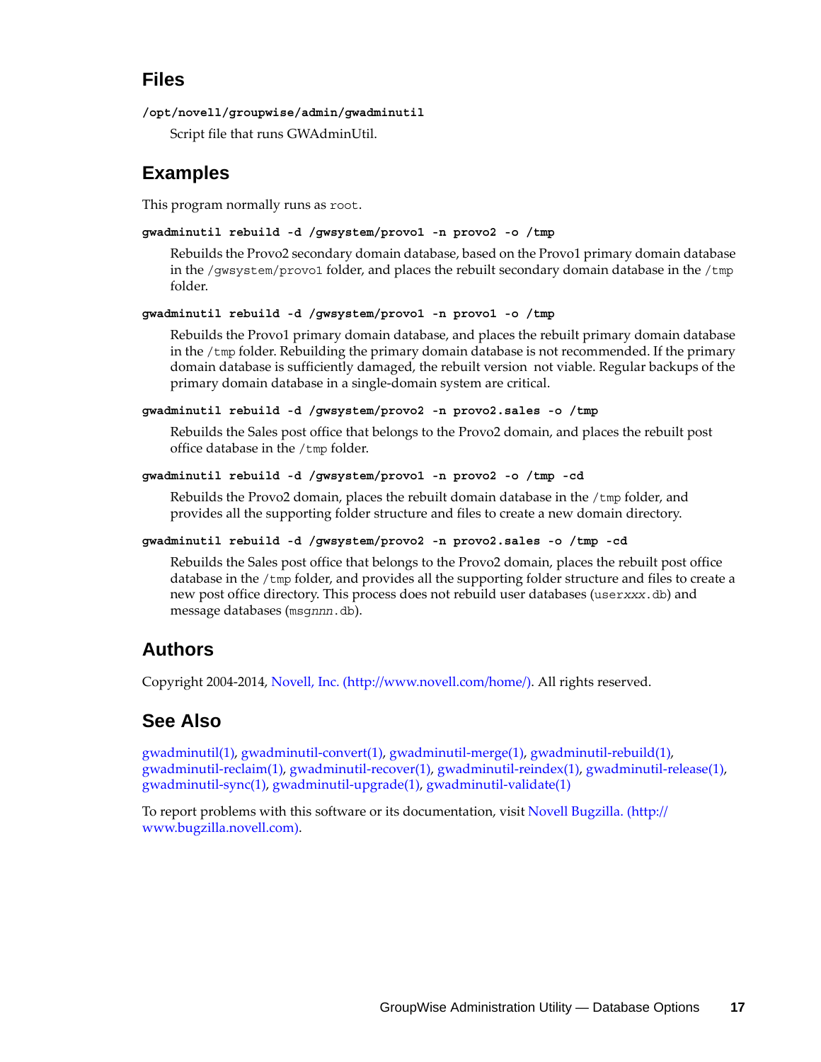## Files

**`/opt/novell/groupwise/admin/gwadminutil`**

Script file that runs GWAdminUtil.

## Examples

This program normally runs as `root`.

**`gwadminutil rebuild -d /gwsystem/provo1 -n provo2 -o /tmp`**

Rebuilds the Provo2 secondary domain database, based on the Provo1 primary domain database in the `/gwsystem/provo1` folder, and places the rebuilt secondary domain database in the `/tmp` folder.

**`gwadminutil rebuild -d /gwsystem/provo1 -n provo1 -o /tmp`**

Rebuilds the Provo1 primary domain database, and places the rebuilt primary domain database in the `/tmp` folder. Rebuilding the primary domain database is not recommended. If the primary domain database is sufficiently damaged, the rebuilt version  not viable. Regular backups of the primary domain database in a single-domain system are critical.

**`gwadminutil rebuild -d /gwsystem/provo2 -n provo2.sales -o /tmp`**

Rebuilds the Sales post office that belongs to the Provo2 domain, and places the rebuilt post office database in the `/tmp` folder.

**`gwadminutil rebuild -d /gwsystem/provo1 -n provo2 -o /tmp -cd`**

Rebuilds the Provo2 domain, places the rebuilt domain database in the `/tmp` folder, and provides all the supporting folder structure and files to create a new domain directory.

**`gwadminutil rebuild -d /gwsystem/provo2 -n provo2.sales -o /tmp -cd`**

Rebuilds the Sales post office that belongs to the Provo2 domain, places the rebuilt post office database in the `/tmp` folder, and provides all the supporting folder structure and files to create a new post office directory. This process does not rebuild user databases (`user`*`xxx`*`.db`) and message databases (`msg`*`nnn`*`.db`).

## Authors

Copyright 2004-2014, Novell, Inc. (http://www.novell.com/home/). All rights reserved.

## See Also

gwadminutil(1), gwadminutil-convert(1), gwadminutil-merge(1), gwadminutil-rebuild(1), gwadminutil-reclaim(1), gwadminutil-recover(1), gwadminutil-reindex(1), gwadminutil-release(1), gwadminutil-sync(1), gwadminutil-upgrade(1), gwadminutil-validate(1)

To report problems with this software or its documentation, visit Novell Bugzilla. (http://www.bugzilla.novell.com).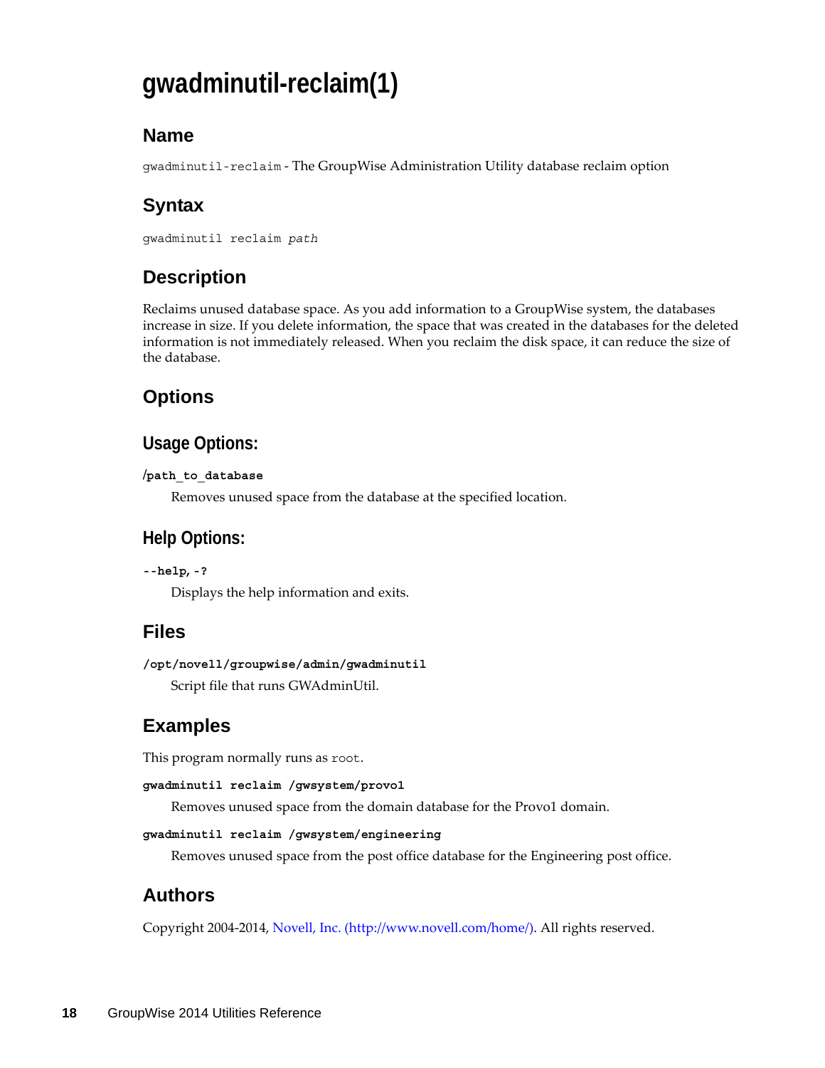# gwadminutil-reclaim(1)

## Name

`gwadminutil-reclaim` - The GroupWise Administration Utility database reclaim option

## Syntax

`gwadminutil reclaim` *`path`*

## Description

Reclaims unused database space. As you add information to a GroupWise system, the databases increase in size. If you delete information, the space that was created in the databases for the deleted information is not immediately released. When you reclaim the disk space, it can reduce the size of the database.

## Options

### Usage Options:

**/path_to_database**

Removes unused space from the database at the specified location.

### Help Options:

**--help, -?**

Displays the help information and exits.

## Files

**/opt/novell/groupwise/admin/gwadminutil**

Script file that runs GWAdminUtil.

## Examples

This program normally runs as `root`.

**gwadminutil reclaim /gwsystem/provo1**

Removes unused space from the domain database for the Provo1 domain.

**gwadminutil reclaim /gwsystem/engineering**

Removes unused space from the post office database for the Engineering post office.

## Authors

Copyright 2004-2014, Novell, Inc. (http://www.novell.com/home/). All rights reserved.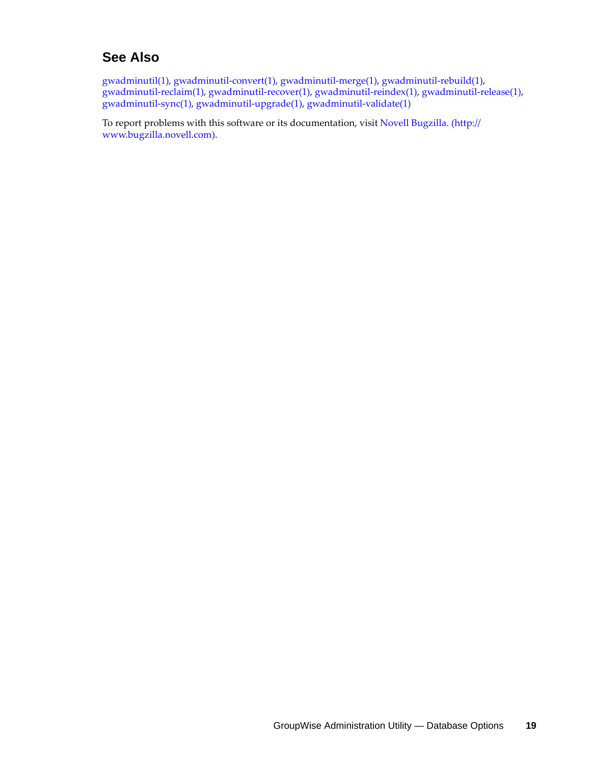## See Also

gwadminutil(1), gwadminutil-convert(1), gwadminutil-merge(1), gwadminutil-rebuild(1), gwadminutil-reclaim(1), gwadminutil-recover(1), gwadminutil-reindex(1), gwadminutil-release(1), gwadminutil-sync(1), gwadminutil-upgrade(1), gwadminutil-validate(1)

To report problems with this software or its documentation, visit Novell Bugzilla. (http://www.bugzilla.novell.com).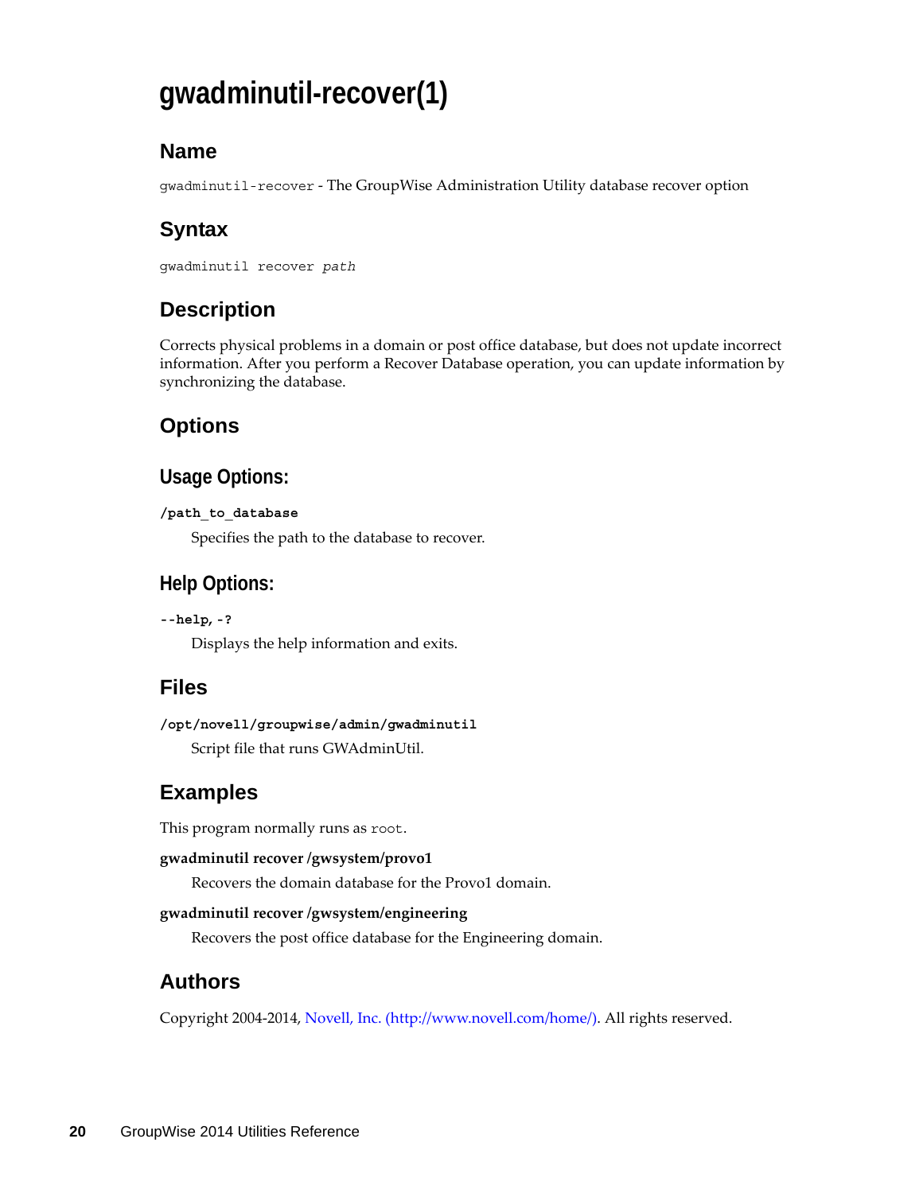# gwadminutil-recover(1)

## Name

`gwadminutil-recover` - The GroupWise Administration Utility database recover option

## Syntax

`gwadminutil recover` *`path`*

## Description

Corrects physical problems in a domain or post office database, but does not update incorrect information. After you perform a Recover Database operation, you can update information by synchronizing the database.

## Options

### Usage Options:

**`/path_to_database`**

Specifies the path to the database to recover.

### Help Options:

**`--help, -?`**

Displays the help information and exits.

## Files

**`/opt/novell/groupwise/admin/gwadminutil`**

Script file that runs GWAdminUtil.

## Examples

This program normally runs as `root`.

**gwadminutil recover /gwsystem/provo1**

Recovers the domain database for the Provo1 domain.

**gwadminutil recover /gwsystem/engineering**

Recovers the post office database for the Engineering domain.

## Authors

Copyright 2004-2014, Novell, Inc. (http://www.novell.com/home/). All rights reserved.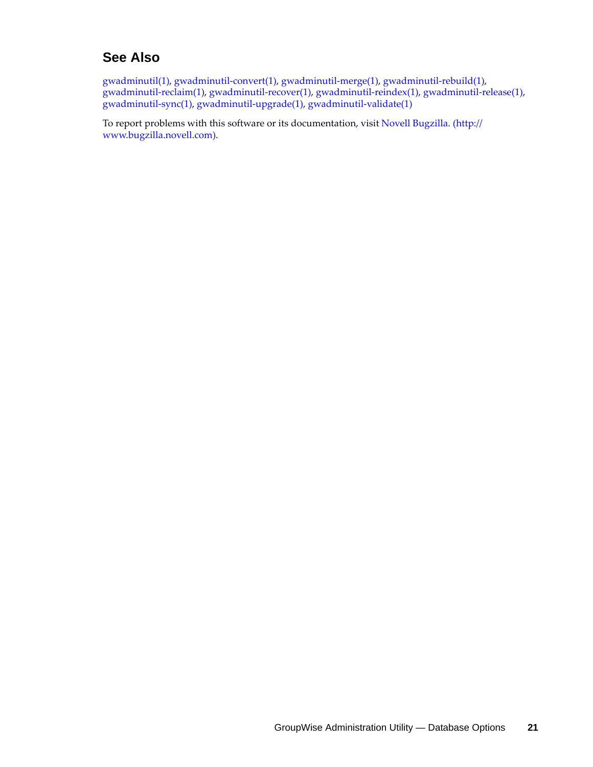## See Also

gwadminutil(1), gwadminutil-convert(1), gwadminutil-merge(1), gwadminutil-rebuild(1), gwadminutil-reclaim(1), gwadminutil-recover(1), gwadminutil-reindex(1), gwadminutil-release(1), gwadminutil-sync(1), gwadminutil-upgrade(1), gwadminutil-validate(1)

To report problems with this software or its documentation, visit Novell Bugzilla. (http://www.bugzilla.novell.com).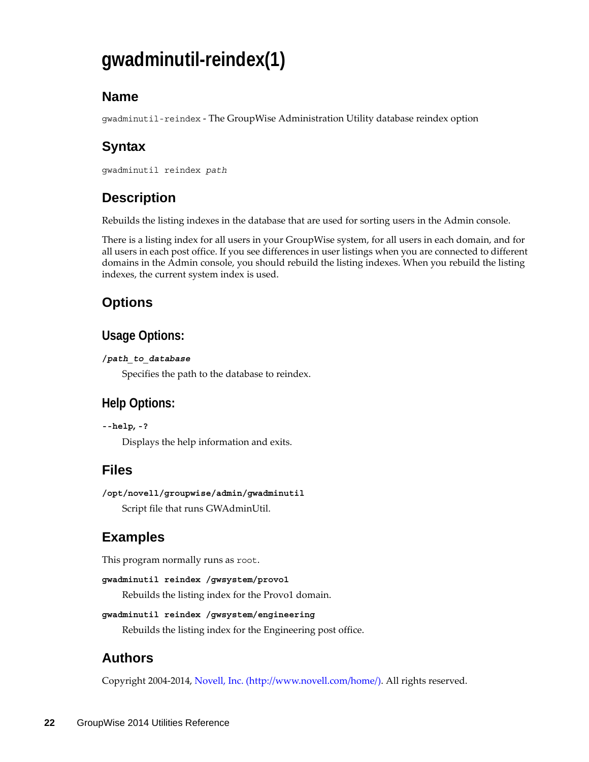# gwadminutil-reindex(1)

## Name

`gwadminutil-reindex` - The GroupWise Administration Utility database reindex option

## Syntax

`gwadminutil reindex` *`path`*

## Description

Rebuilds the listing indexes in the database that are used for sorting users in the Admin console.

There is a listing index for all users in your GroupWise system, for all users in each domain, and for all users in each post office. If you see differences in user listings when you are connected to different domains in the Admin console, you should rebuild the listing indexes. When you rebuild the listing indexes, the current system index is used.

## Options

### Usage Options:

***/path_to_database***

Specifies the path to the database to reindex.

### Help Options:

**--help, -?**

Displays the help information and exits.

## Files

**/opt/novell/groupwise/admin/gwadminutil**

Script file that runs GWAdminUtil.

## Examples

This program normally runs as `root`.

**gwadminutil reindex /gwsystem/provo1**

Rebuilds the listing index for the Provo1 domain.

**gwadminutil reindex /gwsystem/engineering**

Rebuilds the listing index for the Engineering post office.

## Authors

Copyright 2004-2014, Novell, Inc. (http://www.novell.com/home/). All rights reserved.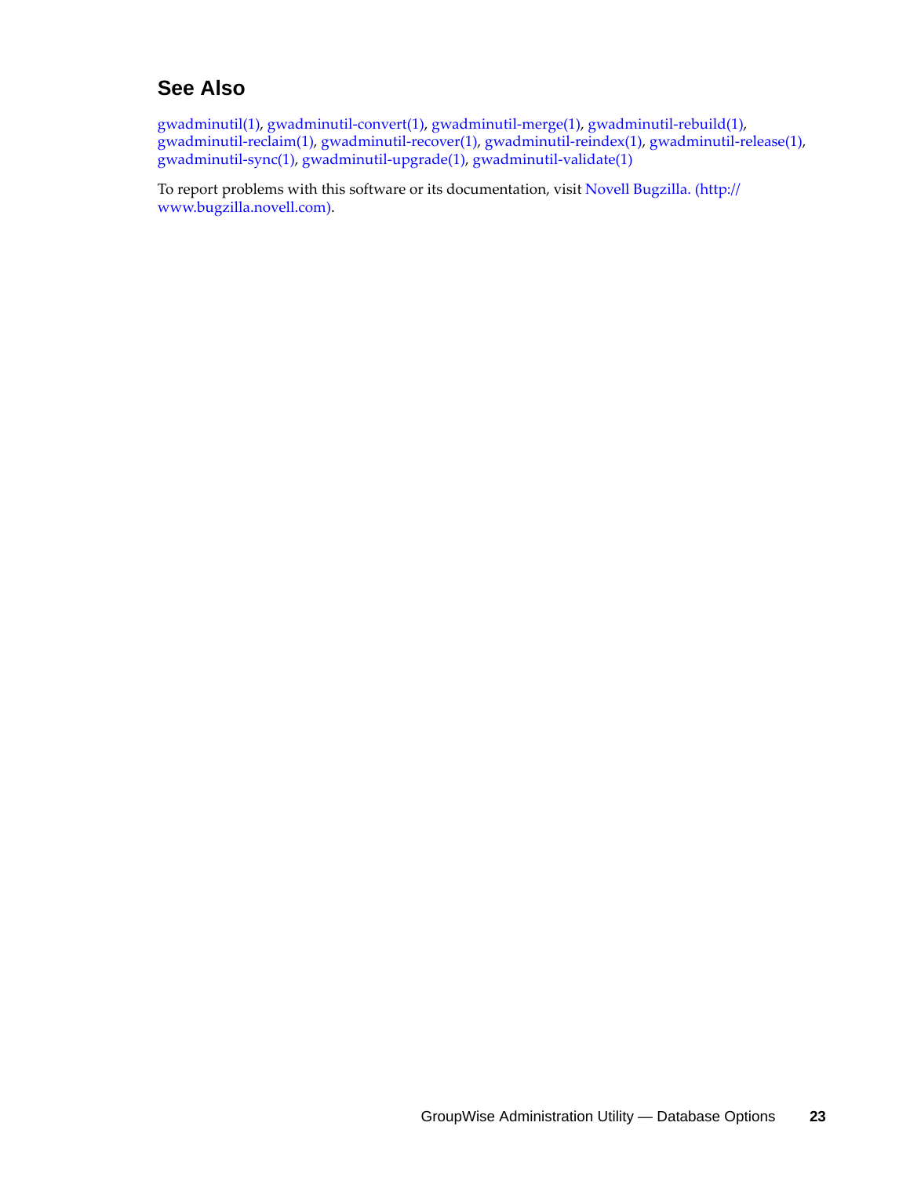## See Also

gwadminutil(1), gwadminutil-convert(1), gwadminutil-merge(1), gwadminutil-rebuild(1), gwadminutil-reclaim(1), gwadminutil-recover(1), gwadminutil-reindex(1), gwadminutil-release(1), gwadminutil-sync(1), gwadminutil-upgrade(1), gwadminutil-validate(1)

To report problems with this software or its documentation, visit Novell Bugzilla. (http://www.bugzilla.novell.com).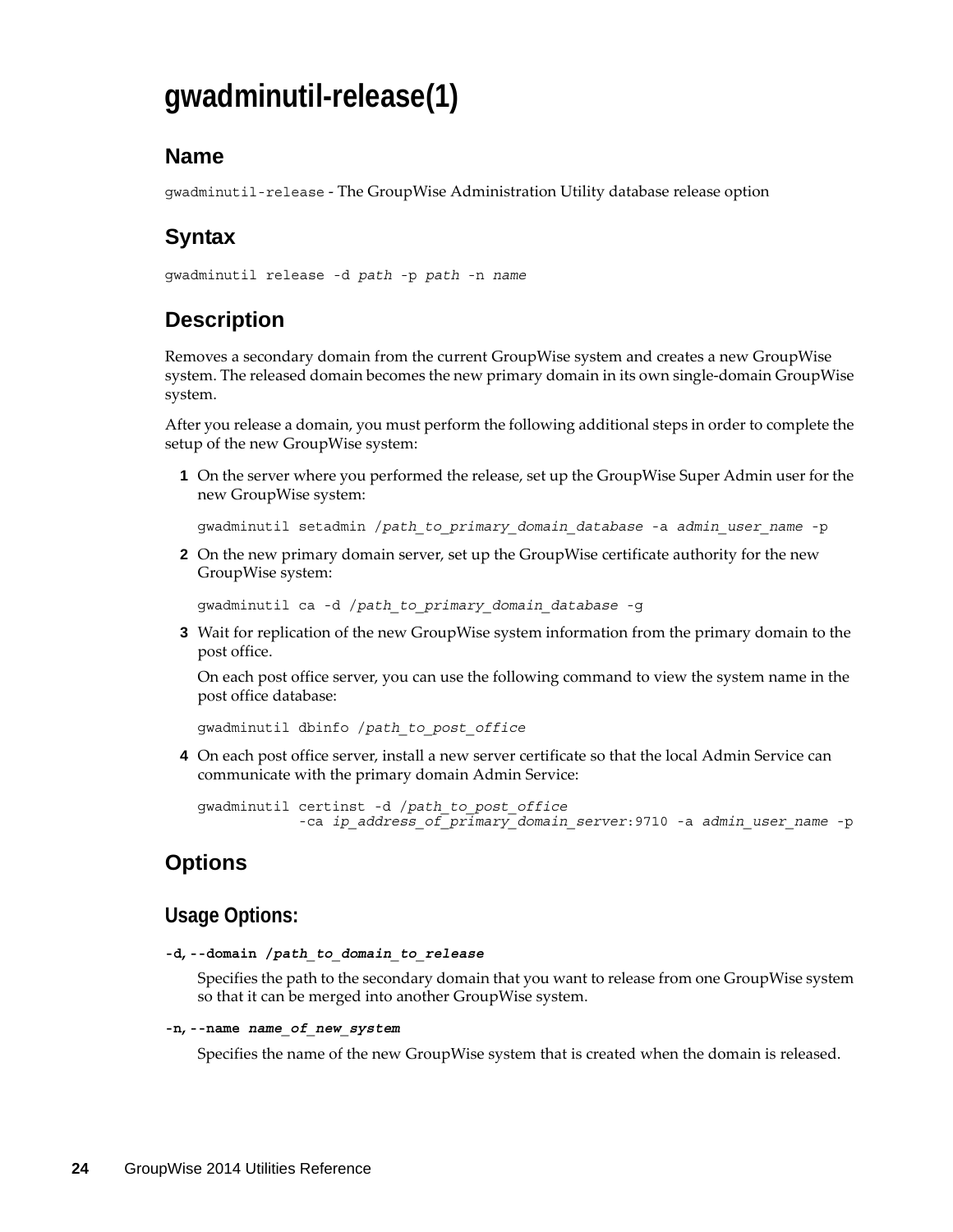# gwadminutil-release(1)

## Name

`gwadminutil-release` - The GroupWise Administration Utility database release option

## Syntax

```
gwadminutil release -d path -p path -n name
```

## Description

Removes a secondary domain from the current GroupWise system and creates a new GroupWise system. The released domain becomes the new primary domain in its own single-domain GroupWise system.

After you release a domain, you must perform the following additional steps in order to complete the setup of the new GroupWise system:

1. On the server where you performed the release, set up the GroupWise Super Admin user for the new GroupWise system:

   ```
   gwadminutil setadmin /path_to_primary_domain_database -a admin_user_name -p
   ```

2. On the new primary domain server, set up the GroupWise certificate authority for the new GroupWise system:

   ```
   gwadminutil ca -d /path_to_primary_domain_database -g
   ```

3. Wait for replication of the new GroupWise system information from the primary domain to the post office.

   On each post office server, you can use the following command to view the system name in the post office database:

   ```
   gwadminutil dbinfo /path_to_post_office
   ```

4. On each post office server, install a new server certificate so that the local Admin Service can communicate with the primary domain Admin Service:

   ```
   gwadminutil certinst -d /path_to_post_office
               -ca ip_address_of_primary_domain_server:9710 -a admin_user_name -p
   ```

## Options

### Usage Options:

**`-d, --domain /path_to_domain_to_release`**

Specifies the path to the secondary domain that you want to release from one GroupWise system so that it can be merged into another GroupWise system.

**`-n, --name name_of_new_system`**

Specifies the name of the new GroupWise system that is created when the domain is released.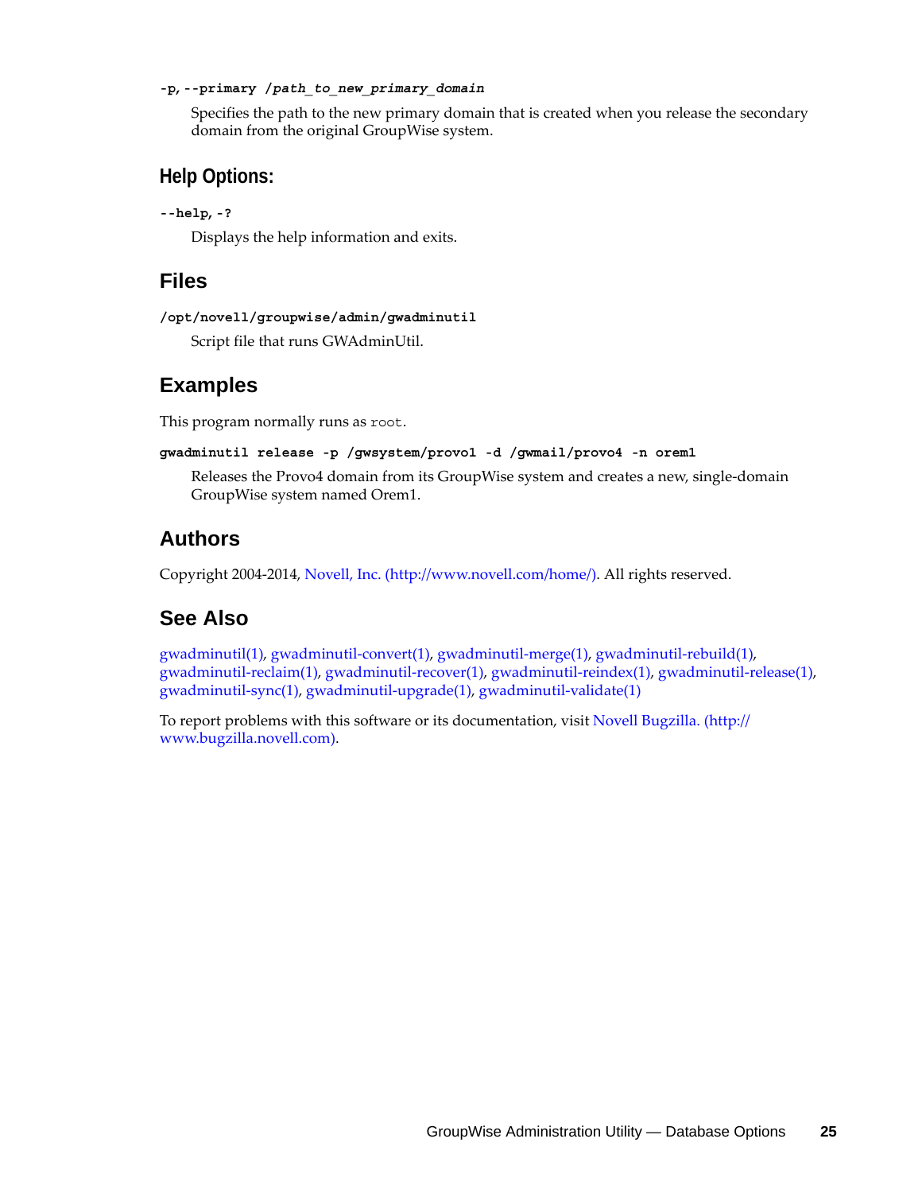**-p, --primary** ***/path_to_new_primary_domain***

Specifies the path to the new primary domain that is created when you release the secondary domain from the original GroupWise system.

### Help Options:

**--help, -?**

Displays the help information and exits.

## Files

**/opt/novell/groupwise/admin/gwadminutil**

Script file that runs GWAdminUtil.

## Examples

This program normally runs as `root`.

**gwadminutil release -p /gwsystem/provo1 -d /gwmail/provo4 -n orem1**

Releases the Provo4 domain from its GroupWise system and creates a new, single-domain GroupWise system named Orem1.

## Authors

Copyright 2004-2014, Novell, Inc. (http://www.novell.com/home/). All rights reserved.

## See Also

gwadminutil(1), gwadminutil-convert(1), gwadminutil-merge(1), gwadminutil-rebuild(1), gwadminutil-reclaim(1), gwadminutil-recover(1), gwadminutil-reindex(1), gwadminutil-release(1), gwadminutil-sync(1), gwadminutil-upgrade(1), gwadminutil-validate(1)

To report problems with this software or its documentation, visit Novell Bugzilla. (http://www.bugzilla.novell.com).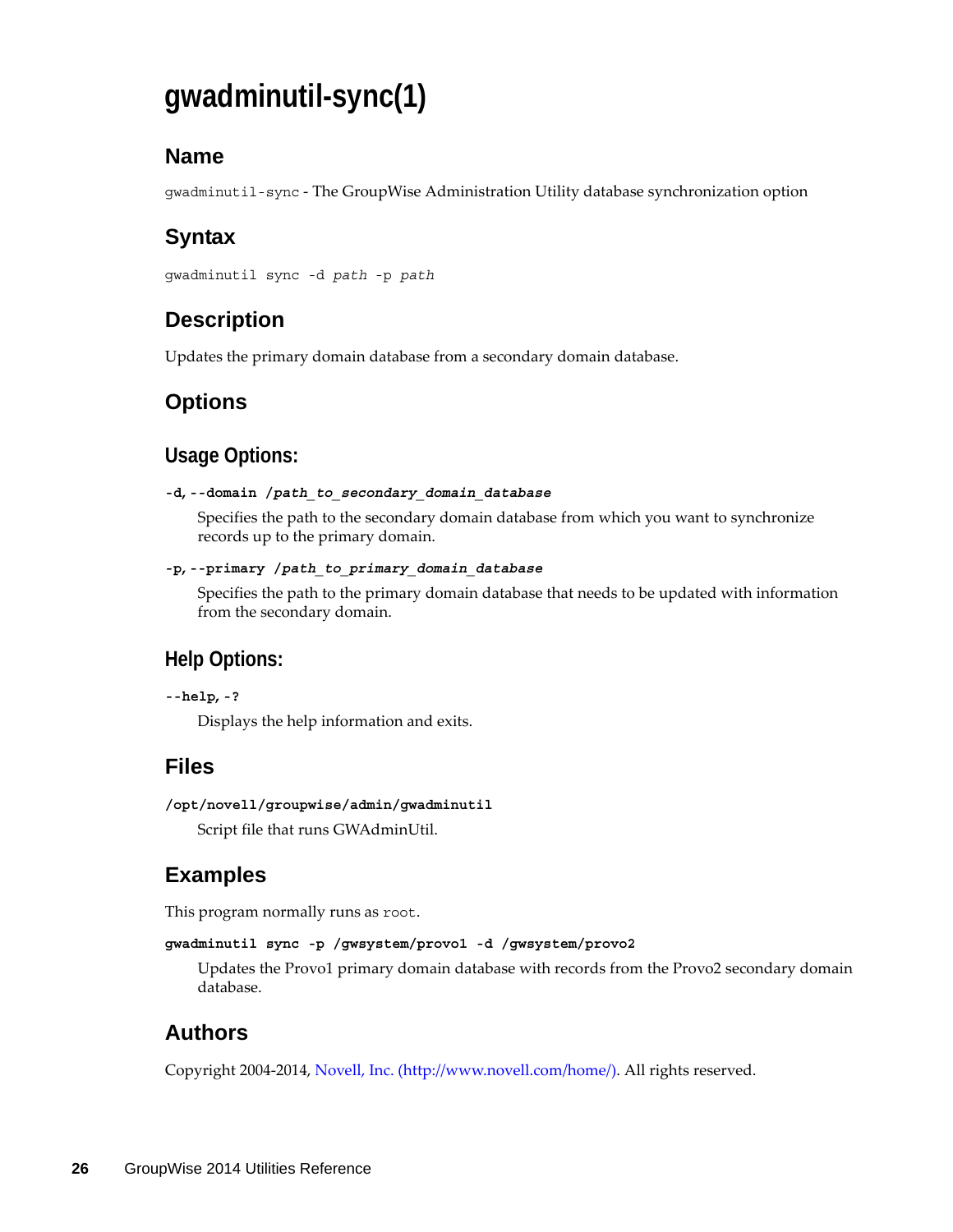# gwadminutil-sync(1)

## Name

`gwadminutil-sync` - The GroupWise Administration Utility database synchronization option

## Syntax

`gwadminutil sync -d` *`path`* `-p` *`path`*

## Description

Updates the primary domain database from a secondary domain database.

## Options

### Usage Options:

**`-d, --domain`** ***`/path_to_secondary_domain_database`***

Specifies the path to the secondary domain database from which you want to synchronize records up to the primary domain.

**`-p, --primary`** ***`/path_to_primary_domain_database`***

Specifies the path to the primary domain database that needs to be updated with information from the secondary domain.

### Help Options:

**`--help, -?`**

Displays the help information and exits.

## Files

**`/opt/novell/groupwise/admin/gwadminutil`**

Script file that runs GWAdminUtil.

## Examples

This program normally runs as `root`.

**`gwadminutil sync -p /gwsystem/provo1 -d /gwsystem/provo2`**

Updates the Provo1 primary domain database with records from the Provo2 secondary domain database.

## Authors

Copyright 2004-2014, Novell, Inc. (http://www.novell.com/home/). All rights reserved.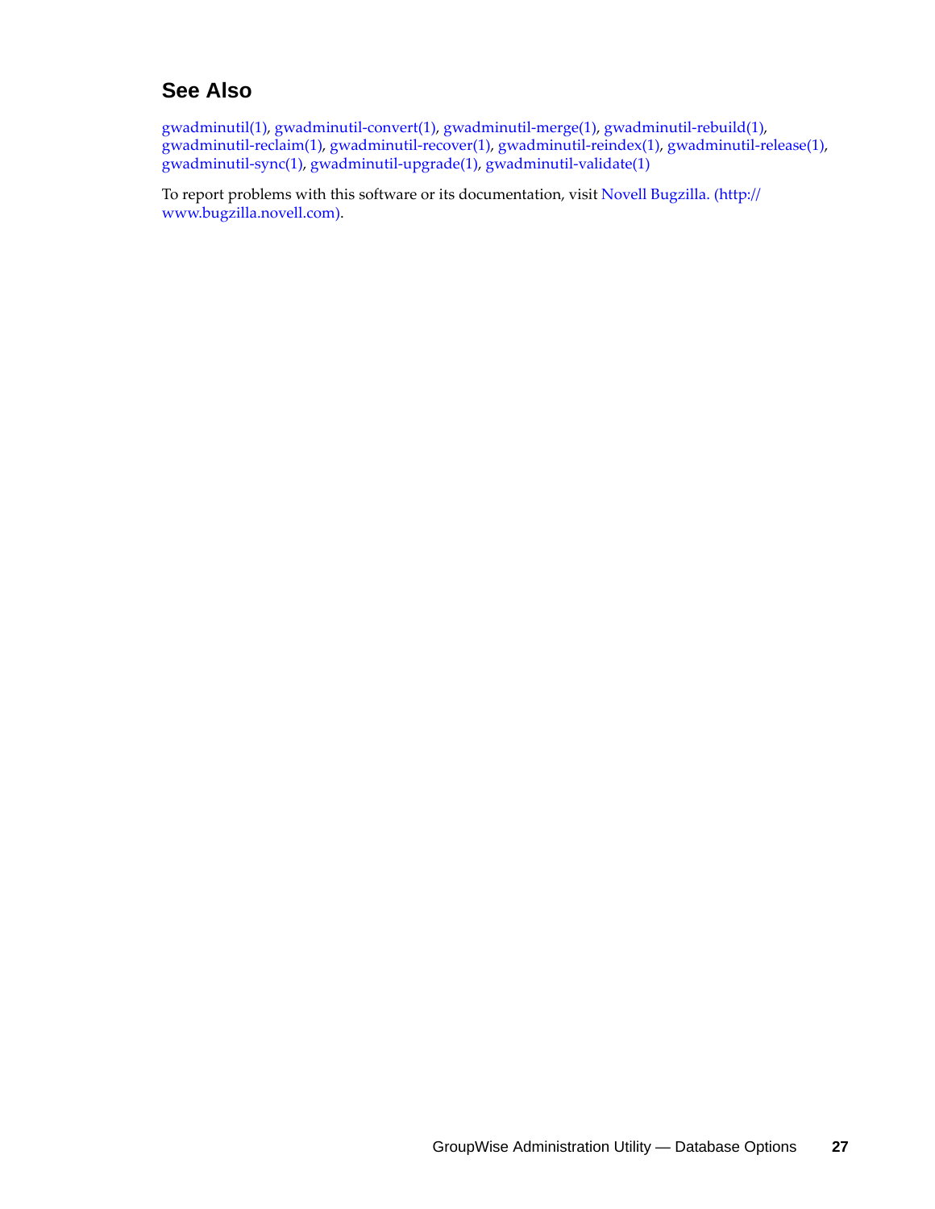## See Also

gwadminutil(1), gwadminutil-convert(1), gwadminutil-merge(1), gwadminutil-rebuild(1), gwadminutil-reclaim(1), gwadminutil-recover(1), gwadminutil-reindex(1), gwadminutil-release(1), gwadminutil-sync(1), gwadminutil-upgrade(1), gwadminutil-validate(1)

To report problems with this software or its documentation, visit Novell Bugzilla. (http://www.bugzilla.novell.com).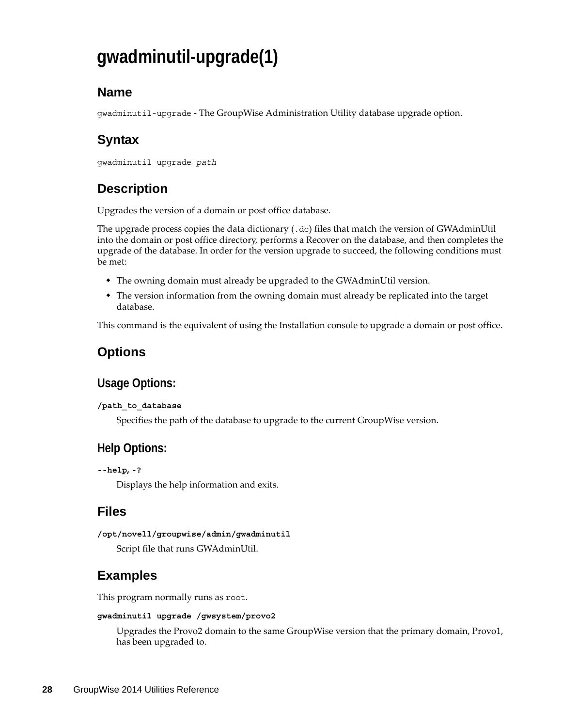# gwadminutil-upgrade(1)

## Name

`gwadminutil-upgrade` - The GroupWise Administration Utility database upgrade option.

## Syntax

gwadminutil upgrade *path*

## Description

Upgrades the version of a domain or post office database.

The upgrade process copies the data dictionary (`.dc`) files that match the version of GWAdminUtil into the domain or post office directory, performs a Recover on the database, and then completes the upgrade of the database. In order for the version upgrade to succeed, the following conditions must be met:

- The owning domain must already be upgraded to the GWAdminUtil version.
- The version information from the owning domain must already be replicated into the target database.

This command is the equivalent of using the Installation console to upgrade a domain or post office.

## Options

### Usage Options:

**/path_to_database**

Specifies the path of the database to upgrade to the current GroupWise version.

### Help Options:

**--help, -?**

Displays the help information and exits.

## Files

**/opt/novell/groupwise/admin/gwadminutil**

Script file that runs GWAdminUtil.

## Examples

This program normally runs as `root`.

**gwadminutil upgrade /gwsystem/provo2**

Upgrades the Provo2 domain to the same GroupWise version that the primary domain, Provo1, has been upgraded to.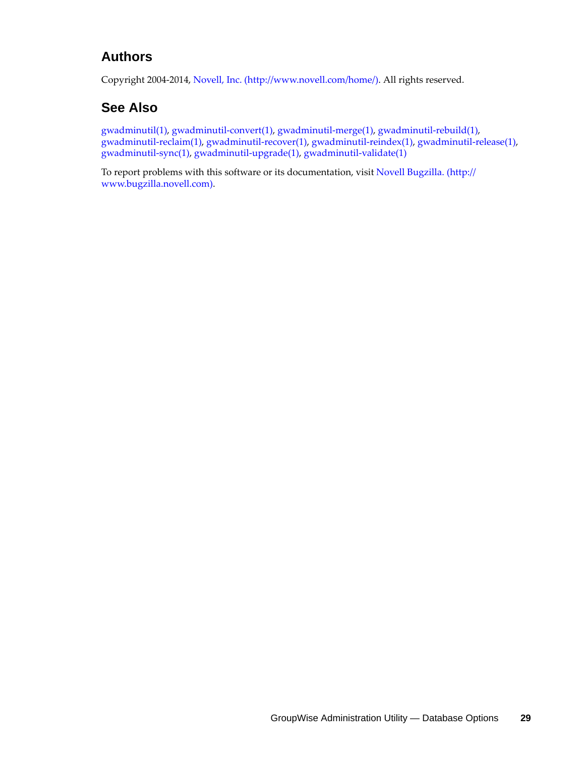## Authors

Copyright 2004-2014, Novell, Inc. (http://www.novell.com/home/). All rights reserved.

## See Also

gwadminutil(1), gwadminutil-convert(1), gwadminutil-merge(1), gwadminutil-rebuild(1), gwadminutil-reclaim(1), gwadminutil-recover(1), gwadminutil-reindex(1), gwadminutil-release(1), gwadminutil-sync(1), gwadminutil-upgrade(1), gwadminutil-validate(1)

To report problems with this software or its documentation, visit Novell Bugzilla. (http://www.bugzilla.novell.com).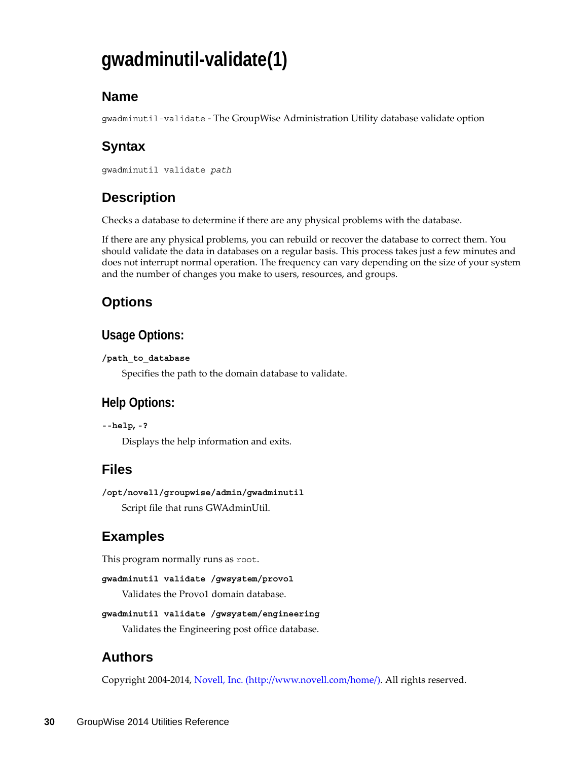# gwadminutil-validate(1)

## Name

`gwadminutil-validate` - The GroupWise Administration Utility database validate option

## Syntax

`gwadminutil validate` *`path`*

## Description

Checks a database to determine if there are any physical problems with the database.

If there are any physical problems, you can rebuild or recover the database to correct them. You should validate the data in databases on a regular basis. This process takes just a few minutes and does not interrupt normal operation. The frequency can vary depending on the size of your system and the number of changes you make to users, resources, and groups.

## Options

### Usage Options:

**`/path_to_database`**

Specifies the path to the domain database to validate.

### Help Options:

**`--help, -?`**

Displays the help information and exits.

## Files

**`/opt/novell/groupwise/admin/gwadminutil`**

Script file that runs GWAdminUtil.

## Examples

This program normally runs as `root`.

**`gwadminutil validate /gwsystem/provo1`**

Validates the Provo1 domain database.

**`gwadminutil validate /gwsystem/engineering`**

Validates the Engineering post office database.

## Authors

Copyright 2004-2014, Novell, Inc. (http://www.novell.com/home/). All rights reserved.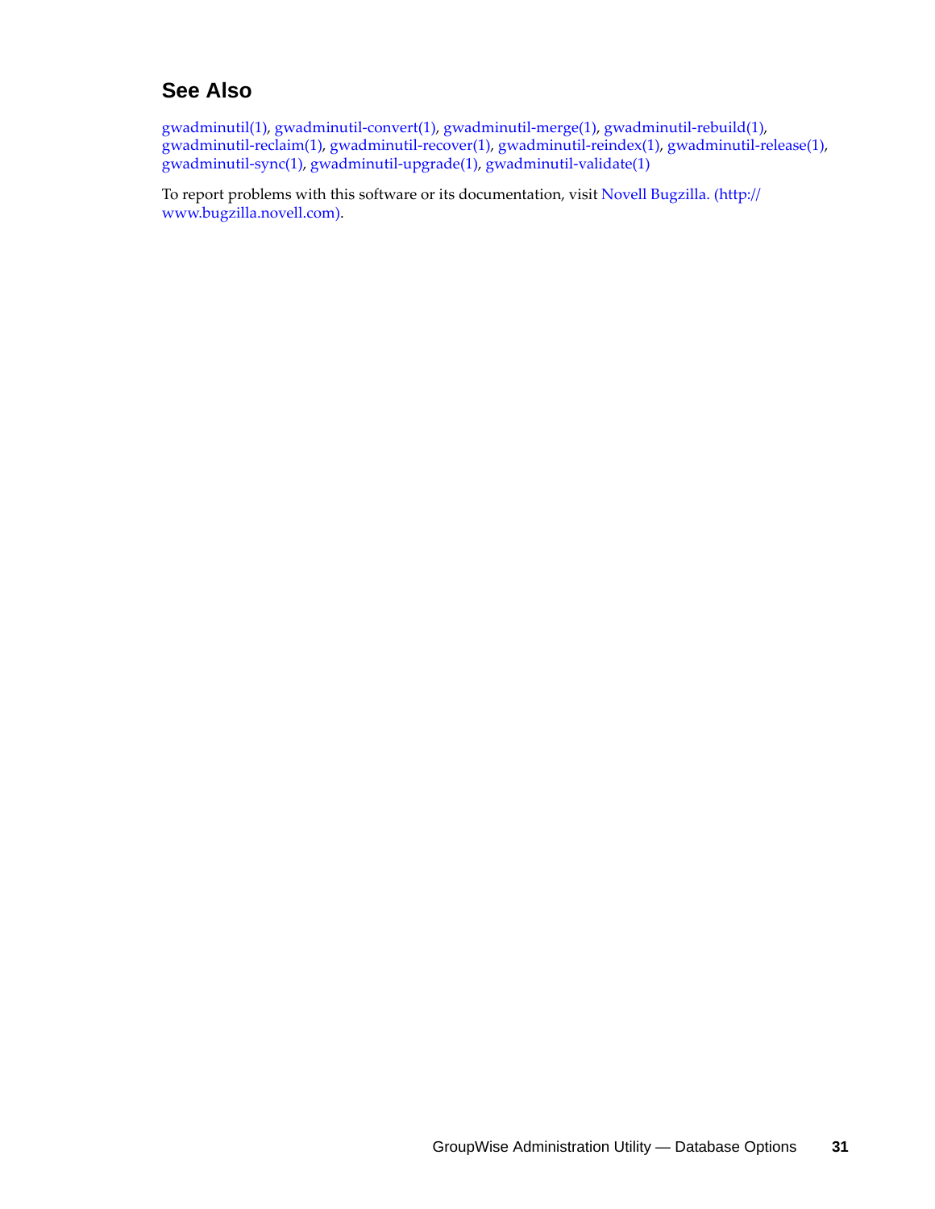## See Also

gwadminutil(1), gwadminutil-convert(1), gwadminutil-merge(1), gwadminutil-rebuild(1), gwadminutil-reclaim(1), gwadminutil-recover(1), gwadminutil-reindex(1), gwadminutil-release(1), gwadminutil-sync(1), gwadminutil-upgrade(1), gwadminutil-validate(1)

To report problems with this software or its documentation, visit Novell Bugzilla. (http://www.bugzilla.novell.com).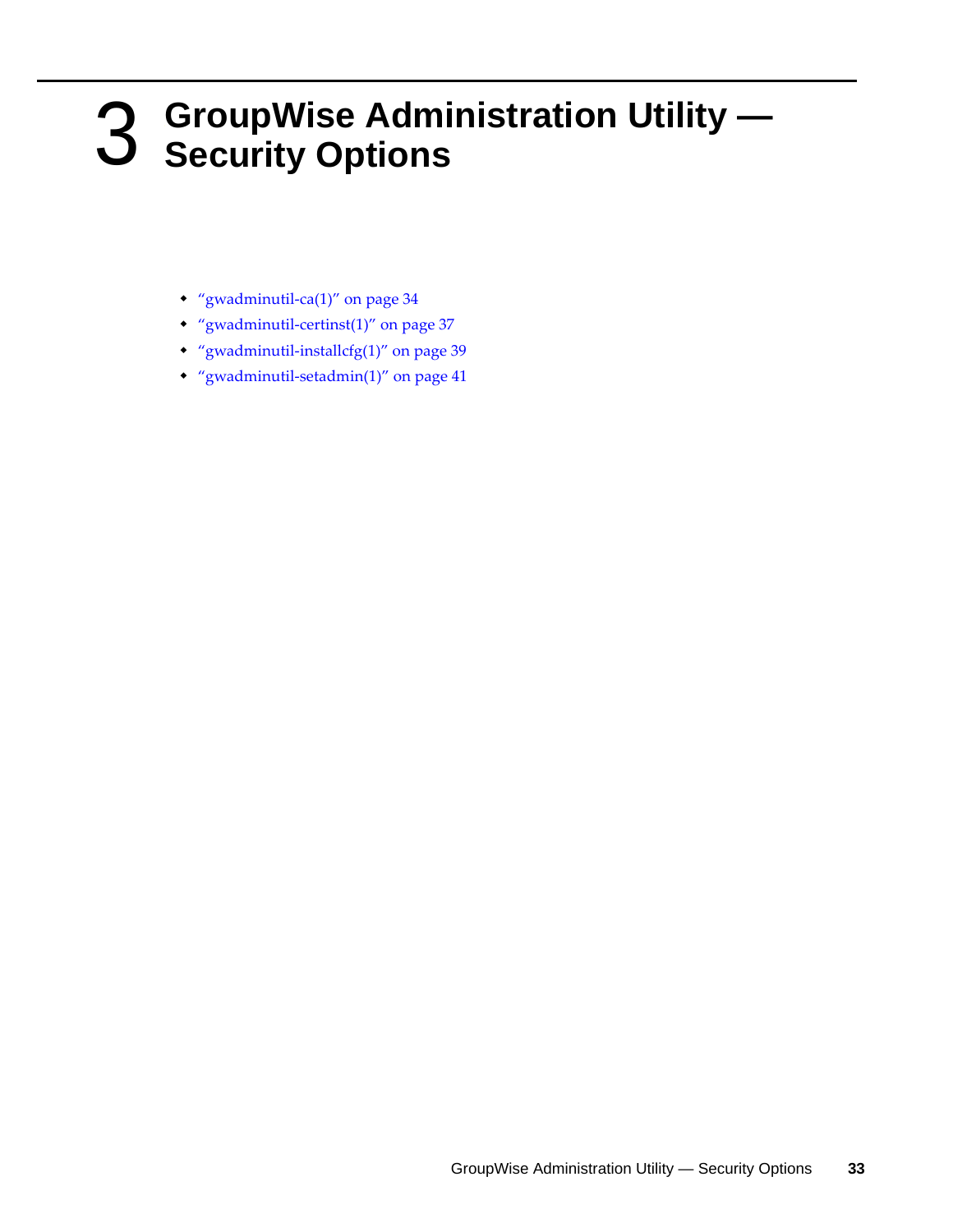# 3 GroupWise Administration Utility — Security Options

- "gwadminutil-ca(1)" on page 34
- "gwadminutil-certinst(1)" on page 37
- "gwadminutil-installcfg(1)" on page 39
- "gwadminutil-setadmin(1)" on page 41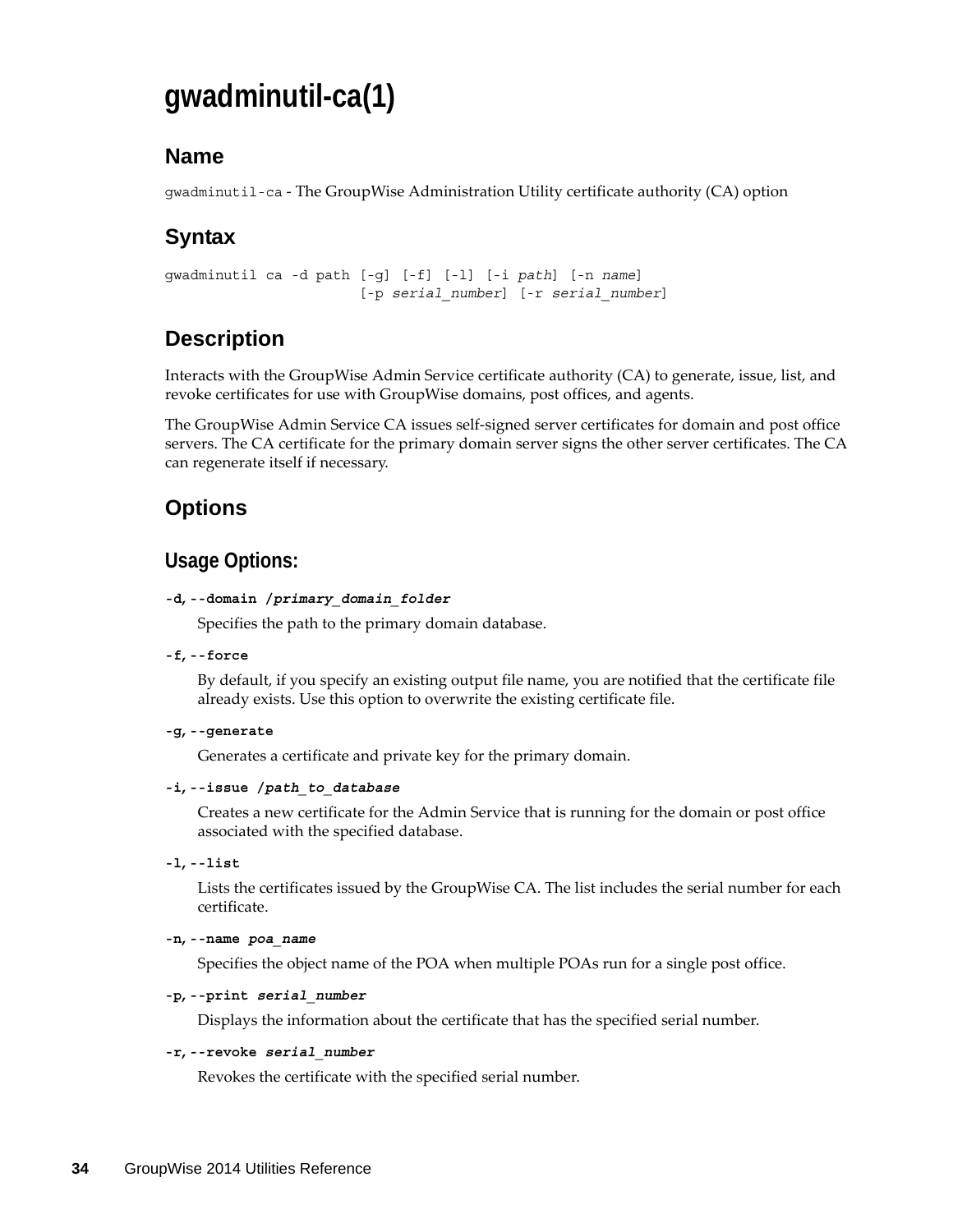# gwadminutil-ca(1)

## Name

`gwadminutil-ca` - The GroupWise Administration Utility certificate authority (CA) option

## Syntax

```
gwadminutil ca -d path [-g] [-f] [-l] [-i path] [-n name]
                   [-p serial_number] [-r serial_number]
```

## Description

Interacts with the GroupWise Admin Service certificate authority (CA) to generate, issue, list, and revoke certificates for use with GroupWise domains, post offices, and agents.

The GroupWise Admin Service CA issues self-signed server certificates for domain and post office servers. The CA certificate for the primary domain server signs the other server certificates. The CA can regenerate itself if necessary.

## Options

### Usage Options:

**-d, --domain /*primary_domain_folder***

Specifies the path to the primary domain database.

**-f, --force**

By default, if you specify an existing output file name, you are notified that the certificate file already exists. Use this option to overwrite the existing certificate file.

**-g, --generate**

Generates a certificate and private key for the primary domain.

**-i, --issue /*path_to_database***

Creates a new certificate for the Admin Service that is running for the domain or post office associated with the specified database.

**-l, --list**

Lists the certificates issued by the GroupWise CA. The list includes the serial number for each certificate.

**-n, --name *poa_name***

Specifies the object name of the POA when multiple POAs run for a single post office.

**-p, --print *serial_number***

Displays the information about the certificate that has the specified serial number.

**-r, --revoke *serial_number***

Revokes the certificate with the specified serial number.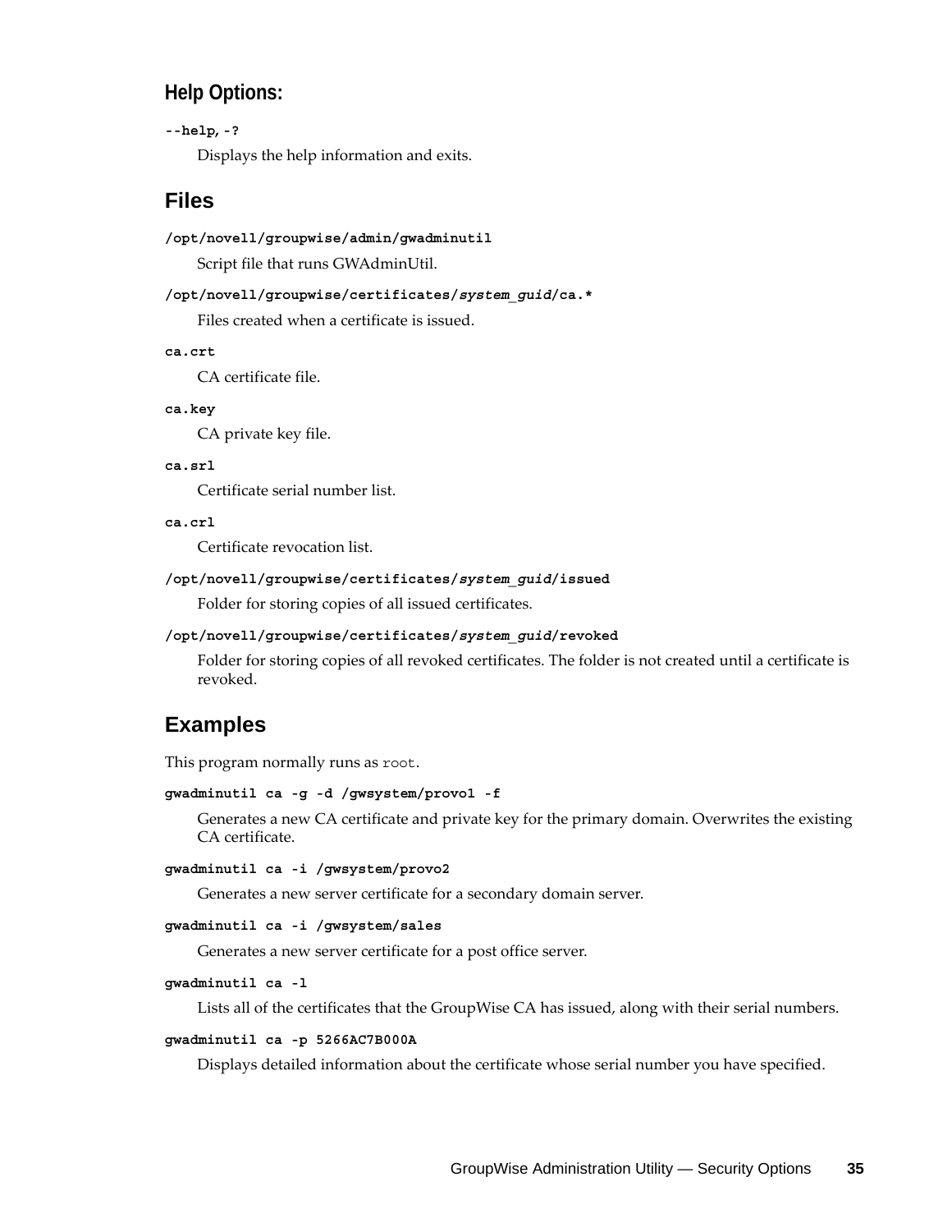### Help Options:

**--help, -?**

Displays the help information and exits.

## Files

**/opt/novell/groupwise/admin/gwadminutil**

Script file that runs GWAdminUtil.

**/opt/novell/groupwise/certificates/*system_guid*/ca.***

Files created when a certificate is issued.

**ca.crt**

CA certificate file.

**ca.key**

CA private key file.

**ca.srl**

Certificate serial number list.

**ca.crl**

Certificate revocation list.

**/opt/novell/groupwise/certificates/*system_guid*/issued**

Folder for storing copies of all issued certificates.

**/opt/novell/groupwise/certificates/*system_guid*/revoked**

Folder for storing copies of all revoked certificates. The folder is not created until a certificate is revoked.

## Examples

This program normally runs as `root`.

**gwadminutil ca -g -d /gwsystem/provo1 -f**

Generates a new CA certificate and private key for the primary domain. Overwrites the existing CA certificate.

**gwadminutil ca -i /gwsystem/provo2**

Generates a new server certificate for a secondary domain server.

**gwadminutil ca -i /gwsystem/sales**

Generates a new server certificate for a post office server.

**gwadminutil ca -l**

Lists all of the certificates that the GroupWise CA has issued, along with their serial numbers.

**gwadminutil ca -p 5266AC7B000A**

Displays detailed information about the certificate whose serial number you have specified.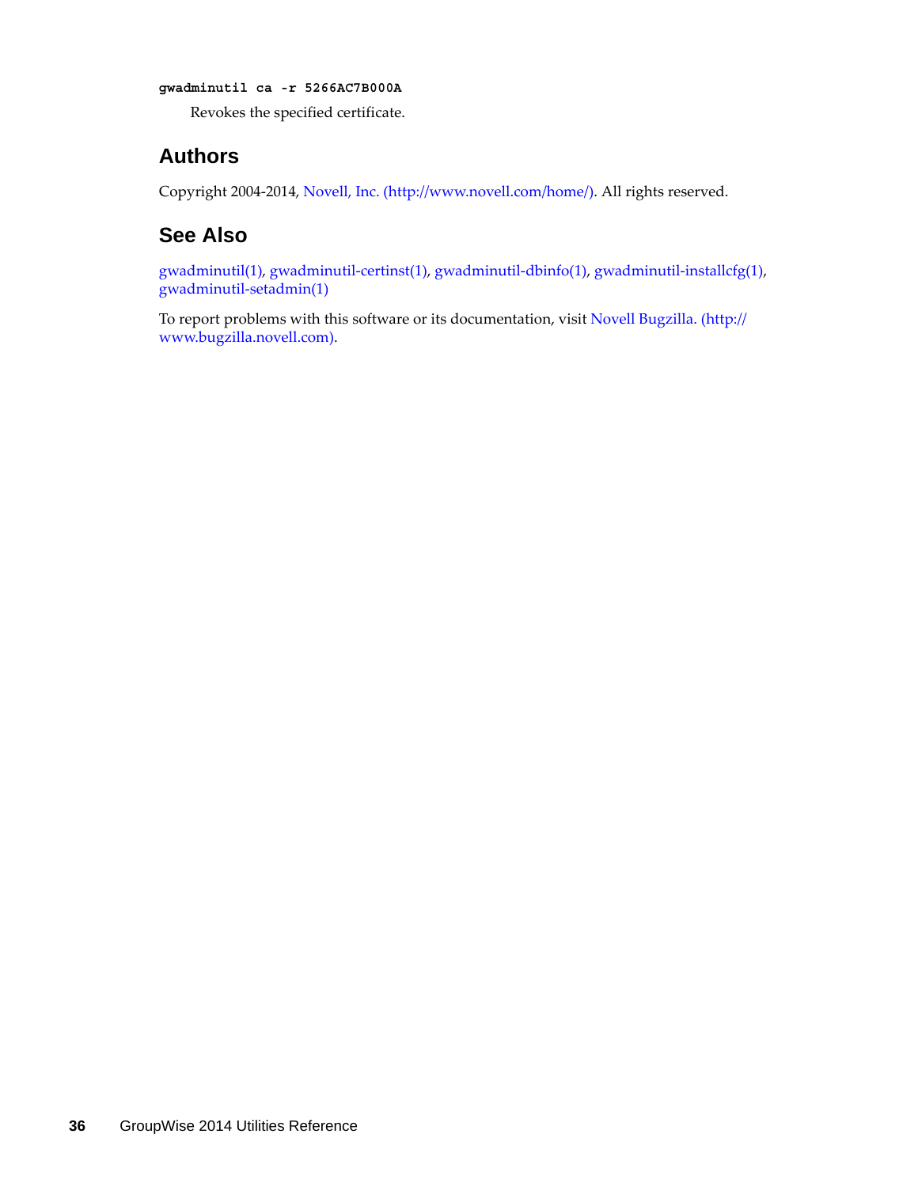**gwadminutil ca -r 5266AC7B000A**

Revokes the specified certificate.

## Authors

Copyright 2004-2014, Novell, Inc. (http://www.novell.com/home/). All rights reserved.

## See Also

gwadminutil(1), gwadminutil-certinst(1), gwadminutil-dbinfo(1), gwadminutil-installcfg(1), gwadminutil-setadmin(1)

To report problems with this software or its documentation, visit Novell Bugzilla. (http://www.bugzilla.novell.com).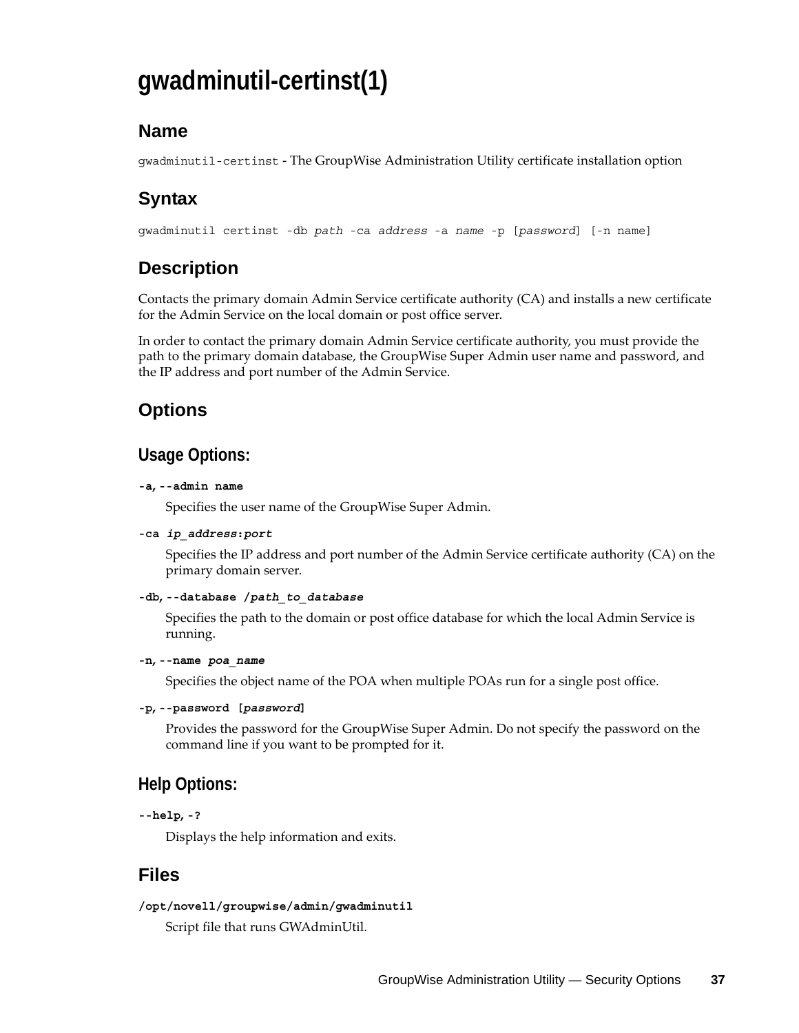# gwadminutil-certinst(1)

## Name

`gwadminutil-certinst` - The GroupWise Administration Utility certificate installation option

## Syntax

gwadminutil certinst -db *path* -ca *address* -a *name* -p [*password*] [-n name]

## Description

Contacts the primary domain Admin Service certificate authority (CA) and installs a new certificate for the Admin Service on the local domain or post office server.

In order to contact the primary domain Admin Service certificate authority, you must provide the path to the primary domain database, the GroupWise Super Admin user name and password, and the IP address and port number of the Admin Service.

## Options

### Usage Options:

**-a, --admin name**

Specifies the user name of the GroupWise Super Admin.

**-ca *ip_address*:*port***

Specifies the IP address and port number of the Admin Service certificate authority (CA) on the primary domain server.

**-db, --database /*path_to_database***

Specifies the path to the domain or post office database for which the local Admin Service is running.

**-n, --name *poa_name***

Specifies the object name of the POA when multiple POAs run for a single post office.

**-p, --password [*password*]**

Provides the password for the GroupWise Super Admin. Do not specify the password on the command line if you want to be prompted for it.

### Help Options:

**--help, -?**

Displays the help information and exits.

## Files

**/opt/novell/groupwise/admin/gwadminutil**

Script file that runs GWAdminUtil.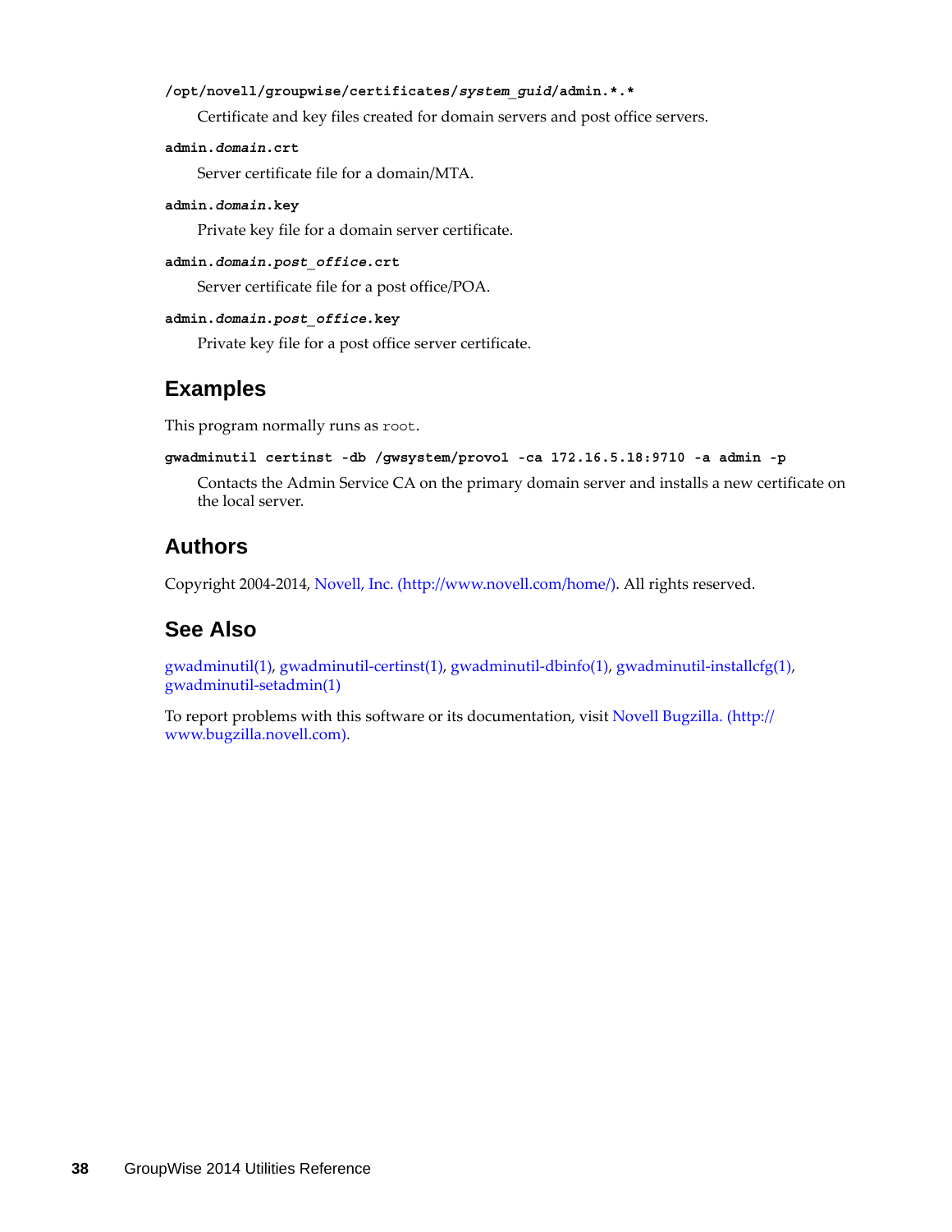**/opt/novell/groupwise/certificates/*system_guid*/admin.*.***

Certificate and key files created for domain servers and post office servers.

**admin.*domain*.crt**

Server certificate file for a domain/MTA.

**admin.*domain*.key**

Private key file for a domain server certificate.

**admin.*domain*.*post_office*.crt**

Server certificate file for a post office/POA.

**admin.*domain*.*post_office*.key**

Private key file for a post office server certificate.

## Examples

This program normally runs as `root`.

**gwadminutil certinst -db /gwsystem/provo1 -ca 172.16.5.18:9710 -a admin -p**

Contacts the Admin Service CA on the primary domain server and installs a new certificate on the local server.

## Authors

Copyright 2004-2014, Novell, Inc. (http://www.novell.com/home/). All rights reserved.

## See Also

gwadminutil(1), gwadminutil-certinst(1), gwadminutil-dbinfo(1), gwadminutil-installcfg(1), gwadminutil-setadmin(1)

To report problems with this software or its documentation, visit Novell Bugzilla. (http://www.bugzilla.novell.com).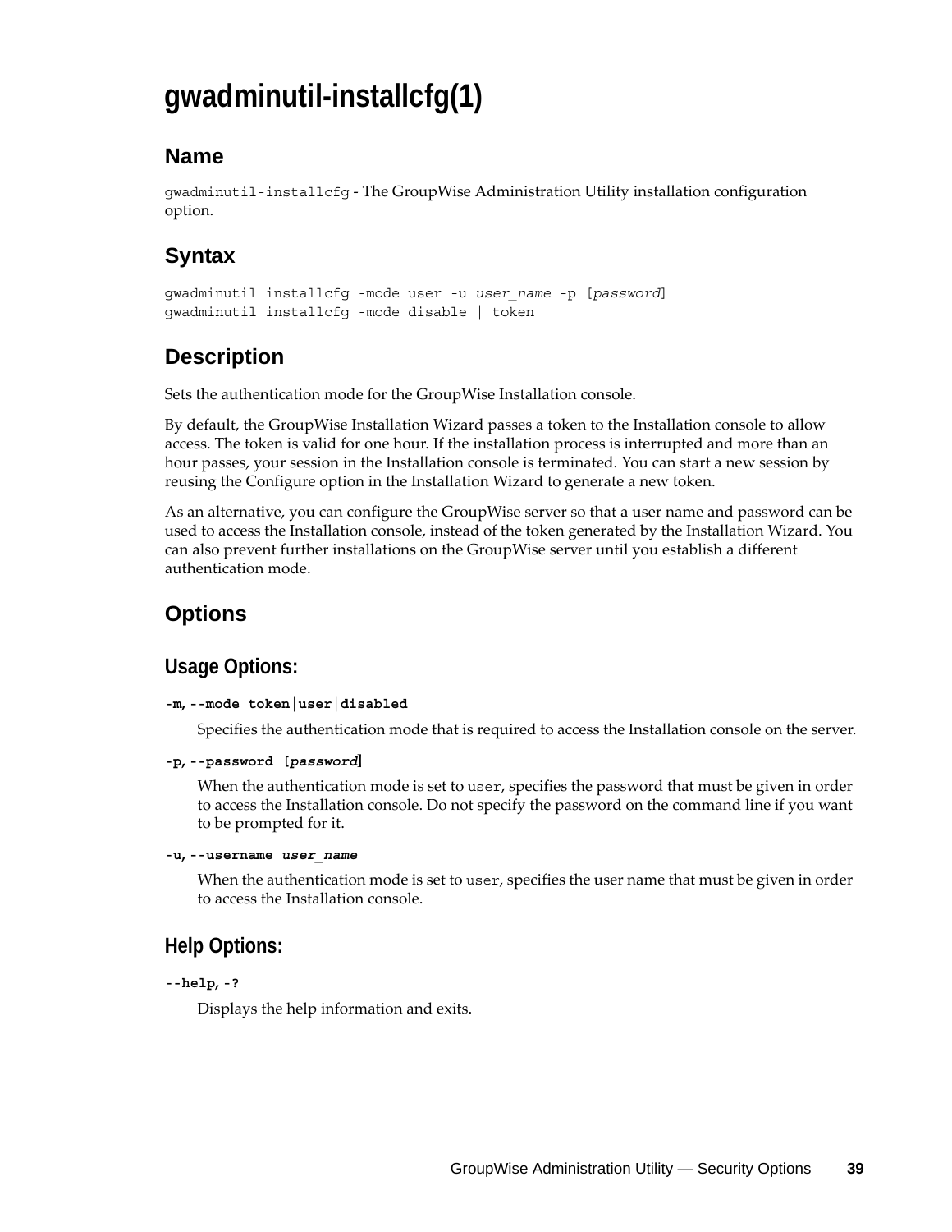# gwadminutil-installcfg(1)

## Name

`gwadminutil-installcfg` - The GroupWise Administration Utility installation configuration option.

## Syntax

```
gwadminutil installcfg -mode user -u user_name -p [password]
gwadminutil installcfg -mode disable | token
```

## Description

Sets the authentication mode for the GroupWise Installation console.

By default, the GroupWise Installation Wizard passes a token to the Installation console to allow access. The token is valid for one hour. If the installation process is interrupted and more than an hour passes, your session in the Installation console is terminated. You can start a new session by reusing the Configure option in the Installation Wizard to generate a new token.

As an alternative, you can configure the GroupWise server so that a user name and password can be used to access the Installation console, instead of the token generated by the Installation Wizard. You can also prevent further installations on the GroupWise server until you establish a different authentication mode.

## Options

### Usage Options:

**-m, --mode token|user|disabled**

Specifies the authentication mode that is required to access the Installation console on the server.

**-p, --password [*password*]**

When the authentication mode is set to `user`, specifies the password that must be given in order to access the Installation console. Do not specify the password on the command line if you want to be prompted for it.

**-u, --username *user_name***

When the authentication mode is set to `user`, specifies the user name that must be given in order to access the Installation console.

### Help Options:

**--help, -?**

Displays the help information and exits.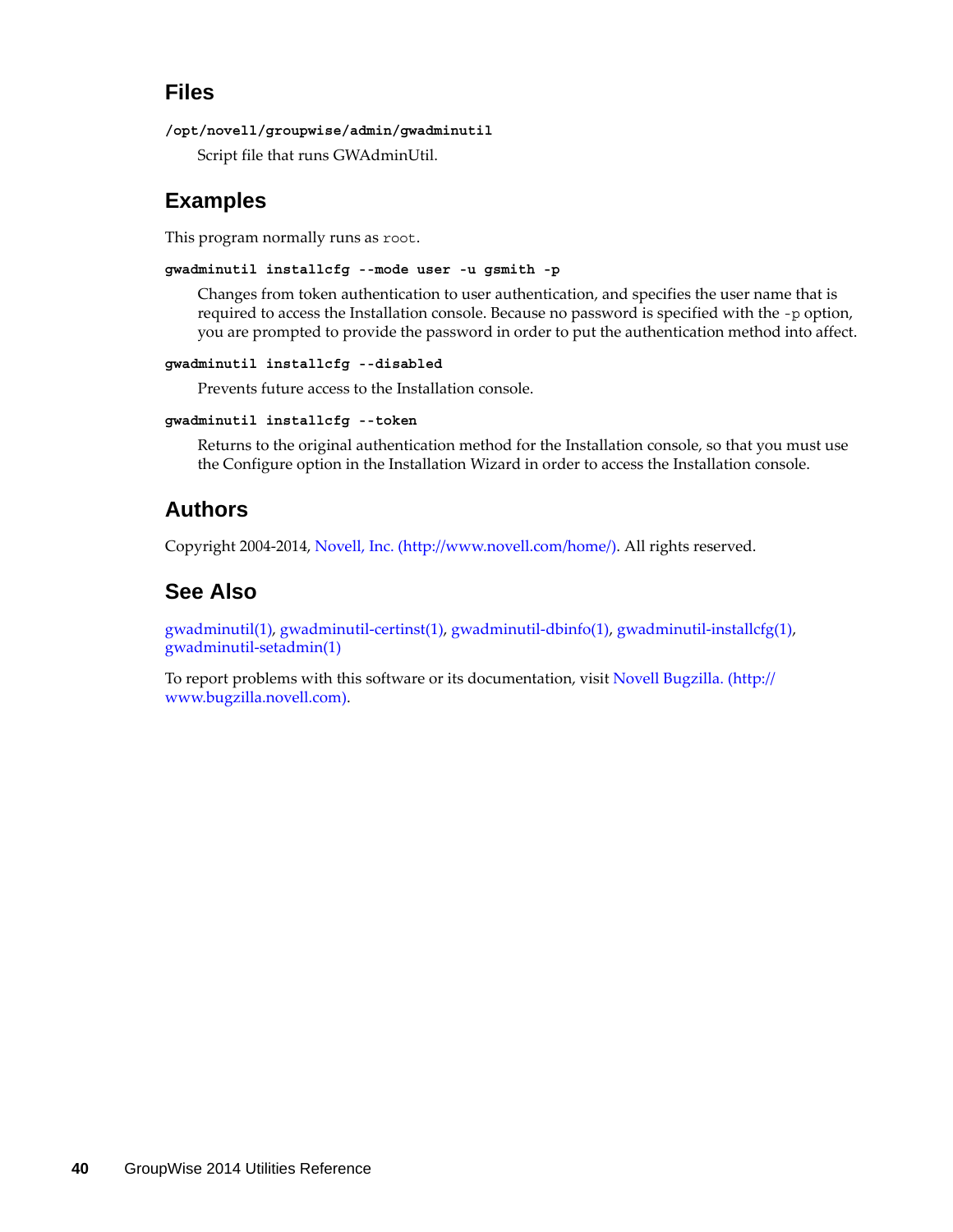## Files

**/opt/novell/groupwise/admin/gwadminutil**

Script file that runs GWAdminUtil.

## Examples

This program normally runs as `root`.

**gwadminutil installcfg --mode user -u gsmith -p**

Changes from token authentication to user authentication, and specifies the user name that is required to access the Installation console. Because no password is specified with the `-p` option, you are prompted to provide the password in order to put the authentication method into affect.

**gwadminutil installcfg --disabled**

Prevents future access to the Installation console.

**gwadminutil installcfg --token**

Returns to the original authentication method for the Installation console, so that you must use the Configure option in the Installation Wizard in order to access the Installation console.

## Authors

Copyright 2004-2014, Novell, Inc. (http://www.novell.com/home/). All rights reserved.

## See Also

gwadminutil(1), gwadminutil-certinst(1), gwadminutil-dbinfo(1), gwadminutil-installcfg(1), gwadminutil-setadmin(1)

To report problems with this software or its documentation, visit Novell Bugzilla. (http://www.bugzilla.novell.com).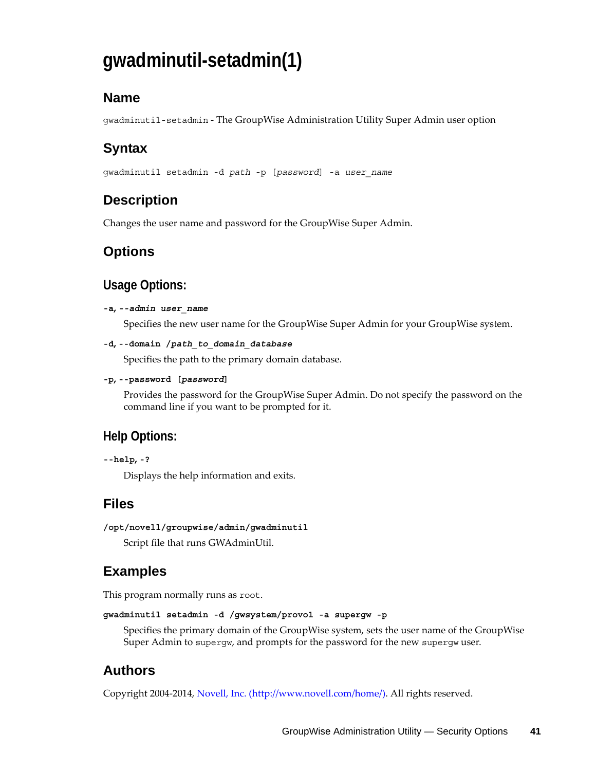# gwadminutil-setadmin(1)

## Name

`gwadminutil-setadmin` - The GroupWise Administration Utility Super Admin user option

## Syntax

`gwadminutil setadmin -d` *`path`* `-p [`*`password`*`] -a` *`user_name`*

## Description

Changes the user name and password for the GroupWise Super Admin.

## Options

### Usage Options:

**`-a, --admin`** ***`user_name`***

Specifies the new user name for the GroupWise Super Admin for your GroupWise system.

**`-d, --domain`** ***`/path_to_domain_database`***

Specifies the path to the primary domain database.

**`-p, --password [`*`password`*`]`**

Provides the password for the GroupWise Super Admin. Do not specify the password on the command line if you want to be prompted for it.

### Help Options:

**`--help, -?`**

Displays the help information and exits.

## Files

**`/opt/novell/groupwise/admin/gwadminutil`**

Script file that runs GWAdminUtil.

## Examples

This program normally runs as `root`.

**`gwadminutil setadmin -d /gwsystem/provo1 -a supergw -p`**

Specifies the primary domain of the GroupWise system, sets the user name of the GroupWise Super Admin to `supergw`, and prompts for the password for the new `supergw` user.

## Authors

Copyright 2004-2014, Novell, Inc. (http://www.novell.com/home/). All rights reserved.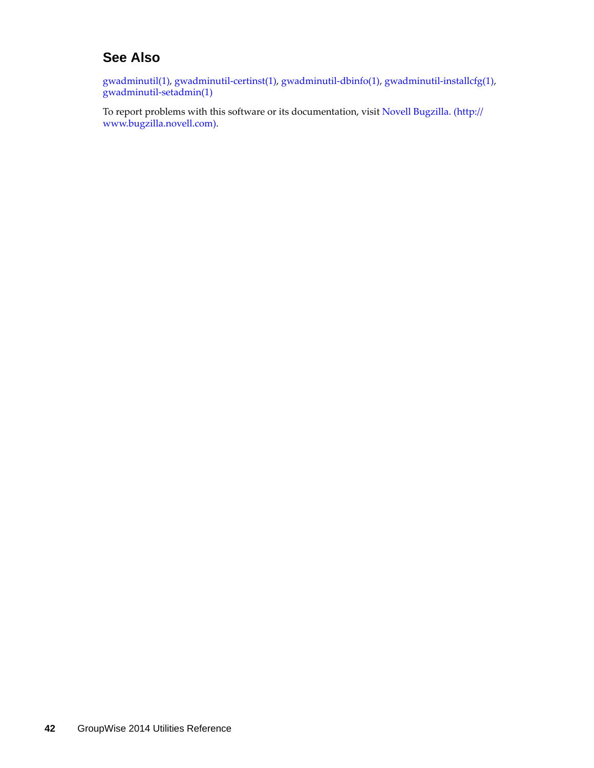## See Also

gwadminutil(1), gwadminutil-certinst(1), gwadminutil-dbinfo(1), gwadminutil-installcfg(1), gwadminutil-setadmin(1)

To report problems with this software or its documentation, visit Novell Bugzilla. (http://www.bugzilla.novell.com).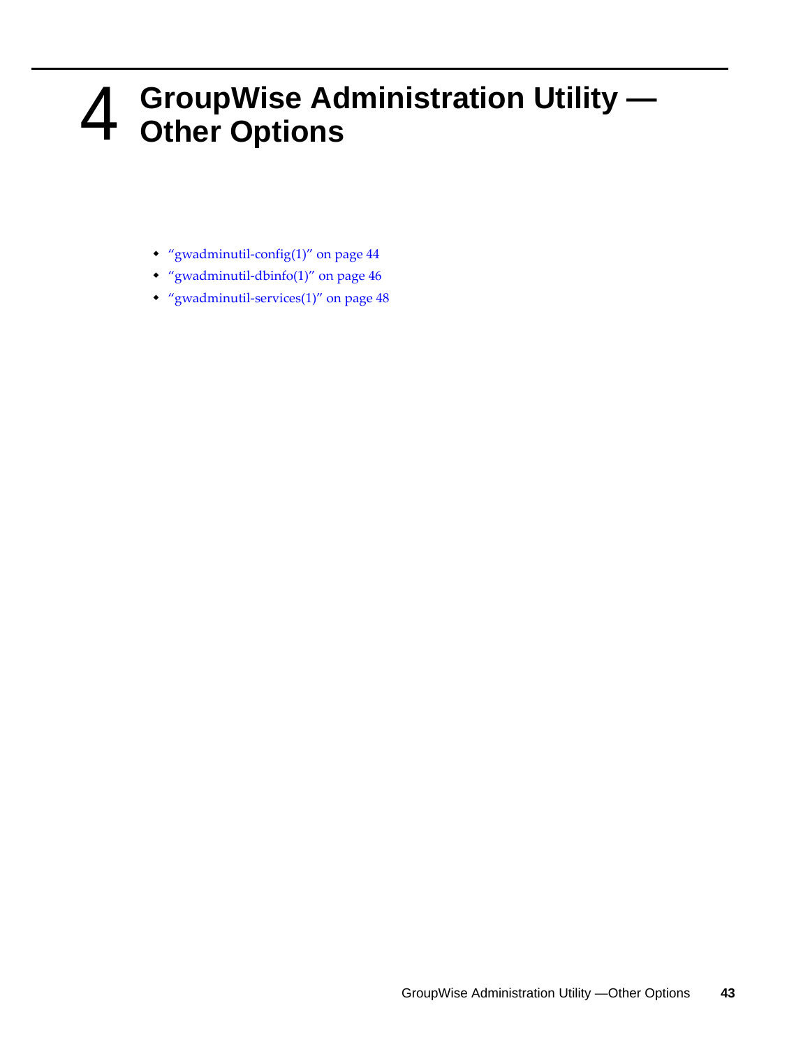# 4 GroupWise Administration Utility — Other Options

- "gwadminutil-config(1)" on page 44
- "gwadminutil-dbinfo(1)" on page 46
- "gwadminutil-services(1)" on page 48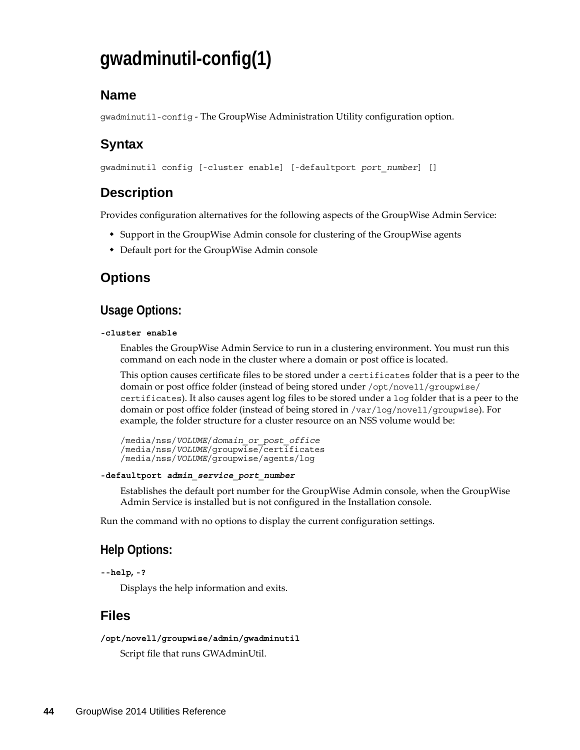# gwadminutil-config(1)

## Name

`gwadminutil-config` - The GroupWise Administration Utility configuration option.

## Syntax

```
gwadminutil config [-cluster enable] [-defaultport port_number] []
```

## Description

Provides configuration alternatives for the following aspects of the GroupWise Admin Service:

- Support in the GroupWise Admin console for clustering of the GroupWise agents
- Default port for the GroupWise Admin console

## Options

### Usage Options:

**`-cluster enable`**

Enables the GroupWise Admin Service to run in a clustering environment. You must run this command on each node in the cluster where a domain or post office is located.

This option causes certificate files to be stored under a `certificates` folder that is a peer to the domain or post office folder (instead of being stored under `/opt/novell/groupwise/certificates`). It also causes agent log files to be stored under a `log` folder that is a peer to the domain or post office folder (instead of being stored in `/var/log/novell/groupwise`). For example, the folder structure for a cluster resource on an NSS volume would be:

```
/media/nss/VOLUME/domain_or_post_office
/media/nss/VOLUME/groupwise/certificates
/media/nss/VOLUME/groupwise/agents/log
```

**`-defaultport admin_service_port_number`**

Establishes the default port number for the GroupWise Admin console, when the GroupWise Admin Service is installed but is not configured in the Installation console.

Run the command with no options to display the current configuration settings.

### Help Options:

**`--help, -?`**

Displays the help information and exits.

## Files

**`/opt/novell/groupwise/admin/gwadminutil`**

Script file that runs GWAdminUtil.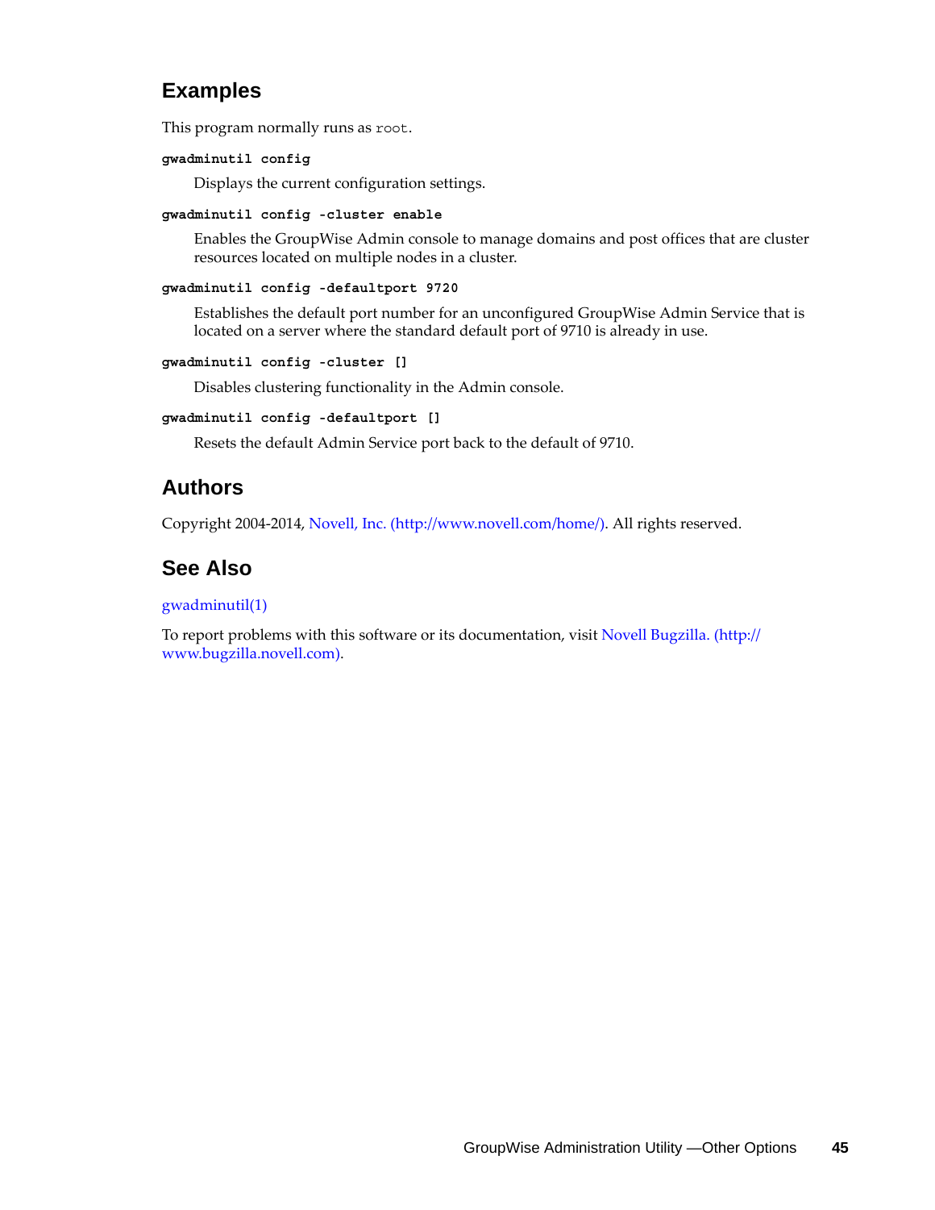## Examples

This program normally runs as `root`.

**`gwadminutil config`**

Displays the current configuration settings.

**`gwadminutil config -cluster enable`**

Enables the GroupWise Admin console to manage domains and post offices that are cluster resources located on multiple nodes in a cluster.

**`gwadminutil config -defaultport 9720`**

Establishes the default port number for an unconfigured GroupWise Admin Service that is located on a server where the standard default port of 9710 is already in use.

**`gwadminutil config -cluster []`**

Disables clustering functionality in the Admin console.

**`gwadminutil config -defaultport []`**

Resets the default Admin Service port back to the default of 9710.

## Authors

Copyright 2004-2014, Novell, Inc. (http://www.novell.com/home/). All rights reserved.

## See Also

gwadminutil(1)

To report problems with this software or its documentation, visit Novell Bugzilla. (http://www.bugzilla.novell.com).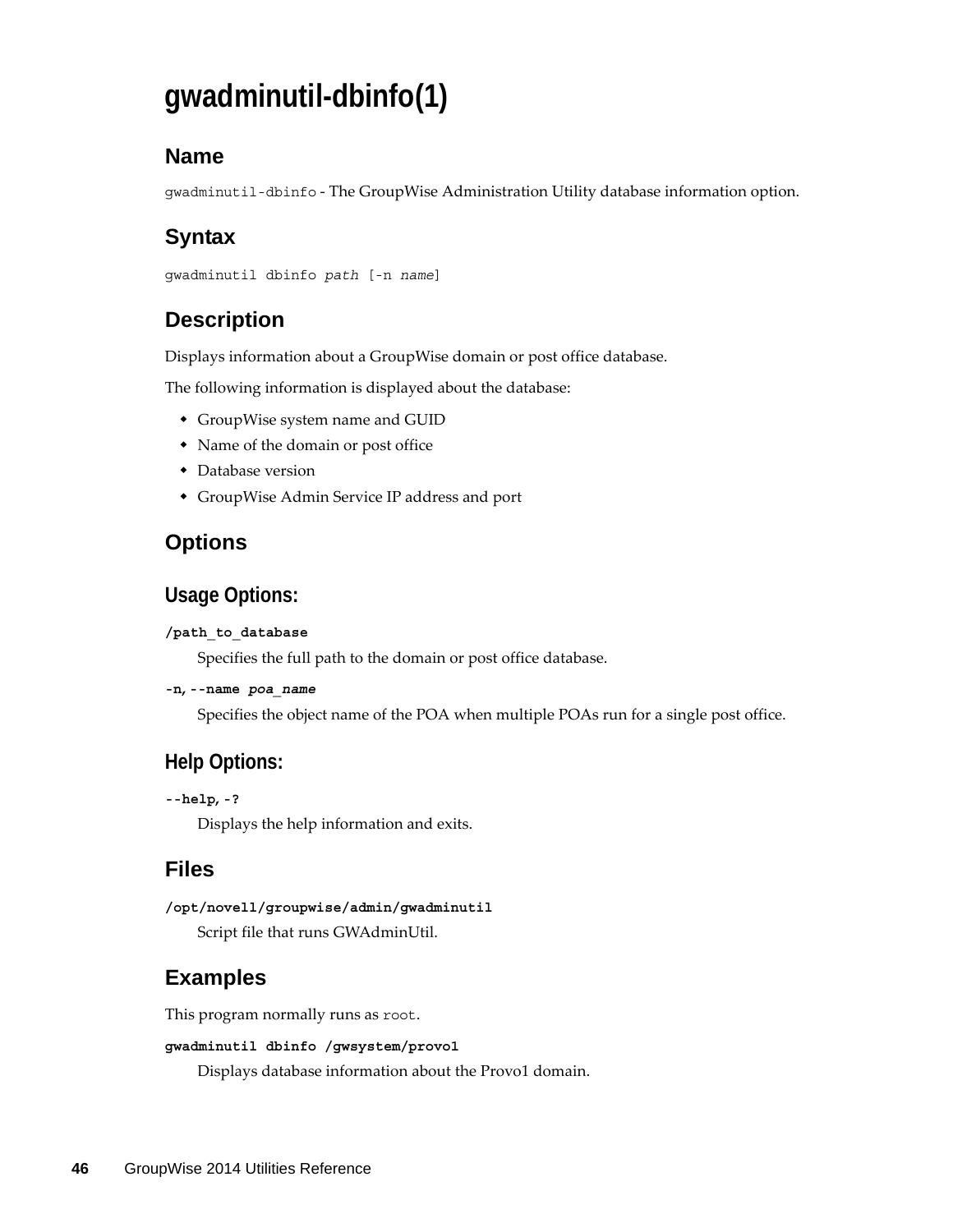# gwadminutil-dbinfo(1)

## Name

`gwadminutil-dbinfo` - The GroupWise Administration Utility database information option.

## Syntax

gwadminutil dbinfo *path* [-n *name*]

## Description

Displays information about a GroupWise domain or post office database.

The following information is displayed about the database:

- GroupWise system name and GUID
- Name of the domain or post office
- Database version
- GroupWise Admin Service IP address and port

## Options

### Usage Options:

**/path_to_database**

Specifies the full path to the domain or post office database.

**-n, --name *poa_name***

Specifies the object name of the POA when multiple POAs run for a single post office.

### Help Options:

**--help, -?**

Displays the help information and exits.

## Files

**/opt/novell/groupwise/admin/gwadminutil**

Script file that runs GWAdminUtil.

## Examples

This program normally runs as `root`.

**gwadminutil dbinfo /gwsystem/provo1**

Displays database information about the Provo1 domain.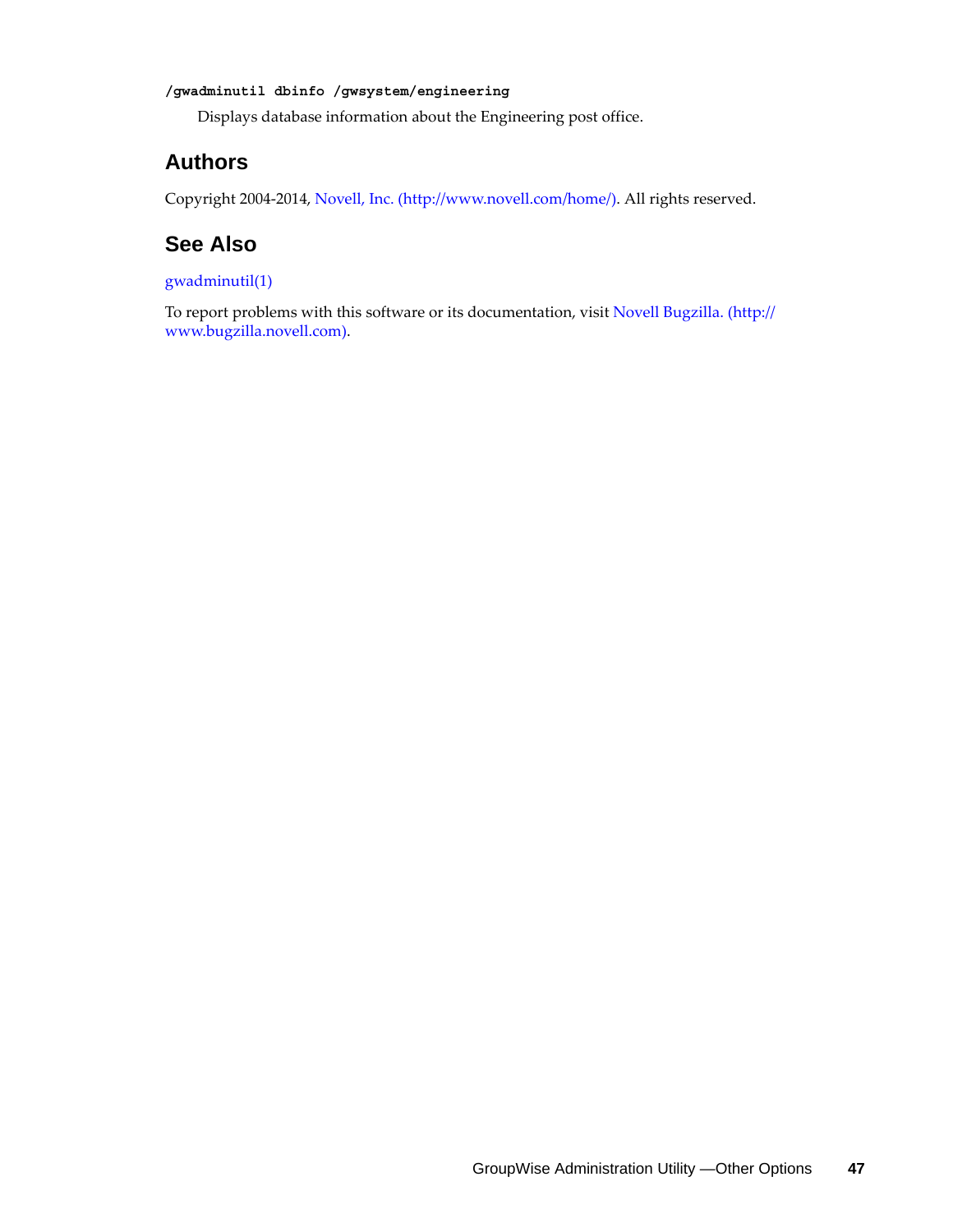**/gwadminutil dbinfo /gwsystem/engineering**

Displays database information about the Engineering post office.

## Authors

Copyright 2004-2014, Novell, Inc. (http://www.novell.com/home/). All rights reserved.

## See Also

gwadminutil(1)

To report problems with this software or its documentation, visit Novell Bugzilla. (http://www.bugzilla.novell.com).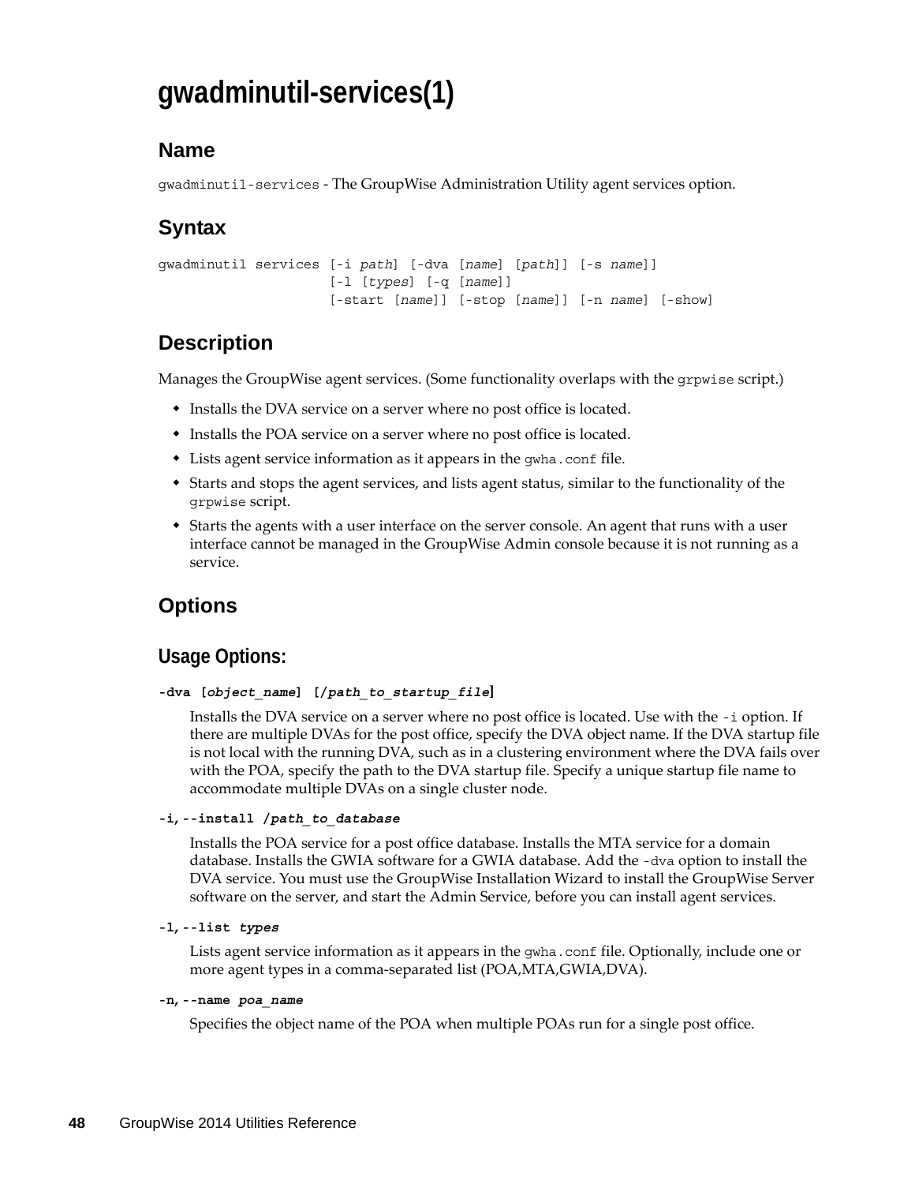# gwadminutil-services(1)

## Name

`gwadminutil-services` - The GroupWise Administration Utility agent services option.

## Syntax

```
gwadminutil services [-i path] [-dva [name] [path]] [-s name]]
                     [-l [types] [-q [name]]
                     [-start [name]] [-stop [name]] [-n name] [-show]
```

## Description

Manages the GroupWise agent services. (Some functionality overlaps with the `grpwise` script.)

- Installs the DVA service on a server where no post office is located.
- Installs the POA service on a server where no post office is located.
- Lists agent service information as it appears in the `gwha.conf` file.
- Starts and stops the agent services, and lists agent status, similar to the functionality of the `grpwise` script.
- Starts the agents with a user interface on the server console. An agent that runs with a user interface cannot be managed in the GroupWise Admin console because it is not running as a service.

## Options

### Usage Options:

**`-dva [object_name] [/path_to_startup_file]`**

Installs the DVA service on a server where no post office is located. Use with the `-i` option. If there are multiple DVAs for the post office, specify the DVA object name. If the DVA startup file is not local with the running DVA, such as in a clustering environment where the DVA fails over with the POA, specify the path to the DVA startup file. Specify a unique startup file name to accommodate multiple DVAs on a single cluster node.

**`-i, --install /path_to_database`**

Installs the POA service for a post office database. Installs the MTA service for a domain database. Installs the GWIA software for a GWIA database. Add the `-dva` option to install the DVA service. You must use the GroupWise Installation Wizard to install the GroupWise Server software on the server, and start the Admin Service, before you can install agent services.

**`-l, --list types`**

Lists agent service information as it appears in the `gwha.conf` file. Optionally, include one or more agent types in a comma-separated list (POA,MTA,GWIA,DVA).

**`-n, --name poa_name`**

Specifies the object name of the POA when multiple POAs run for a single post office.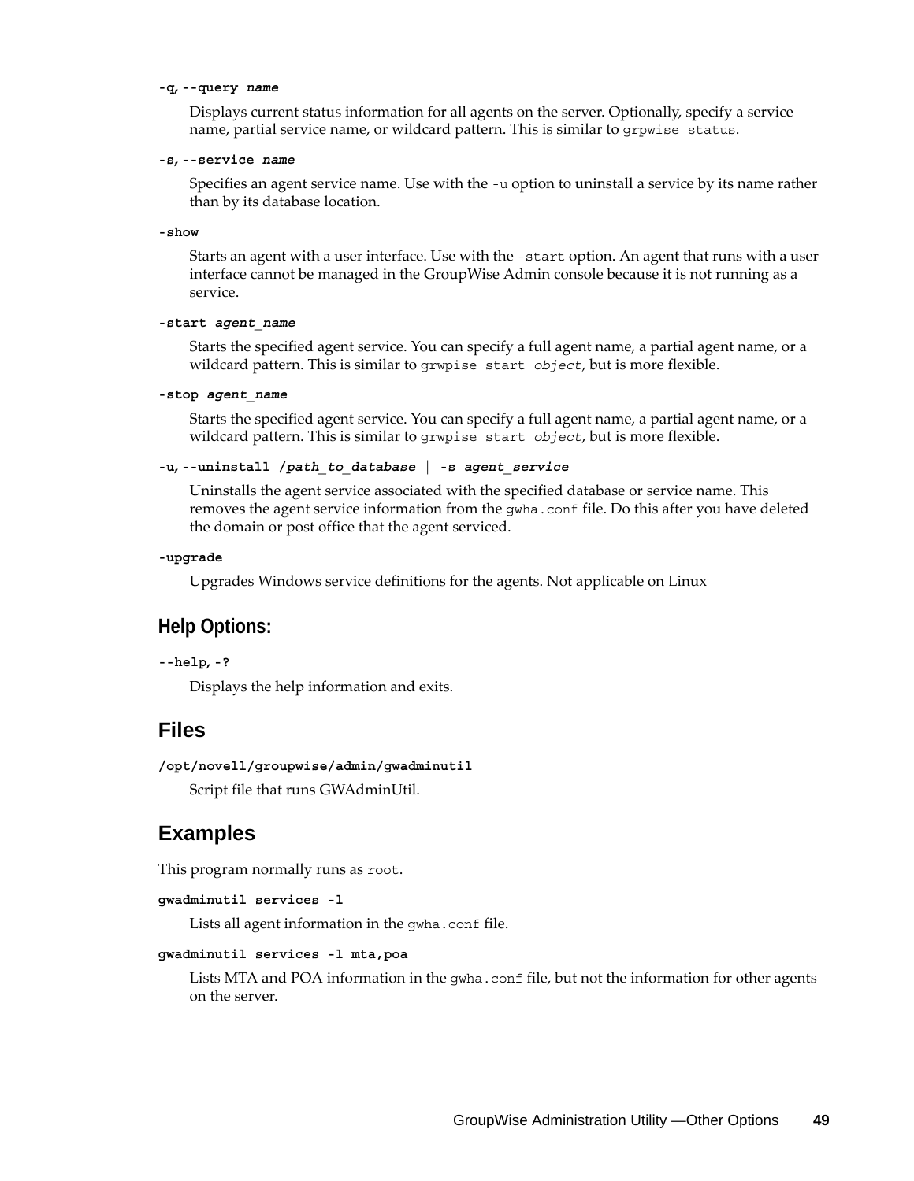**-q, --query *name***

Displays current status information for all agents on the server. Optionally, specify a service name, partial service name, or wildcard pattern. This is similar to `grpwise status`.

**-s, --service *name***

Specifies an agent service name. Use with the `-u` option to uninstall a service by its name rather than by its database location.

**-show**

Starts an agent with a user interface. Use with the `-start` option. An agent that runs with a user interface cannot be managed in the GroupWise Admin console because it is not running as a service.

**-start *agent_name***

Starts the specified agent service. You can specify a full agent name, a partial agent name, or a wildcard pattern. This is similar to `grwpise start object`, but is more flexible.

**-stop *agent_name***

Starts the specified agent service. You can specify a full agent name, a partial agent name, or a wildcard pattern. This is similar to `grwpise start object`, but is more flexible.

**-u, --uninstall */path_to_database* | -s *agent_service***

Uninstalls the agent service associated with the specified database or service name. This removes the agent service information from the `gwha.conf` file. Do this after you have deleted the domain or post office that the agent serviced.

**-upgrade**

Upgrades Windows service definitions for the agents. Not applicable on Linux

### Help Options:

**--help, -?**

Displays the help information and exits.

## Files

**/opt/novell/groupwise/admin/gwadminutil**

Script file that runs GWAdminUtil.

## Examples

This program normally runs as `root`.

**gwadminutil services -l**

Lists all agent information in the `gwha.conf` file.

**gwadminutil services -l mta,poa**

Lists MTA and POA information in the `gwha.conf` file, but not the information for other agents on the server.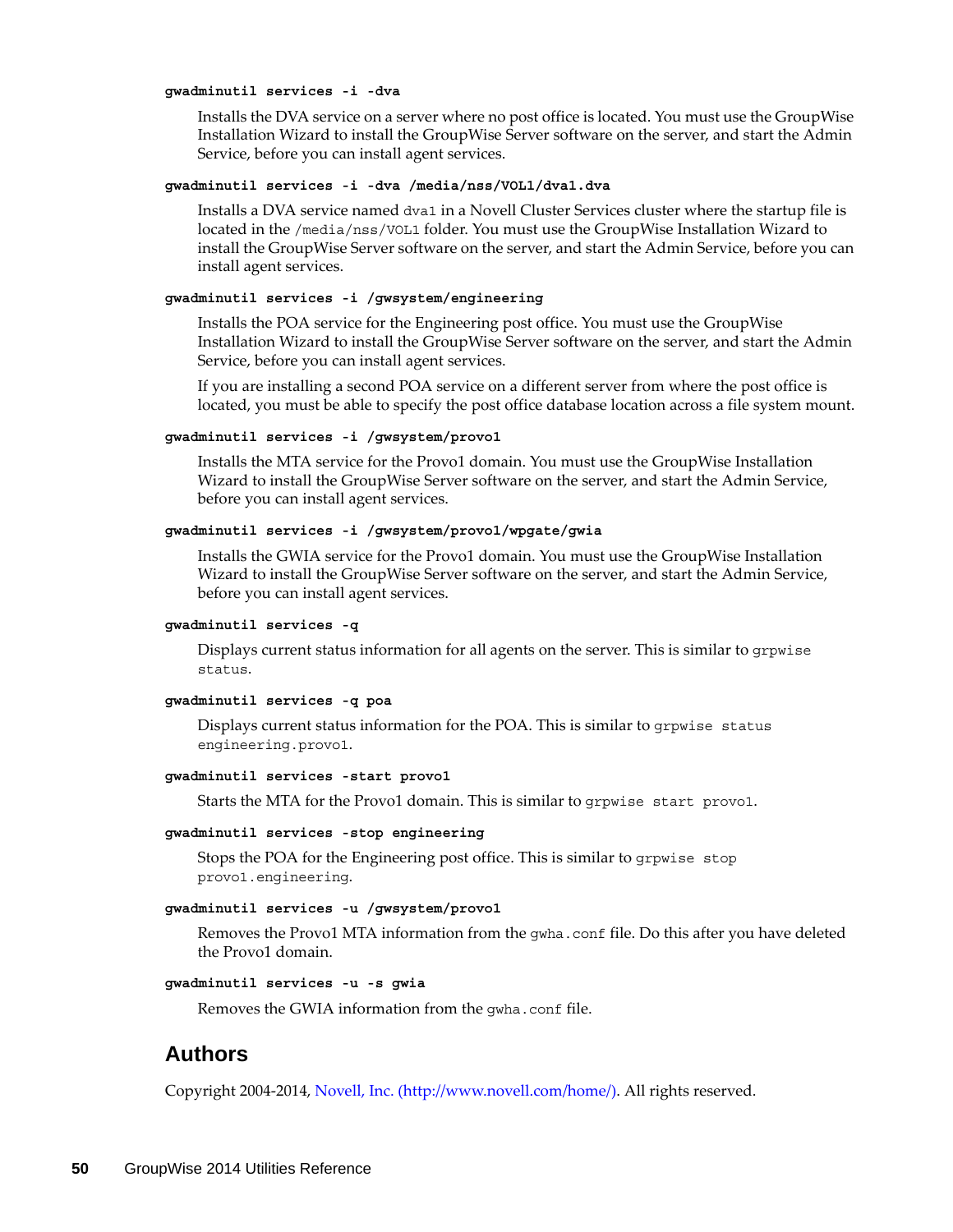**gwadminutil services -i -dva**

Installs the DVA service on a server where no post office is located. You must use the GroupWise Installation Wizard to install the GroupWise Server software on the server, and start the Admin Service, before you can install agent services.

**gwadminutil services -i -dva /media/nss/VOL1/dva1.dva**

Installs a DVA service named `dva1` in a Novell Cluster Services cluster where the startup file is located in the `/media/nss/VOL1` folder. You must use the GroupWise Installation Wizard to install the GroupWise Server software on the server, and start the Admin Service, before you can install agent services.

**gwadminutil services -i /gwsystem/engineering**

Installs the POA service for the Engineering post office. You must use the GroupWise Installation Wizard to install the GroupWise Server software on the server, and start the Admin Service, before you can install agent services.

If you are installing a second POA service on a different server from where the post office is located, you must be able to specify the post office database location across a file system mount.

**gwadminutil services -i /gwsystem/provo1**

Installs the MTA service for the Provo1 domain. You must use the GroupWise Installation Wizard to install the GroupWise Server software on the server, and start the Admin Service, before you can install agent services.

**gwadminutil services -i /gwsystem/provo1/wpgate/gwia**

Installs the GWIA service for the Provo1 domain. You must use the GroupWise Installation Wizard to install the GroupWise Server software on the server, and start the Admin Service, before you can install agent services.

**gwadminutil services -q**

Displays current status information for all agents on the server. This is similar to `grpwise status`.

**gwadminutil services -q poa**

Displays current status information for the POA. This is similar to `grpwise status engineering.provo1`.

**gwadminutil services -start provo1**

Starts the MTA for the Provo1 domain. This is similar to `grpwise start provo1`.

**gwadminutil services -stop engineering**

Stops the POA for the Engineering post office. This is similar to `grpwise stop provo1.engineering`.

**gwadminutil services -u /gwsystem/provo1**

Removes the Provo1 MTA information from the `gwha.conf` file. Do this after you have deleted the Provo1 domain.

**gwadminutil services -u -s gwia**

Removes the GWIA information from the `gwha.conf` file.

## Authors

Copyright 2004-2014, Novell, Inc. (http://www.novell.com/home/). All rights reserved.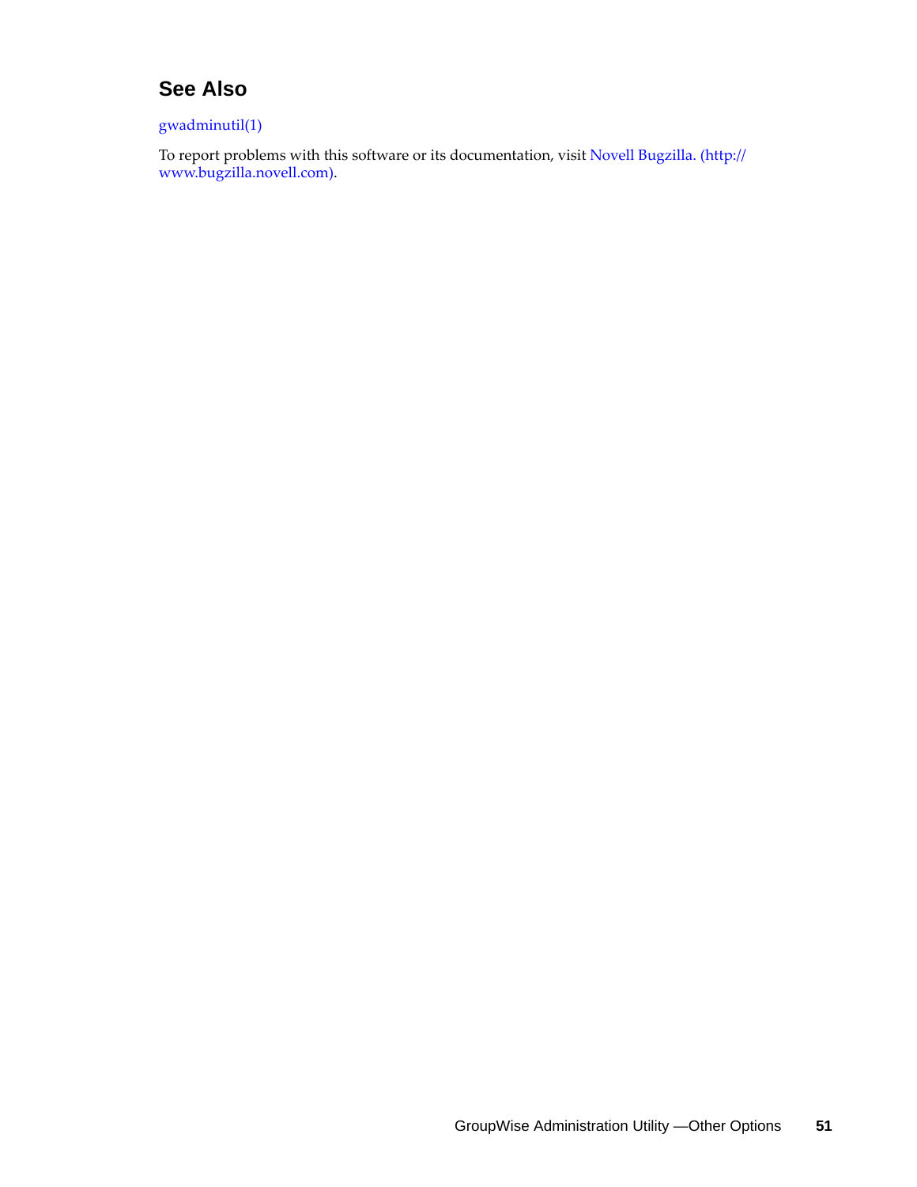## See Also

gwadminutil(1)

To report problems with this software or its documentation, visit Novell Bugzilla. (http://www.bugzilla.novell.com).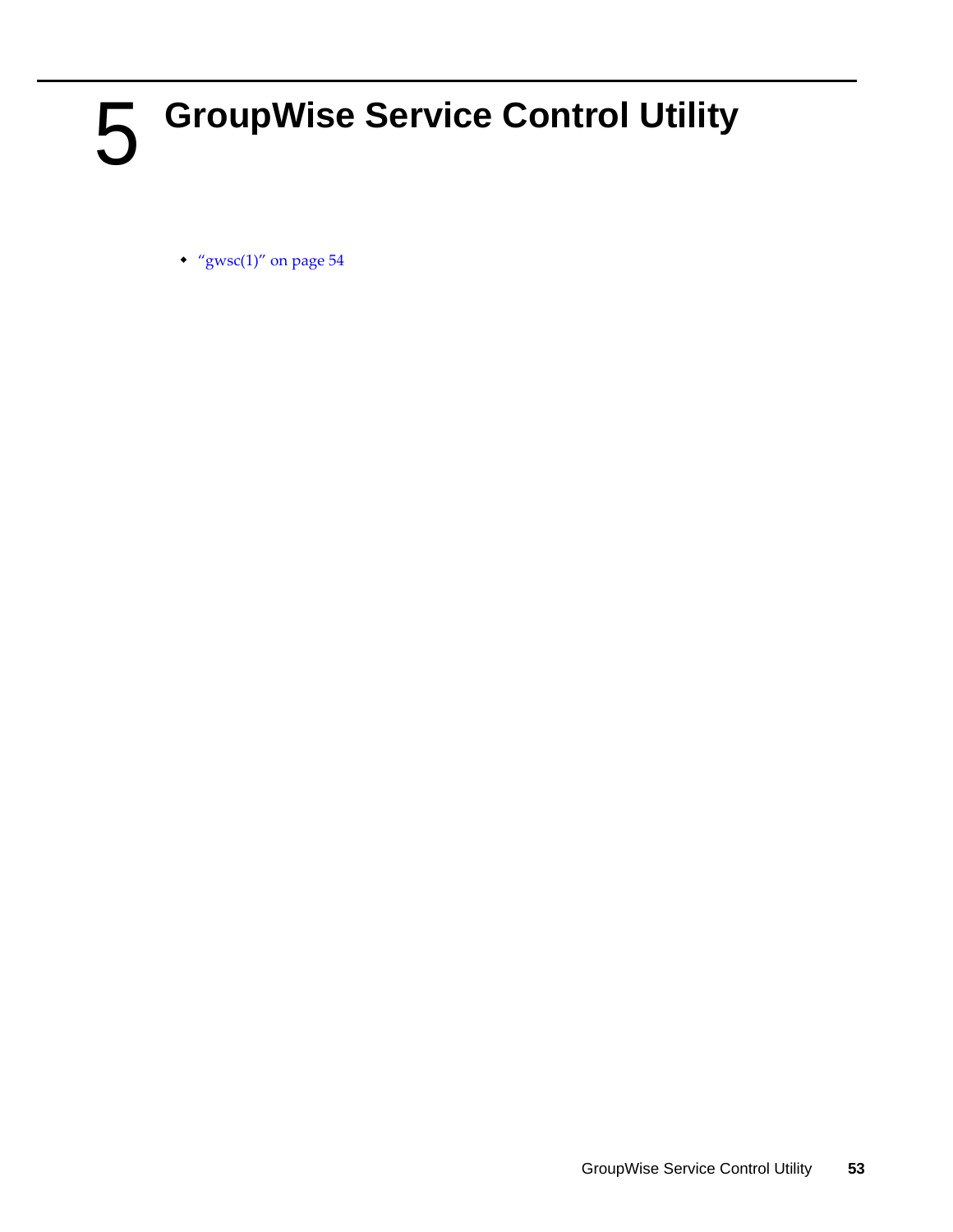# 5 GroupWise Service Control Utility

- "gwsc(1)" on page 54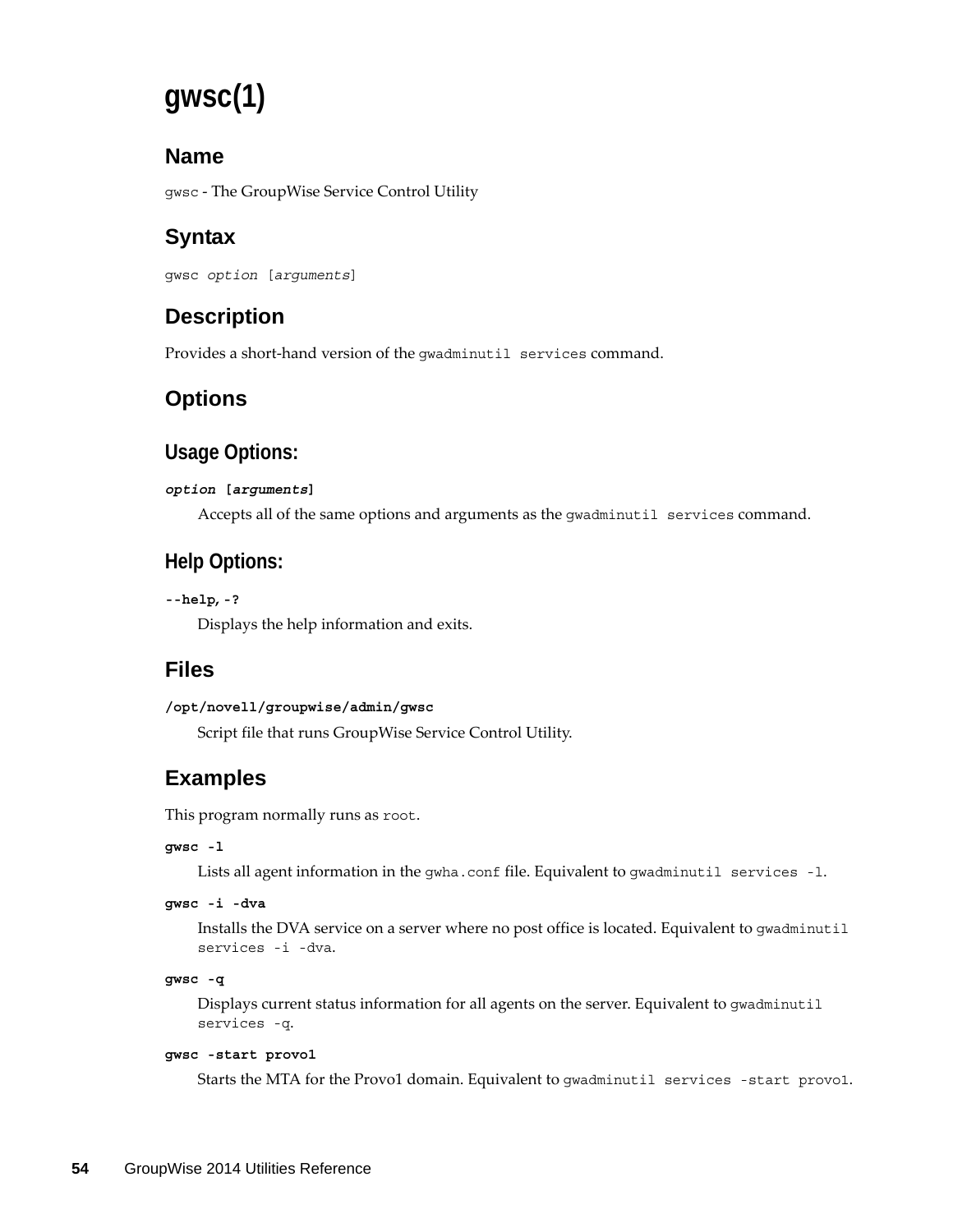# gwsc(1)

## Name

`gwsc` - The GroupWise Service Control Utility

## Syntax

`gwsc` *`option`* `[`*`arguments`*`]`

## Description

Provides a short-hand version of the `gwadminutil services` command.

## Options

### Usage Options:

***option* [*arguments*]**

Accepts all of the same options and arguments as the `gwadminutil services` command.

### Help Options:

**--help, -?**

Displays the help information and exits.

## Files

**/opt/novell/groupwise/admin/gwsc**

Script file that runs GroupWise Service Control Utility.

## Examples

This program normally runs as `root`.

**gwsc -l**

Lists all agent information in the `gwha.conf` file. Equivalent to `gwadminutil services -l`.

**gwsc -i -dva**

Installs the DVA service on a server where no post office is located. Equivalent to `gwadminutil services -i -dva`.

**gwsc -q**

Displays current status information for all agents on the server. Equivalent to `gwadminutil services -q`.

**gwsc -start provo1**

Starts the MTA for the Provo1 domain. Equivalent to `gwadminutil services -start provo1`.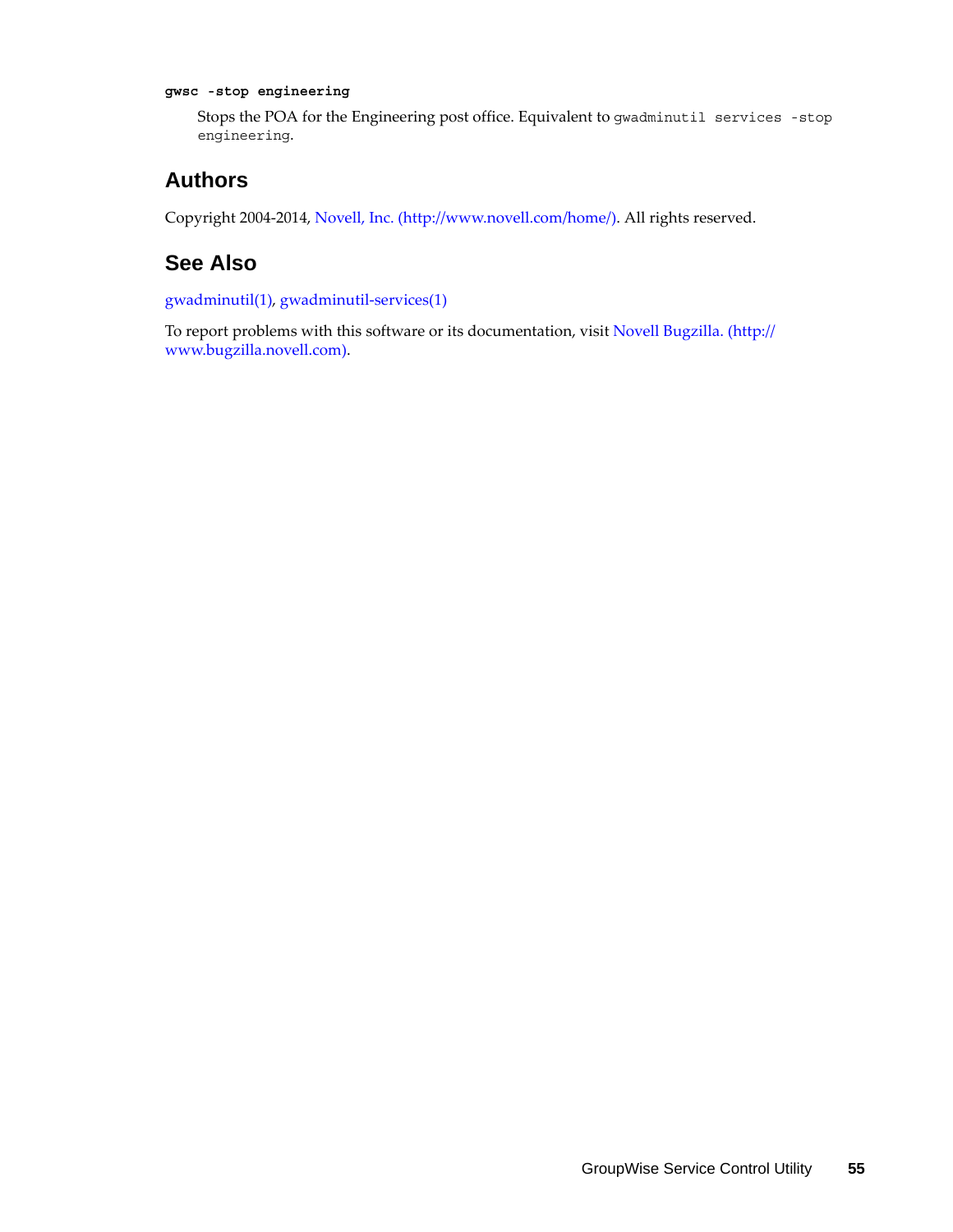**gwsc -stop engineering**

Stops the POA for the Engineering post office. Equivalent to `gwadminutil services -stop engineering`.

## Authors

Copyright 2004-2014, Novell, Inc. (http://www.novell.com/home/). All rights reserved.

## See Also

gwadminutil(1), gwadminutil-services(1)

To report problems with this software or its documentation, visit Novell Bugzilla. (http://www.bugzilla.novell.com).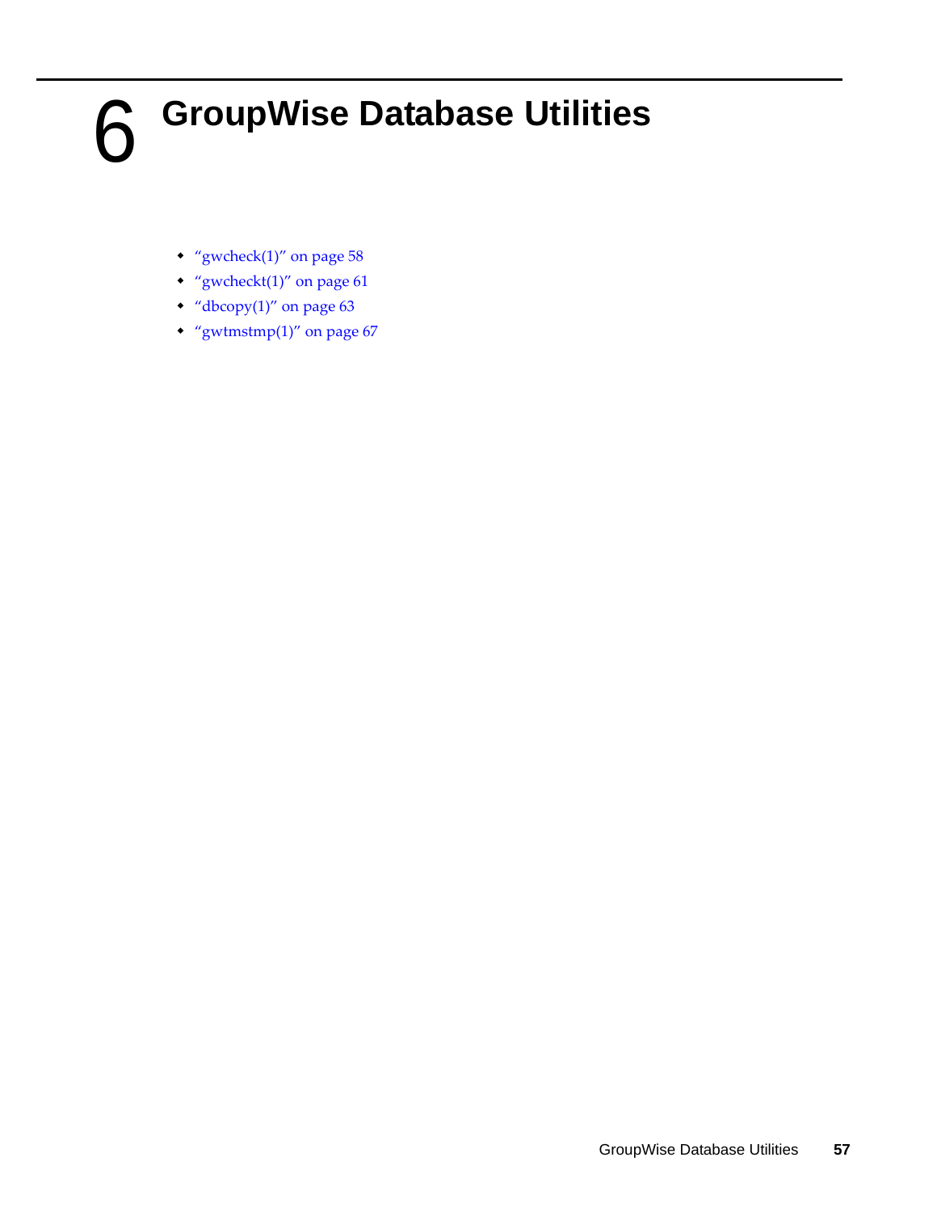# 6 GroupWise Database Utilities

- "gwcheck(1)" on page 58
- "gwcheckt(1)" on page 61
- "dbcopy(1)" on page 63
- "gwtmstmp(1)" on page 67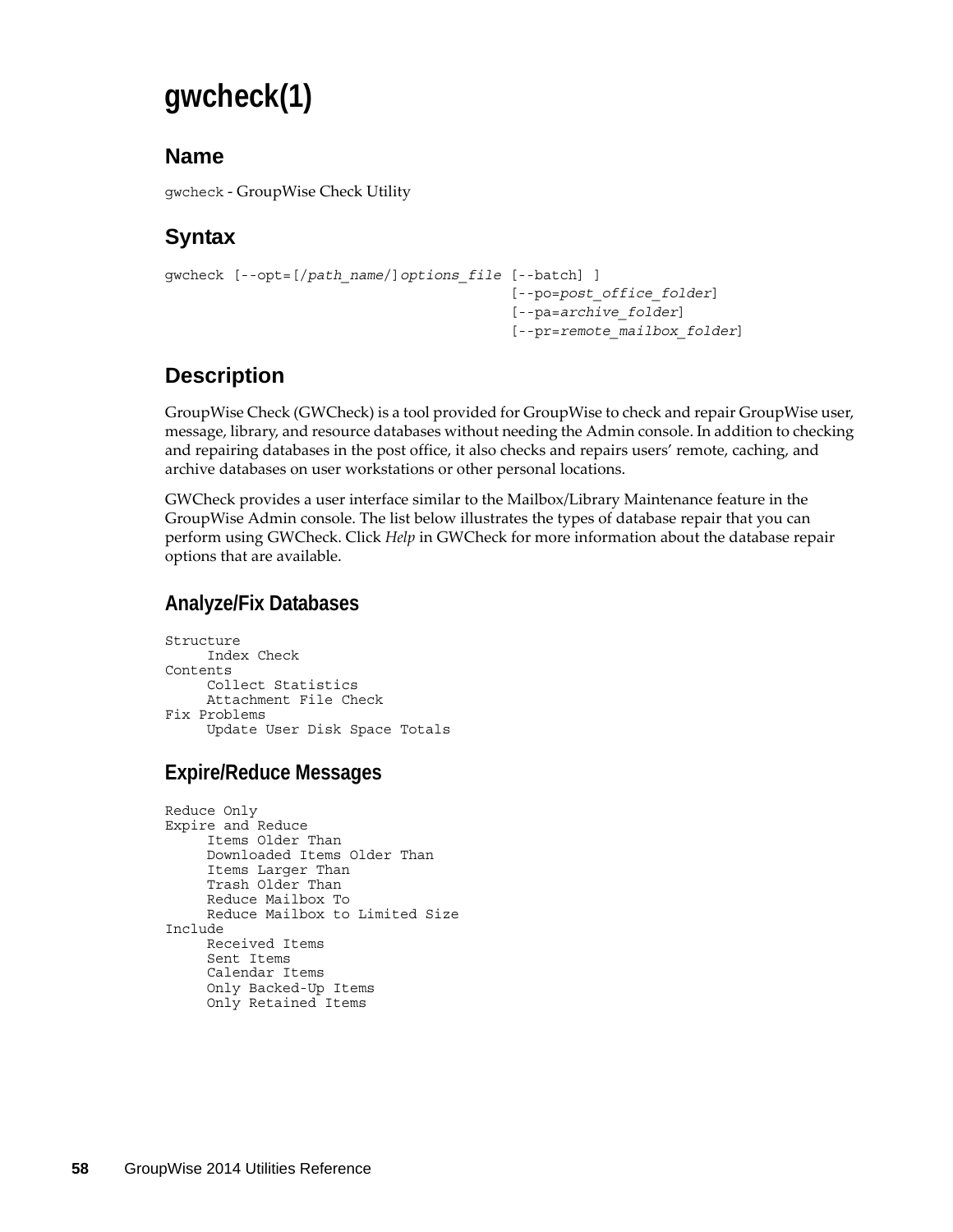# gwcheck(1)

## Name

gwcheck - GroupWise Check Utility

## Syntax

```
gwcheck [--opt=[/path_name/]options_file [--batch] ]
                                         [--po=post_office_folder]
                                         [--pa=archive_folder]
                                         [--pr=remote_mailbox_folder]
```

## Description

GroupWise Check (GWCheck) is a tool provided for GroupWise to check and repair GroupWise user, message, library, and resource databases without needing the Admin console. In addition to checking and repairing databases in the post office, it also checks and repairs users' remote, caching, and archive databases on user workstations or other personal locations.

GWCheck provides a user interface similar to the Mailbox/Library Maintenance feature in the GroupWise Admin console. The list below illustrates the types of database repair that you can perform using GWCheck. Click *Help* in GWCheck for more information about the database repair options that are available.

### Analyze/Fix Databases

```
Structure
     Index Check
Contents
     Collect Statistics
     Attachment File Check
Fix Problems
     Update User Disk Space Totals
```

### Expire/Reduce Messages

```
Reduce Only
Expire and Reduce
     Items Older Than
     Downloaded Items Older Than
     Items Larger Than
     Trash Older Than
     Reduce Mailbox To
     Reduce Mailbox to Limited Size
Include
     Received Items
     Sent Items
     Calendar Items
     Only Backed-Up Items
     Only Retained Items
```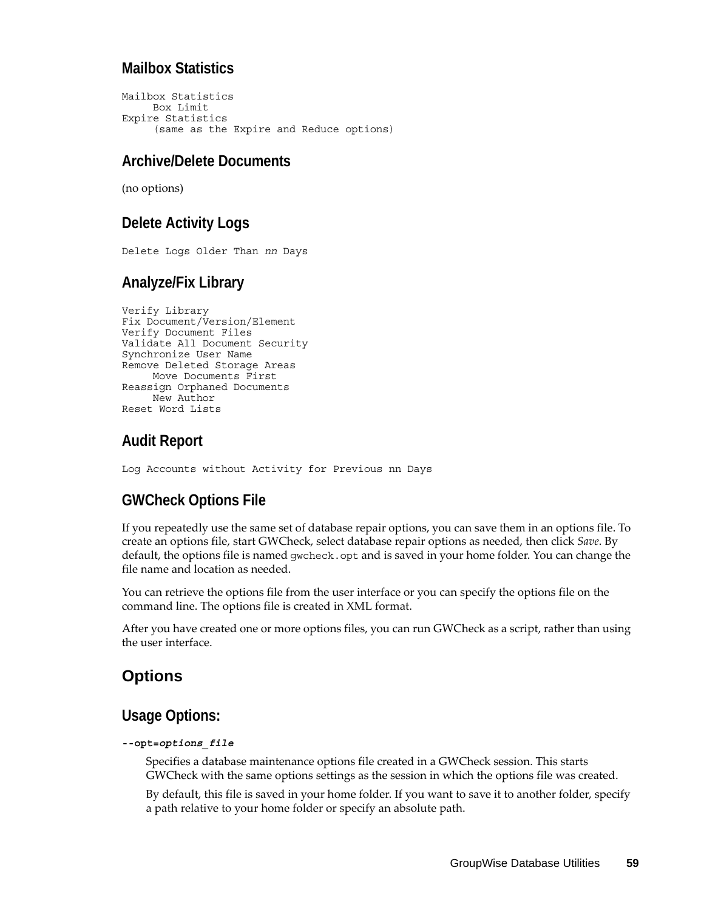### Mailbox Statistics

```
Mailbox Statistics
     Box Limit
Expire Statistics
     (same as the Expire and Reduce options)
```

### Archive/Delete Documents

(no options)

### Delete Activity Logs

```
Delete Logs Older Than nn Days
```

### Analyze/Fix Library

```
Verify Library
Fix Document/Version/Element
Verify Document Files
Validate All Document Security
Synchronize User Name
Remove Deleted Storage Areas
     Move Documents First
Reassign Orphaned Documents
     New Author
Reset Word Lists
```

### Audit Report

```
Log Accounts without Activity for Previous nn Days
```

### GWCheck Options File

If you repeatedly use the same set of database repair options, you can save them in an options file. To create an options file, start GWCheck, select database repair options as needed, then click *Save*. By default, the options file is named `gwcheck.opt` and is saved in your home folder. You can change the file name and location as needed.

You can retrieve the options file from the user interface or you can specify the options file on the command line. The options file is created in XML format.

After you have created one or more options files, you can run GWCheck as a script, rather than using the user interface.

## Options

### Usage Options:

**--opt=*options_file***

Specifies a database maintenance options file created in a GWCheck session. This starts GWCheck with the same options settings as the session in which the options file was created.

By default, this file is saved in your home folder. If you want to save it to another folder, specify a path relative to your home folder or specify an absolute path.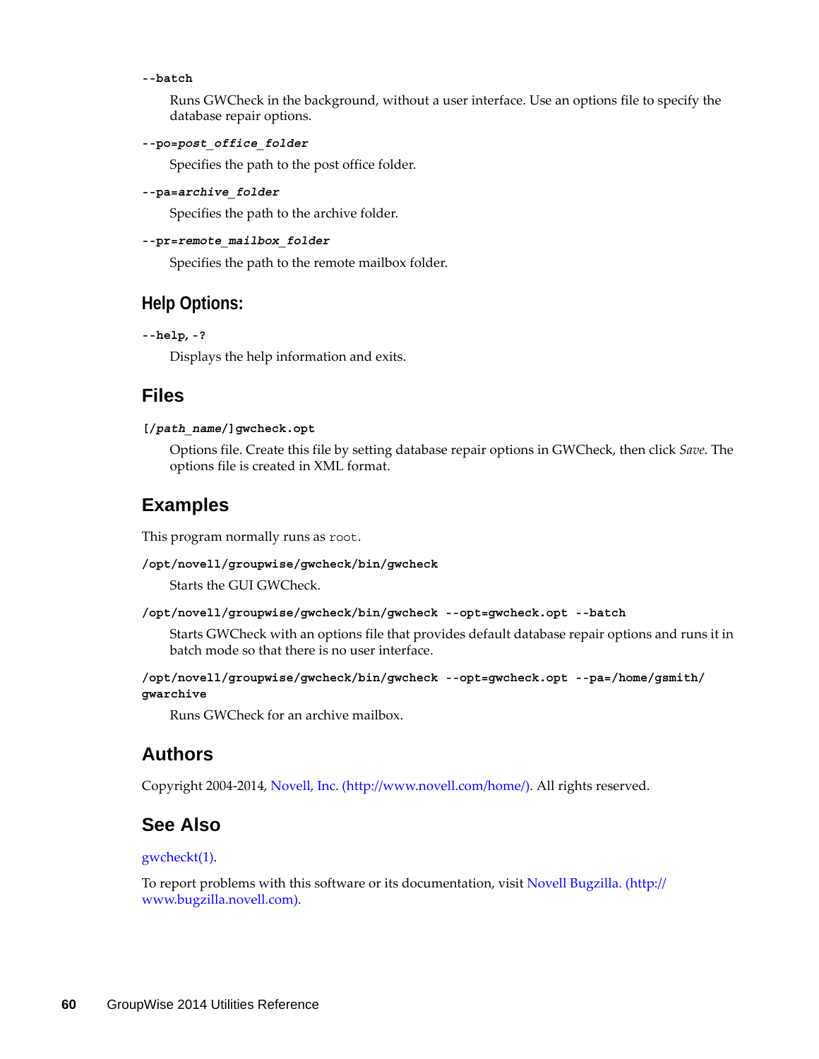**--batch**

Runs GWCheck in the background, without a user interface. Use an options file to specify the database repair options.

**--po=*post_office_folder***

Specifies the path to the post office folder.

**--pa=*archive_folder***

Specifies the path to the archive folder.

**--pr=*remote_mailbox_folder***

Specifies the path to the remote mailbox folder.

### Help Options:

**--help, -?**

Displays the help information and exits.

## Files

**[/*path_name*/]gwcheck.opt**

Options file. Create this file by setting database repair options in GWCheck, then click *Save*. The options file is created in XML format.

## Examples

This program normally runs as `root`.

**/opt/novell/groupwise/gwcheck/bin/gwcheck**

Starts the GUI GWCheck.

**/opt/novell/groupwise/gwcheck/bin/gwcheck --opt=gwcheck.opt --batch**

Starts GWCheck with an options file that provides default database repair options and runs it in batch mode so that there is no user interface.

**/opt/novell/groupwise/gwcheck/bin/gwcheck --opt=gwcheck.opt --pa=/home/gsmith/gwarchive**

Runs GWCheck for an archive mailbox.

## Authors

Copyright 2004-2014, Novell, Inc. (http://www.novell.com/home/). All rights reserved.

## See Also

gwcheckt(1).

To report problems with this software or its documentation, visit Novell Bugzilla. (http://www.bugzilla.novell.com).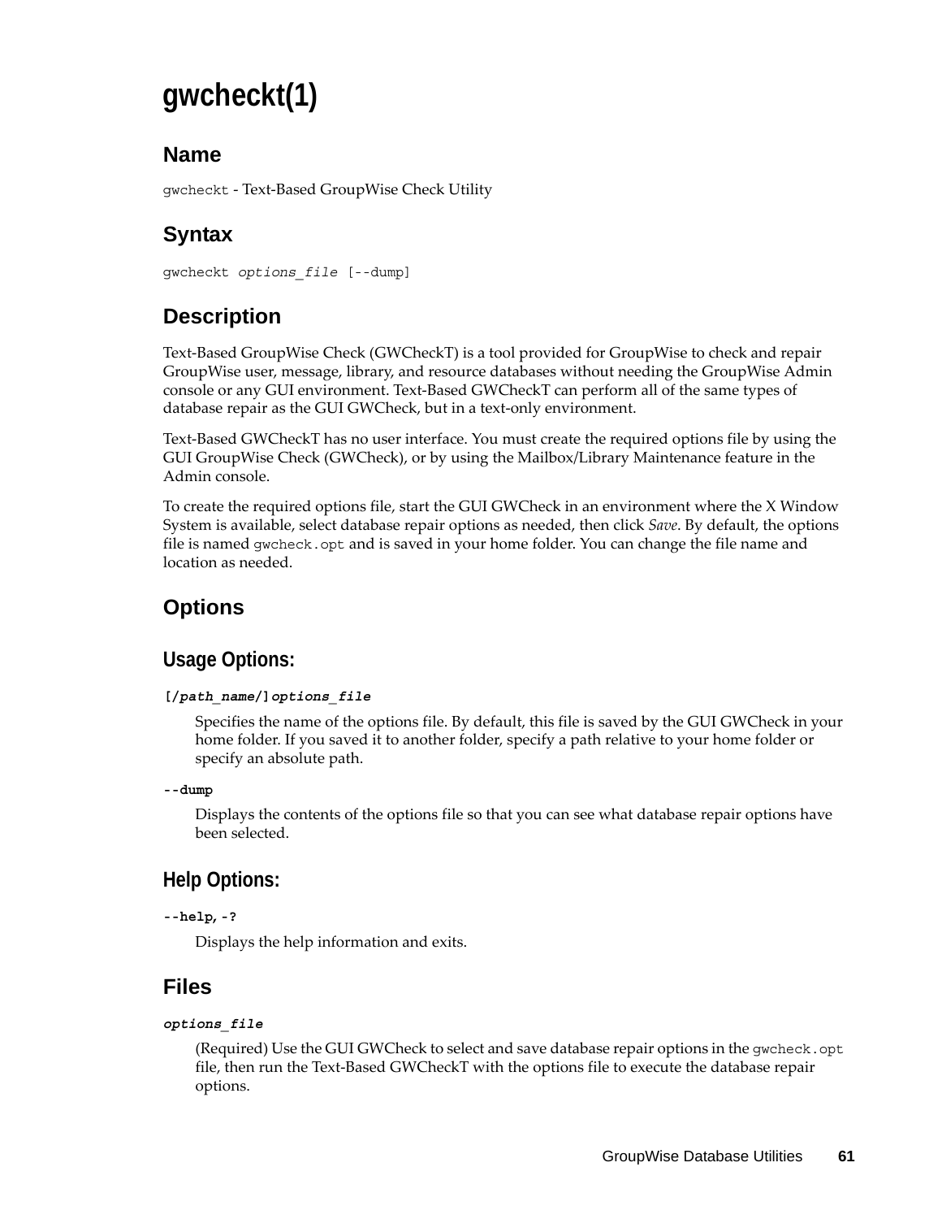# gwcheckt(1)

## Name

`gwcheckt` - Text-Based GroupWise Check Utility

## Syntax

`gwcheckt` *`options_file`* `[--dump]`

## Description

Text-Based GroupWise Check (GWCheckT) is a tool provided for GroupWise to check and repair GroupWise user, message, library, and resource databases without needing the GroupWise Admin console or any GUI environment. Text-Based GWCheckT can perform all of the same types of database repair as the GUI GWCheck, but in a text-only environment.

Text-Based GWCheckT has no user interface. You must create the required options file by using the GUI GroupWise Check (GWCheck), or by using the Mailbox/Library Maintenance feature in the Admin console.

To create the required options file, start the GUI GWCheck in an environment where the X Window System is available, select database repair options as needed, then click *Save*. By default, the options file is named `gwcheck.opt` and is saved in your home folder. You can change the file name and location as needed.

## Options

### Usage Options:

**[/*path_name*/]*options_file***

Specifies the name of the options file. By default, this file is saved by the GUI GWCheck in your home folder. If you saved it to another folder, specify a path relative to your home folder or specify an absolute path.

**--dump**

Displays the contents of the options file so that you can see what database repair options have been selected.

### Help Options:

**--help, -?**

Displays the help information and exits.

## Files

***options_file***

(Required) Use the GUI GWCheck to select and save database repair options in the `gwcheck.opt` file, then run the Text-Based GWCheckT with the options file to execute the database repair options.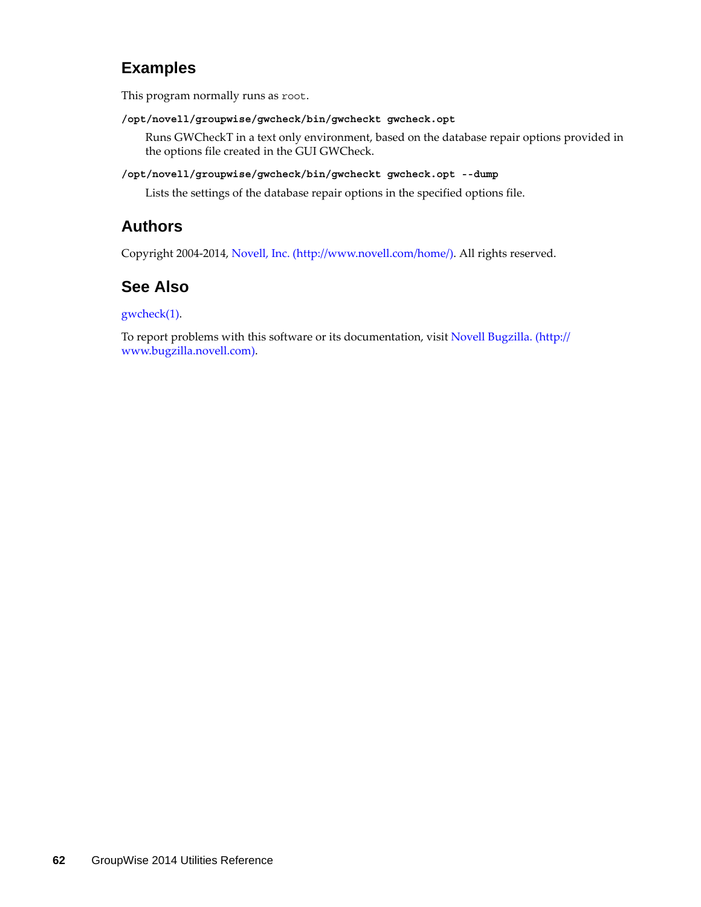## Examples

This program normally runs as `root`.

**`/opt/novell/groupwise/gwcheck/bin/gwcheckt gwcheck.opt`**

Runs GWCheckT in a text only environment, based on the database repair options provided in the options file created in the GUI GWCheck.

**`/opt/novell/groupwise/gwcheck/bin/gwcheckt gwcheck.opt --dump`**

Lists the settings of the database repair options in the specified options file.

## Authors

Copyright 2004-2014, Novell, Inc. (http://www.novell.com/home/). All rights reserved.

## See Also

gwcheck(1).

To report problems with this software or its documentation, visit Novell Bugzilla. (http://www.bugzilla.novell.com).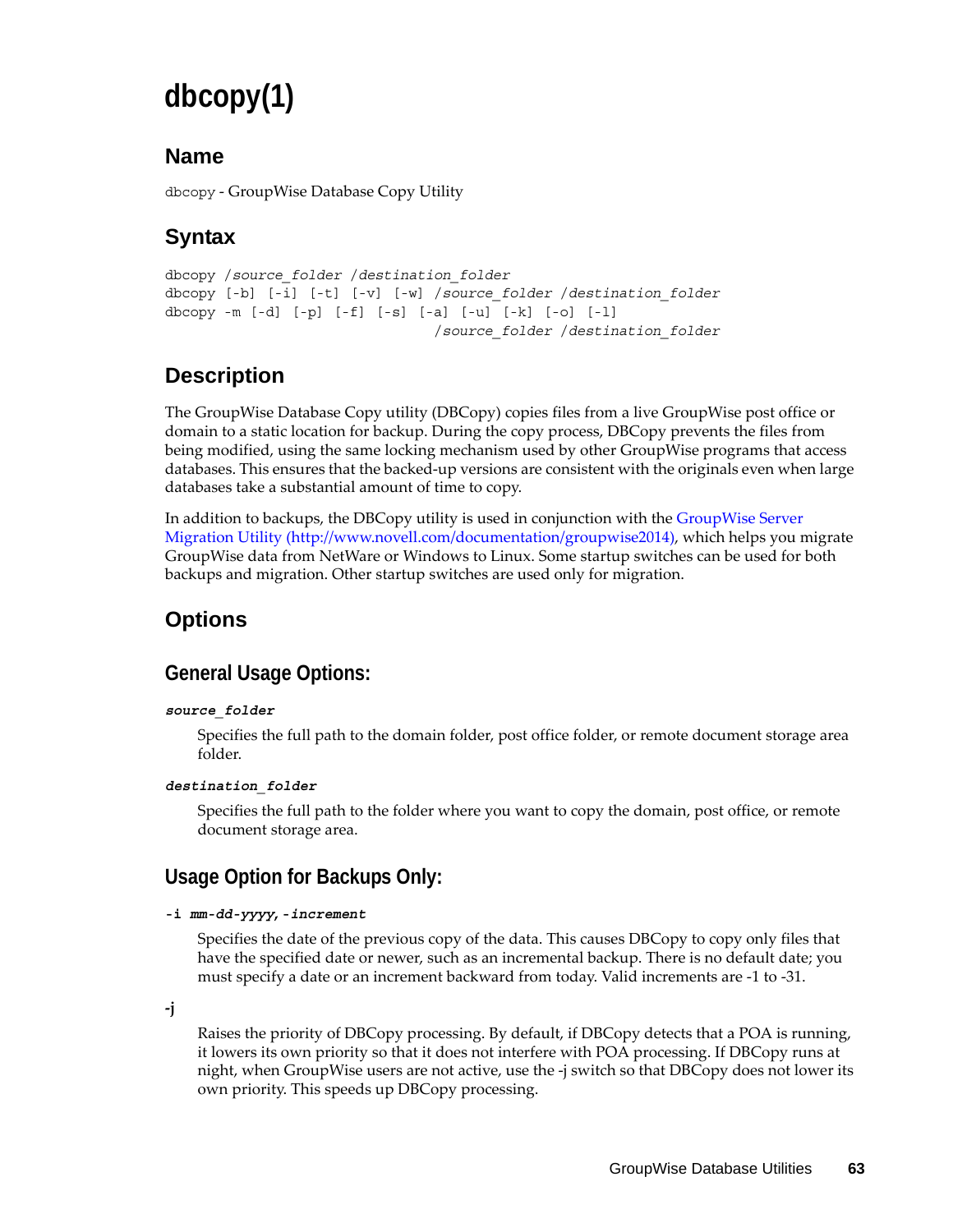# dbcopy(1)

## Name

dbcopy - GroupWise Database Copy Utility

## Syntax

```
dbcopy /source_folder /destination_folder
dbcopy [-b] [-i] [-t] [-v] [-w] /source_folder /destination_folder
dbcopy -m [-d] [-p] [-f] [-s] [-a] [-u] [-k] [-o] [-l]
                              /source_folder /destination_folder
```

## Description

The GroupWise Database Copy utility (DBCopy) copies files from a live GroupWise post office or domain to a static location for backup. During the copy process, DBCopy prevents the files from being modified, using the same locking mechanism used by other GroupWise programs that access databases. This ensures that the backed-up versions are consistent with the originals even when large databases take a substantial amount of time to copy.

In addition to backups, the DBCopy utility is used in conjunction with the GroupWise Server Migration Utility (http://www.novell.com/documentation/groupwise2014), which helps you migrate GroupWise data from NetWare or Windows to Linux. Some startup switches can be used for both backups and migration. Other startup switches are used only for migration.

## Options

### General Usage Options:

***source_folder***

Specifies the full path to the domain folder, post office folder, or remote document storage area folder.

***destination_folder***

Specifies the full path to the folder where you want to copy the domain, post office, or remote document storage area.

### Usage Option for Backups Only:

**-i *mm-dd-yyyy*, -*increment***

Specifies the date of the previous copy of the data. This causes DBCopy to copy only files that have the specified date or newer, such as an incremental backup. There is no default date; you must specify a date or an increment backward from today. Valid increments are -1 to -31.

**-j**

Raises the priority of DBCopy processing. By default, if DBCopy detects that a POA is running, it lowers its own priority so that it does not interfere with POA processing. If DBCopy runs at night, when GroupWise users are not active, use the -j switch so that DBCopy does not lower its own priority. This speeds up DBCopy processing.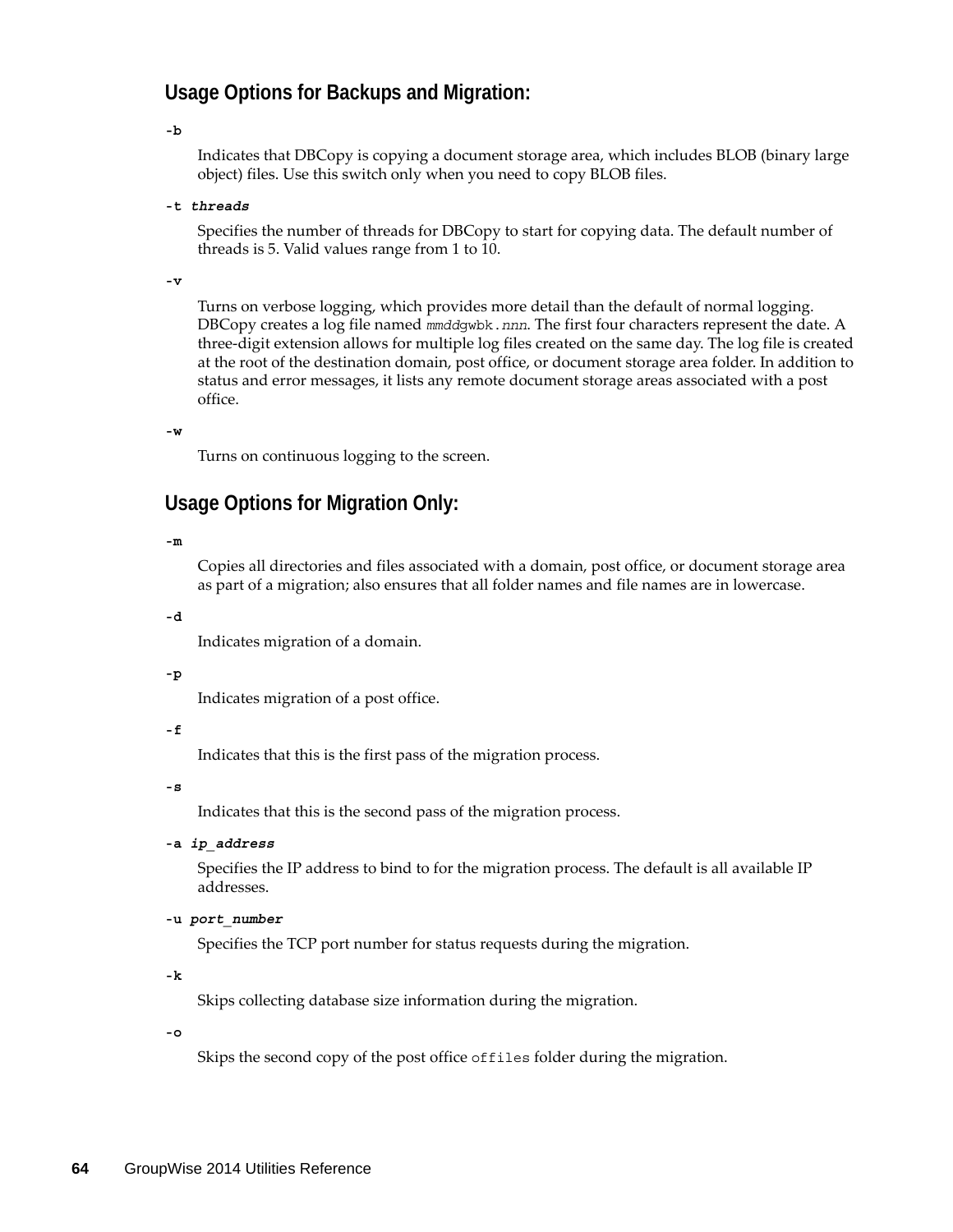## Usage Options for Backups and Migration:

**-b**

Indicates that DBCopy is copying a document storage area, which includes BLOB (binary large object) files. Use this switch only when you need to copy BLOB files.

**-t *threads***

Specifies the number of threads for DBCopy to start for copying data. The default number of threads is 5. Valid values range from 1 to 10.

**-v**

Turns on verbose logging, which provides more detail than the default of normal logging. DBCopy creates a log file named `mmddgwbk.nnn`. The first four characters represent the date. A three-digit extension allows for multiple log files created on the same day. The log file is created at the root of the destination domain, post office, or document storage area folder. In addition to status and error messages, it lists any remote document storage areas associated with a post office.

**-w**

Turns on continuous logging to the screen.

## Usage Options for Migration Only:

**-m**

Copies all directories and files associated with a domain, post office, or document storage area as part of a migration; also ensures that all folder names and file names are in lowercase.

**-d**

Indicates migration of a domain.

**-p**

Indicates migration of a post office.

**-f**

Indicates that this is the first pass of the migration process.

**-s**

Indicates that this is the second pass of the migration process.

**-a *ip_address***

Specifies the IP address to bind to for the migration process. The default is all available IP addresses.

**-u *port_number***

Specifies the TCP port number for status requests during the migration.

**-k**

Skips collecting database size information during the migration.

**-o**

Skips the second copy of the post office `offiles` folder during the migration.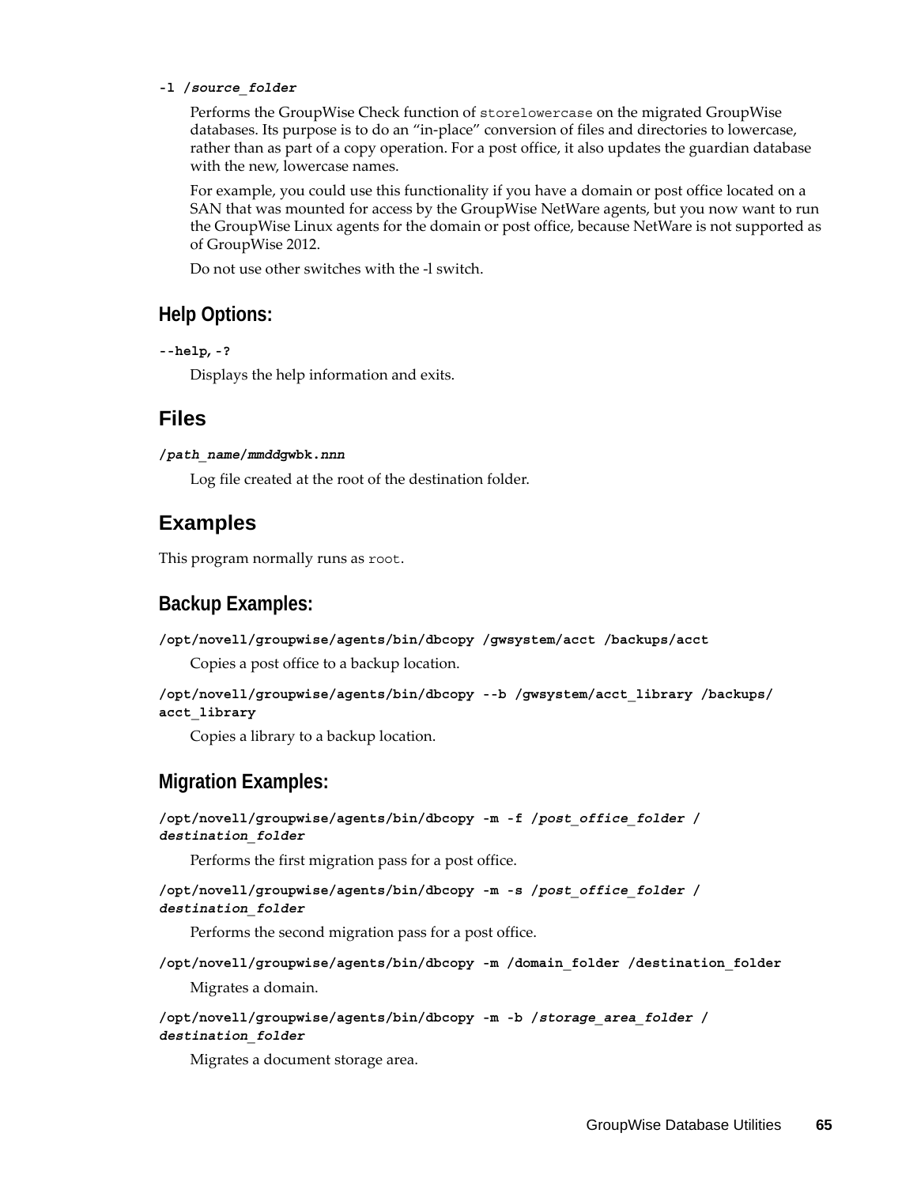**-l /*source_folder***

Performs the GroupWise Check function of `storelowercase` on the migrated GroupWise databases. Its purpose is to do an "in-place" conversion of files and directories to lowercase, rather than as part of a copy operation. For a post office, it also updates the guardian database with the new, lowercase names.

For example, you could use this functionality if you have a domain or post office located on a SAN that was mounted for access by the GroupWise NetWare agents, but you now want to run the GroupWise Linux agents for the domain or post office, because NetWare is not supported as of GroupWise 2012.

Do not use other switches with the -l switch.

### Help Options:

**--help, -?**

Displays the help information and exits.

## Files

***/path_name/mmddgwbk.nnn***

Log file created at the root of the destination folder.

## Examples

This program normally runs as `root`.

### Backup Examples:

**/opt/novell/groupwise/agents/bin/dbcopy /gwsystem/acct /backups/acct**

Copies a post office to a backup location.

**/opt/novell/groupwise/agents/bin/dbcopy --b /gwsystem/acct_library /backups/acct_library**

Copies a library to a backup location.

### Migration Examples:

**/opt/novell/groupwise/agents/bin/dbcopy -m -f /*post_office_folder* /*destination_folder***

Performs the first migration pass for a post office.

**/opt/novell/groupwise/agents/bin/dbcopy -m -s /*post_office_folder* /*destination_folder***

Performs the second migration pass for a post office.

**/opt/novell/groupwise/agents/bin/dbcopy -m /domain_folder /destination_folder**

Migrates a domain.

**/opt/novell/groupwise/agents/bin/dbcopy -m -b /*storage_area_folder* /*destination_folder***

Migrates a document storage area.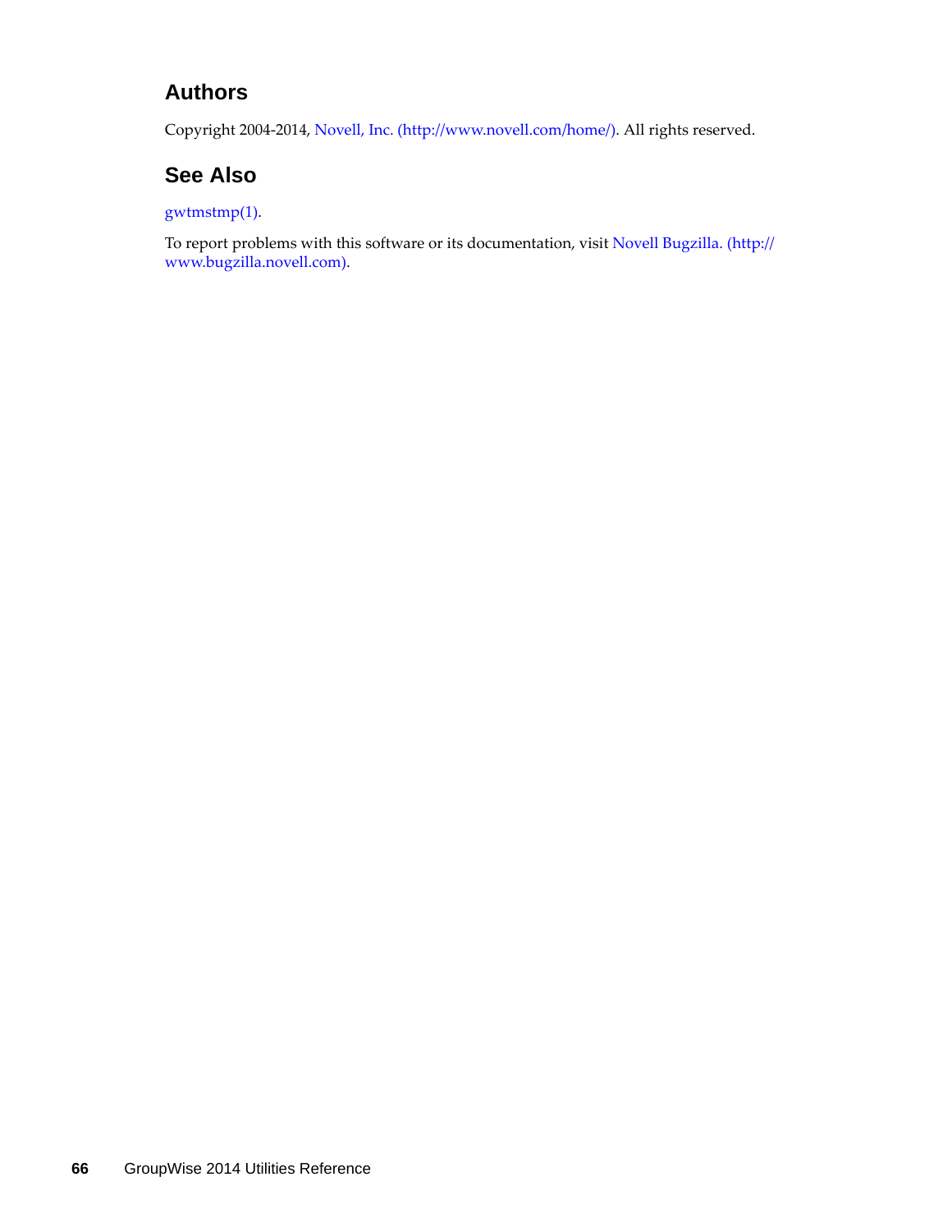## Authors

Copyright 2004-2014, Novell, Inc. (http://www.novell.com/home/). All rights reserved.

## See Also

gwtmstmp(1).

To report problems with this software or its documentation, visit Novell Bugzilla. (http://www.bugzilla.novell.com).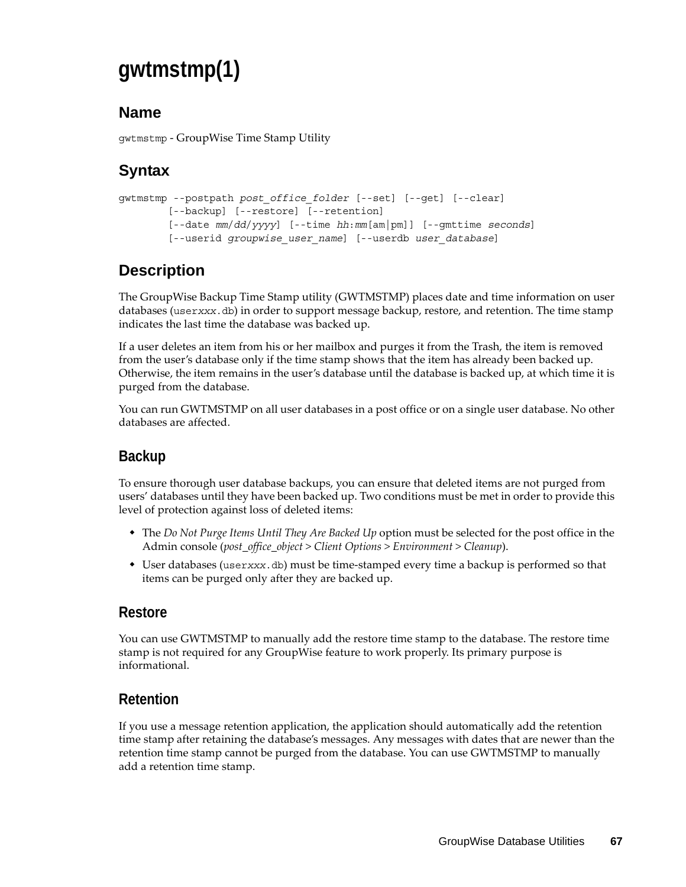# gwtmstmp(1)

## Name

gwtmstmp - GroupWise Time Stamp Utility

## Syntax

```
gwtmstmp --postpath post_office_folder [--set] [--get] [--clear]
        [--backup] [--restore] [--retention]
        [--date mm/dd/yyyy] [--time hh:mm[am|pm]] [--gmttime seconds]
        [--userid groupwise_user_name] [--userdb user_database]
```

## Description

The GroupWise Backup Time Stamp utility (GWTMSTMP) places date and time information on user databases (`userxxx.db`) in order to support message backup, restore, and retention. The time stamp indicates the last time the database was backed up.

If a user deletes an item from his or her mailbox and purges it from the Trash, the item is removed from the user's database only if the time stamp shows that the item has already been backed up. Otherwise, the item remains in the user's database until the database is backed up, at which time it is purged from the database.

You can run GWTMSTMP on all user databases in a post office or on a single user database. No other databases are affected.

### Backup

To ensure thorough user database backups, you can ensure that deleted items are not purged from users' databases until they have been backed up. Two conditions must be met in order to provide this level of protection against loss of deleted items:

- The *Do Not Purge Items Until They Are Backed Up* option must be selected for the post office in the Admin console (*post_office_object > Client Options > Environment > Cleanup*).
- User databases (`userxxx.db`) must be time-stamped every time a backup is performed so that items can be purged only after they are backed up.

### Restore

You can use GWTMSTMP to manually add the restore time stamp to the database. The restore time stamp is not required for any GroupWise feature to work properly. Its primary purpose is informational.

### Retention

If you use a message retention application, the application should automatically add the retention time stamp after retaining the database's messages. Any messages with dates that are newer than the retention time stamp cannot be purged from the database. You can use GWTMSTMP to manually add a retention time stamp.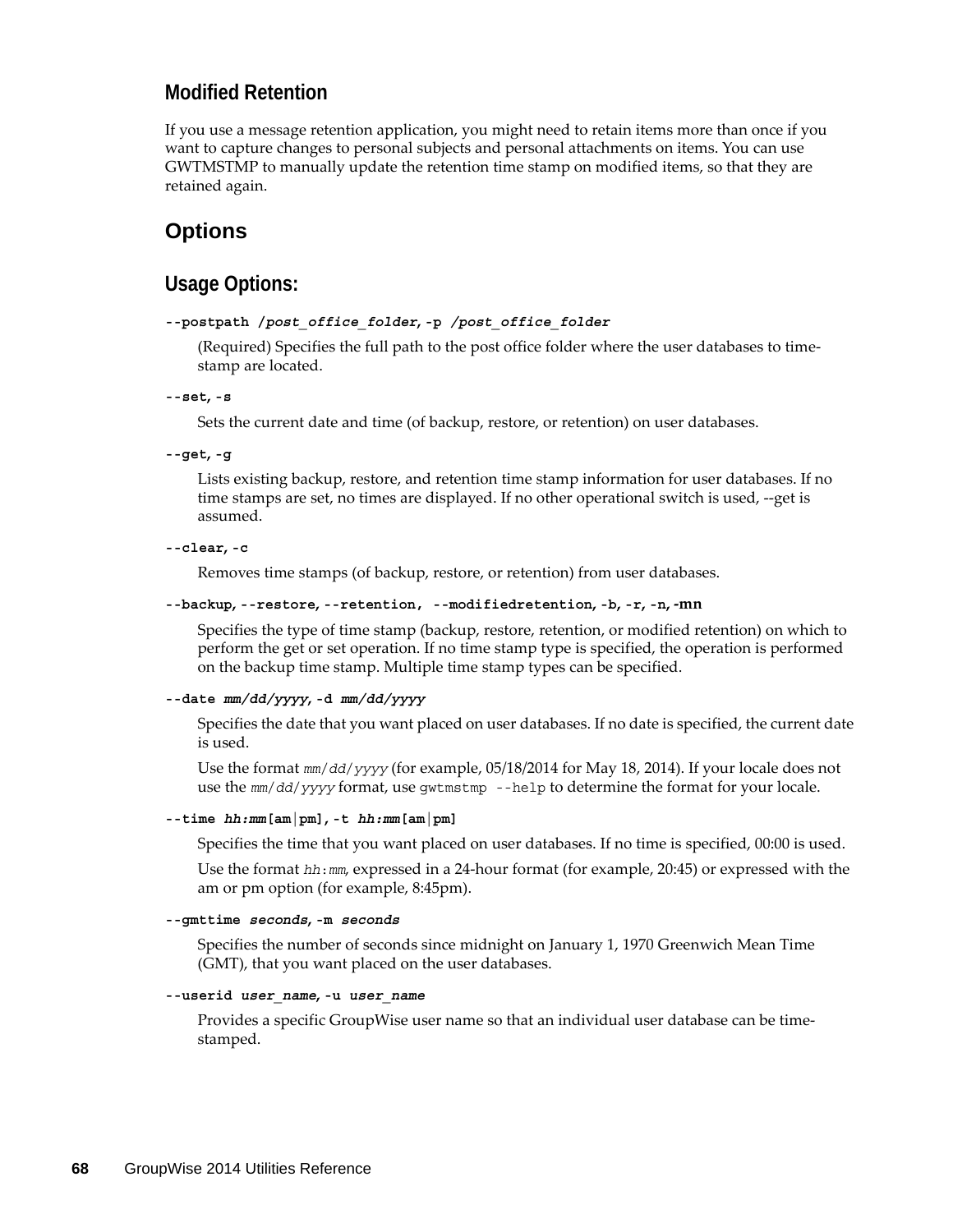### Modified Retention

If you use a message retention application, you might need to retain items more than once if you want to capture changes to personal subjects and personal attachments on items. You can use GWTMSTMP to manually update the retention time stamp on modified items, so that they are retained again.

## Options

### Usage Options:

**`--postpath /post_office_folder`, `-p /post_office_folder`**

(Required) Specifies the full path to the post office folder where the user databases to time-stamp are located.

**`--set`, `-s`**

Sets the current date and time (of backup, restore, or retention) on user databases.

**`--get`, `-g`**

Lists existing backup, restore, and retention time stamp information for user databases. If no time stamps are set, no times are displayed. If no other operational switch is used, --get is assumed.

**`--clear`, `-c`**

Removes time stamps (of backup, restore, or retention) from user databases.

**`--backup`, `--restore`, `--retention`, `--modifiedretention`, `-b`, `-r`, `-n`, `-mn`**

Specifies the type of time stamp (backup, restore, retention, or modified retention) on which to perform the get or set operation. If no time stamp type is specified, the operation is performed on the backup time stamp. Multiple time stamp types can be specified.

**`--date mm/dd/yyyy`, `-d mm/dd/yyyy`**

Specifies the date that you want placed on user databases. If no date is specified, the current date is used.

Use the format *mm/dd/yyyy* (for example, 05/18/2014 for May 18, 2014). If your locale does not use the *mm/dd/yyyy* format, use `gwtmstmp --help` to determine the format for your locale.

**`--time hh:mm[am|pm]`, `-t hh:mm[am|pm]`**

Specifies the time that you want placed on user databases. If no time is specified, 00:00 is used.

Use the format *hh:mm*, expressed in a 24-hour format (for example, 20:45) or expressed with the am or pm option (for example, 8:45pm).

**`--gmttime seconds`, `-m seconds`**

Specifies the number of seconds since midnight on January 1, 1970 Greenwich Mean Time (GMT), that you want placed on the user databases.

**`--userid user_name`, `-u user_name`**

Provides a specific GroupWise user name so that an individual user database can be time-stamped.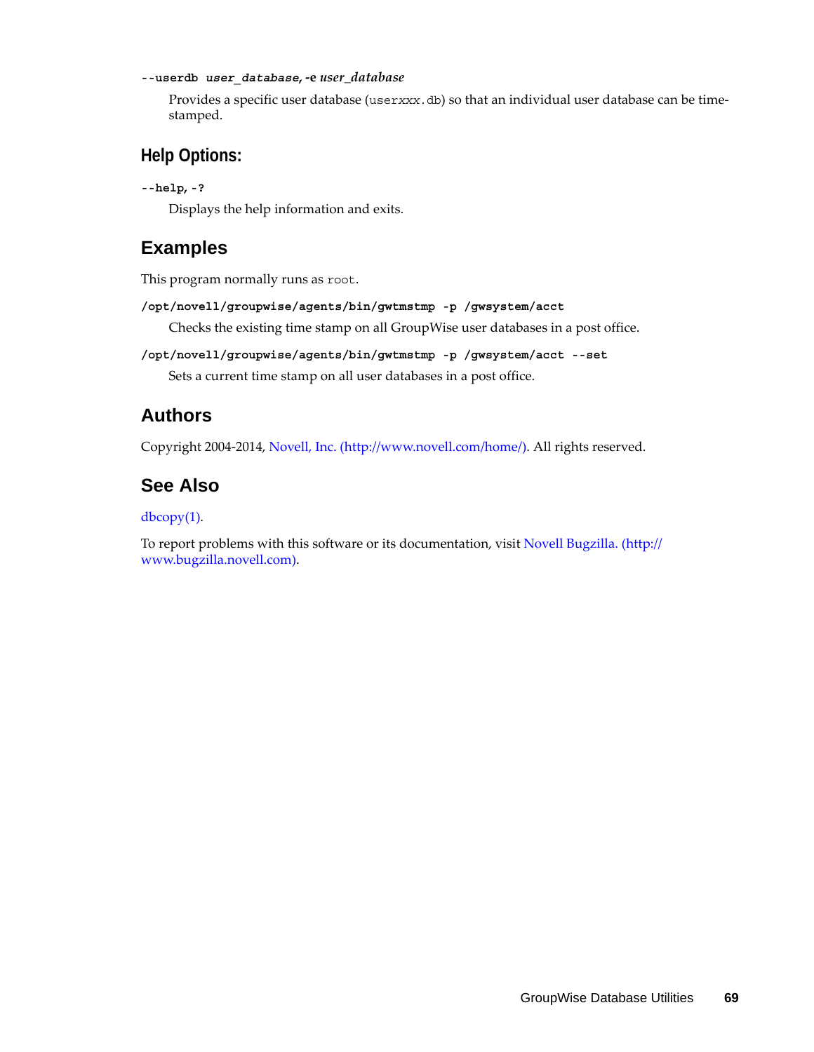**--userdb *user_database*, -e *user_database***

Provides a specific user database (user*xxx*.db) so that an individual user database can be time-stamped.

### Help Options:

**--help, -?**

Displays the help information and exits.

## Examples

This program normally runs as root.

**/opt/novell/groupwise/agents/bin/gwtmstmp -p /gwsystem/acct**

Checks the existing time stamp on all GroupWise user databases in a post office.

**/opt/novell/groupwise/agents/bin/gwtmstmp -p /gwsystem/acct --set**

Sets a current time stamp on all user databases in a post office.

## Authors

Copyright 2004-2014, Novell, Inc. (http://www.novell.com/home/). All rights reserved.

## See Also

dbcopy(1).

To report problems with this software or its documentation, visit Novell Bugzilla. (http://www.bugzilla.novell.com).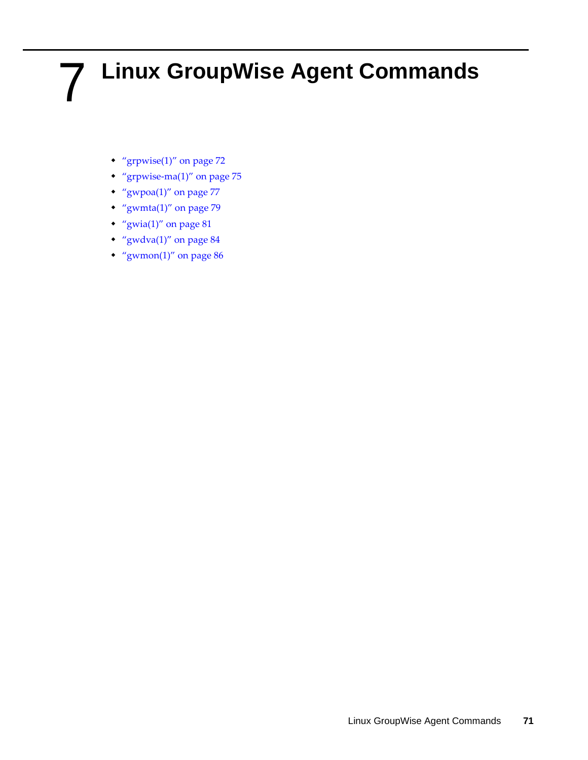# 7 Linux GroupWise Agent Commands

- "grpwise(1)" on page 72
- "grpwise-ma(1)" on page 75
- "gwpoa(1)" on page 77
- "gwmta(1)" on page 79
- "gwia(1)" on page 81
- "gwdva(1)" on page 84
- "gwmon(1)" on page 86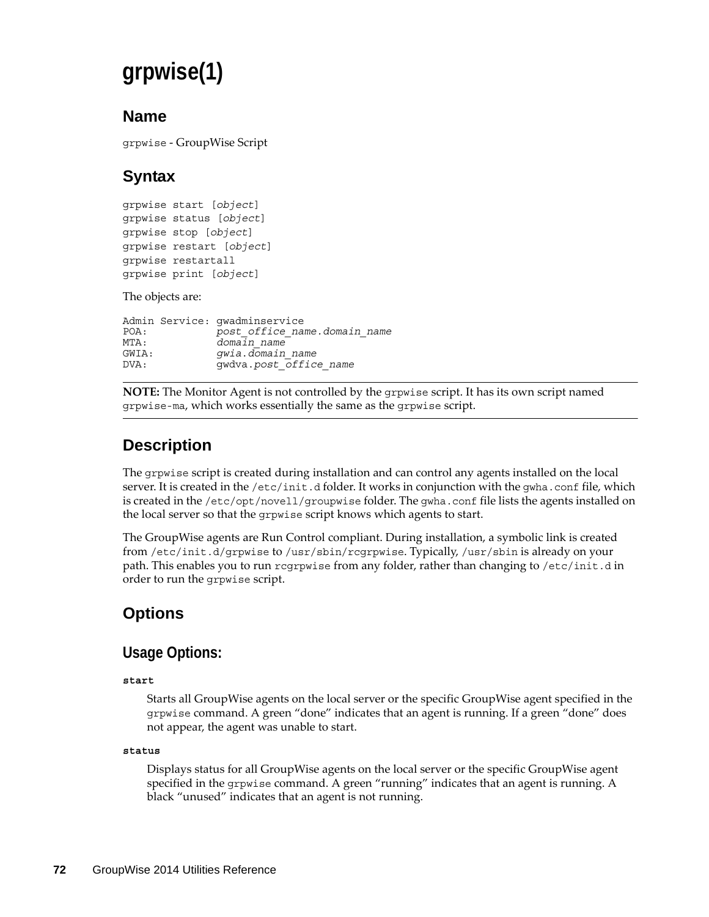# grpwise(1)

## Name

`grpwise` - GroupWise Script

## Syntax

```
grpwise start [object]
grpwise status [object]
grpwise stop [object]
grpwise restart [object]
grpwise restartall
grpwise print [object]
```

The objects are:

```
Admin Service: gwadminservice
POA:           post_office_name.domain_name
MTA:           domain_name
GWIA:          gwia.domain_name
DVA:           gwdva.post_office_name
```

---

**NOTE:** The Monitor Agent is not controlled by the `grpwise` script. It has its own script named `grpwise-ma`, which works essentially the same as the `grpwise` script.

---

## Description

The `grpwise` script is created during installation and can control any agents installed on the local server. It is created in the `/etc/init.d` folder. It works in conjunction with the `gwha.conf` file, which is created in the `/etc/opt/novell/groupwise` folder. The `gwha.conf` file lists the agents installed on the local server so that the `grpwise` script knows which agents to start.

The GroupWise agents are Run Control compliant. During installation, a symbolic link is created from `/etc/init.d/grpwise` to `/usr/sbin/rcgrpwise`. Typically, `/usr/sbin` is already on your path. This enables you to run `rcgrpwise` from any folder, rather than changing to `/etc/init.d` in order to run the `grpwise` script.

## Options

### Usage Options:

**`start`**

Starts all GroupWise agents on the local server or the specific GroupWise agent specified in the `grpwise` command. A green "done" indicates that an agent is running. If a green "done" does not appear, the agent was unable to start.

**`status`**

Displays status for all GroupWise agents on the local server or the specific GroupWise agent specified in the `grpwise` command. A green "running" indicates that an agent is running. A black "unused" indicates that an agent is not running.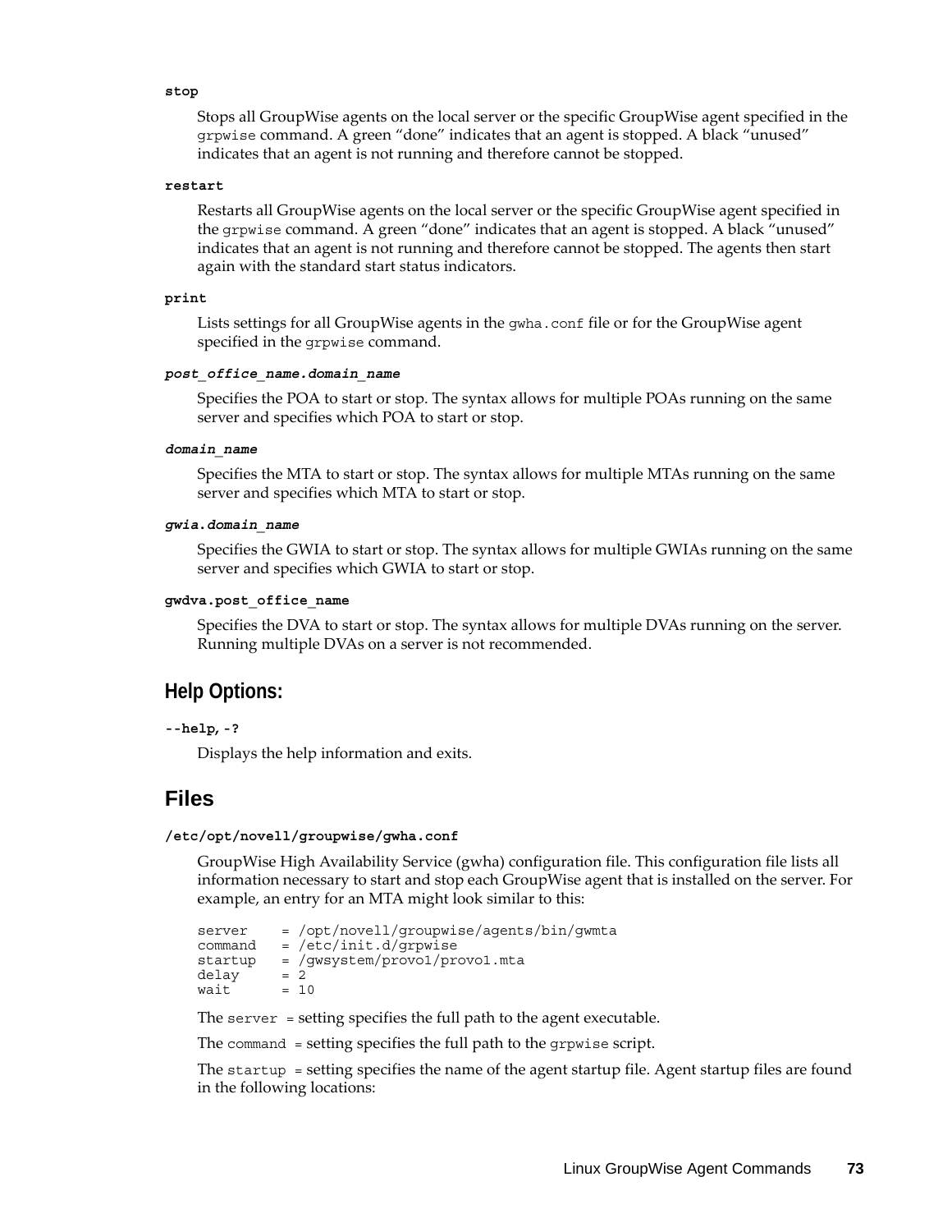**stop**

Stops all GroupWise agents on the local server or the specific GroupWise agent specified in the `grpwise` command. A green "done" indicates that an agent is stopped. A black "unused" indicates that an agent is not running and therefore cannot be stopped.

**restart**

Restarts all GroupWise agents on the local server or the specific GroupWise agent specified in the `grpwise` command. A green "done" indicates that an agent is stopped. A black "unused" indicates that an agent is not running and therefore cannot be stopped. The agents then start again with the standard start status indicators.

**print**

Lists settings for all GroupWise agents in the `gwha.conf` file or for the GroupWise agent specified in the `grpwise` command.

***post_office_name.domain_name***

Specifies the POA to start or stop. The syntax allows for multiple POAs running on the same server and specifies which POA to start or stop.

***domain_name***

Specifies the MTA to start or stop. The syntax allows for multiple MTAs running on the same server and specifies which MTA to start or stop.

***gwia.domain_name***

Specifies the GWIA to start or stop. The syntax allows for multiple GWIAs running on the same server and specifies which GWIA to start or stop.

**gwdva.post_office_name**

Specifies the DVA to start or stop. The syntax allows for multiple DVAs running on the server. Running multiple DVAs on a server is not recommended.

### Help Options:

**--help, -?**

Displays the help information and exits.

## Files

**/etc/opt/novell/groupwise/gwha.conf**

GroupWise High Availability Service (gwha) configuration file. This configuration file lists all information necessary to start and stop each GroupWise agent that is installed on the server. For example, an entry for an MTA might look similar to this:

```
server    = /opt/novell/groupwise/agents/bin/gwmta
command   = /etc/init.d/grpwise
startup   = /gwsystem/provo1/provo1.mta
delay     = 2
wait      = 10
```

The `server =` setting specifies the full path to the agent executable.

The `command =` setting specifies the full path to the `grpwise` script.

The `startup =` setting specifies the name of the agent startup file. Agent startup files are found in the following locations: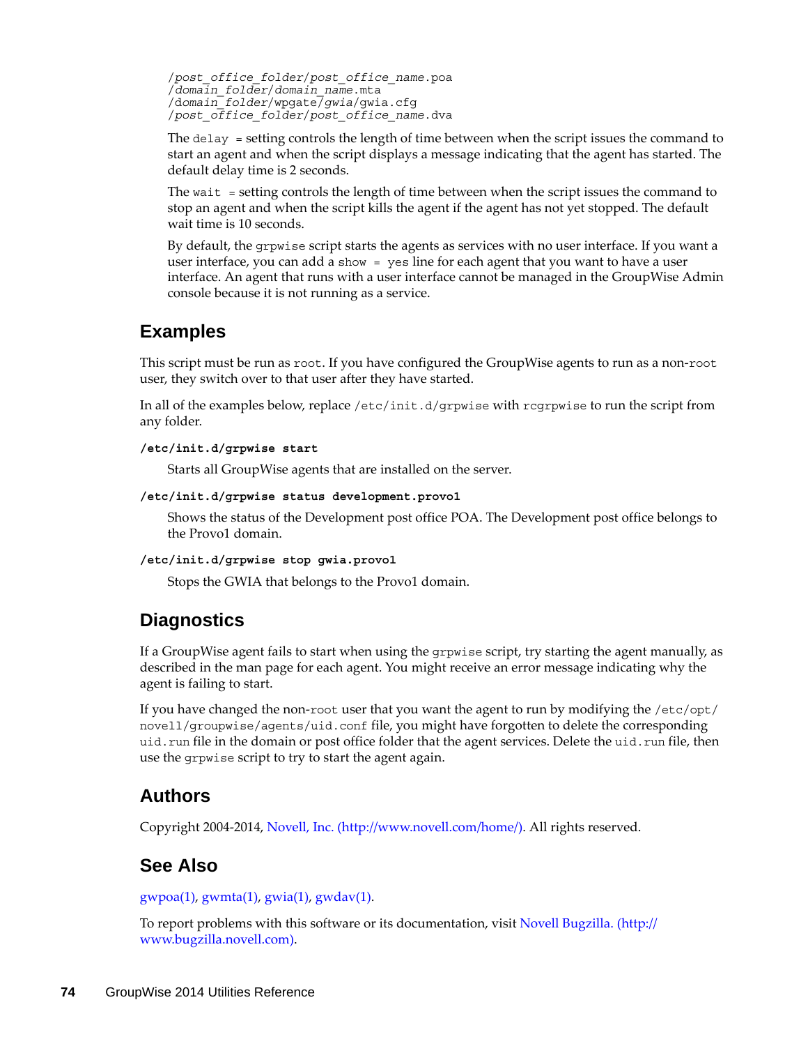```
/post_office_folder/post_office_name.poa
/domain_folder/domain_name.mta
/domain_folder/wpgate/gwia/gwia.cfg
/post_office_folder/post_office_name.dva
```

The `delay =` setting controls the length of time between when the script issues the command to start an agent and when the script displays a message indicating that the agent has started. The default delay time is 2 seconds.

The `wait =` setting controls the length of time between when the script issues the command to stop an agent and when the script kills the agent if the agent has not yet stopped. The default wait time is 10 seconds.

By default, the `grpwise` script starts the agents as services with no user interface. If you want a user interface, you can add a `show = yes` line for each agent that you want to have a user interface. An agent that runs with a user interface cannot be managed in the GroupWise Admin console because it is not running as a service.

## Examples

This script must be run as `root`. If you have configured the GroupWise agents to run as a non-`root` user, they switch over to that user after they have started.

In all of the examples below, replace `/etc/init.d/grpwise` with `rcgrpwise` to run the script from any folder.

**`/etc/init.d/grpwise start`**

Starts all GroupWise agents that are installed on the server.

**`/etc/init.d/grpwise status development.provo1`**

Shows the status of the Development post office POA. The Development post office belongs to the Provo1 domain.

**`/etc/init.d/grpwise stop gwia.provo1`**

Stops the GWIA that belongs to the Provo1 domain.

## Diagnostics

If a GroupWise agent fails to start when using the `grpwise` script, try starting the agent manually, as described in the man page for each agent. You might receive an error message indicating why the agent is failing to start.

If you have changed the non-`root` user that you want the agent to run by modifying the `/etc/opt/novell/groupwise/agents/uid.conf` file, you might have forgotten to delete the corresponding `uid.run` file in the domain or post office folder that the agent services. Delete the `uid.run` file, then use the `grpwise` script to try to start the agent again.

## Authors

Copyright 2004-2014, Novell, Inc. (http://www.novell.com/home/). All rights reserved.

## See Also

gwpoa(1), gwmta(1), gwia(1), gwdav(1).

To report problems with this software or its documentation, visit Novell Bugzilla. (http://www.bugzilla.novell.com).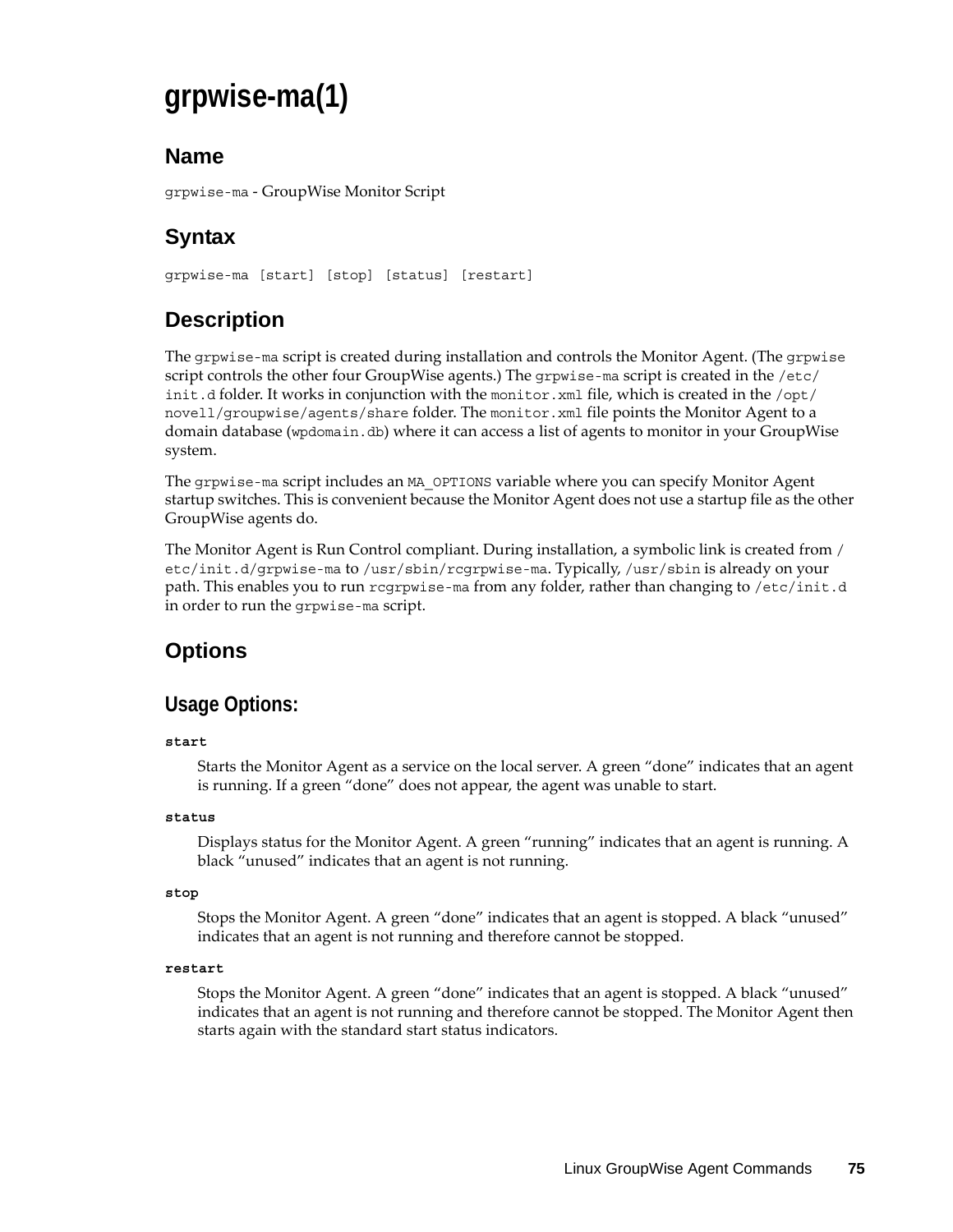# grpwise-ma(1)

## Name

`grpwise-ma` - GroupWise Monitor Script

## Syntax

```
grpwise-ma [start] [stop] [status] [restart]
```

## Description

The `grpwise-ma` script is created during installation and controls the Monitor Agent. (The `grpwise` script controls the other four GroupWise agents.) The `grpwise-ma` script is created in the `/etc/init.d` folder. It works in conjunction with the `monitor.xml` file, which is created in the `/opt/novell/groupwise/agents/share` folder. The `monitor.xml` file points the Monitor Agent to a domain database (`wpdomain.db`) where it can access a list of agents to monitor in your GroupWise system.

The `grpwise-ma` script includes an `MA_OPTIONS` variable where you can specify Monitor Agent startup switches. This is convenient because the Monitor Agent does not use a startup file as the other GroupWise agents do.

The Monitor Agent is Run Control compliant. During installation, a symbolic link is created from `/etc/init.d/grpwise-ma` to `/usr/sbin/rcgrpwise-ma`. Typically, `/usr/sbin` is already on your path. This enables you to run `rcgrpwise-ma` from any folder, rather than changing to `/etc/init.d` in order to run the `grpwise-ma` script.

## Options

### Usage Options:

**start**

Starts the Monitor Agent as a service on the local server. A green "done" indicates that an agent is running. If a green "done" does not appear, the agent was unable to start.

**status**

Displays status for the Monitor Agent. A green "running" indicates that an agent is running. A black "unused" indicates that an agent is not running.

**stop**

Stops the Monitor Agent. A green "done" indicates that an agent is stopped. A black "unused" indicates that an agent is not running and therefore cannot be stopped.

**restart**

Stops the Monitor Agent. A green "done" indicates that an agent is stopped. A black "unused" indicates that an agent is not running and therefore cannot be stopped. The Monitor Agent then starts again with the standard start status indicators.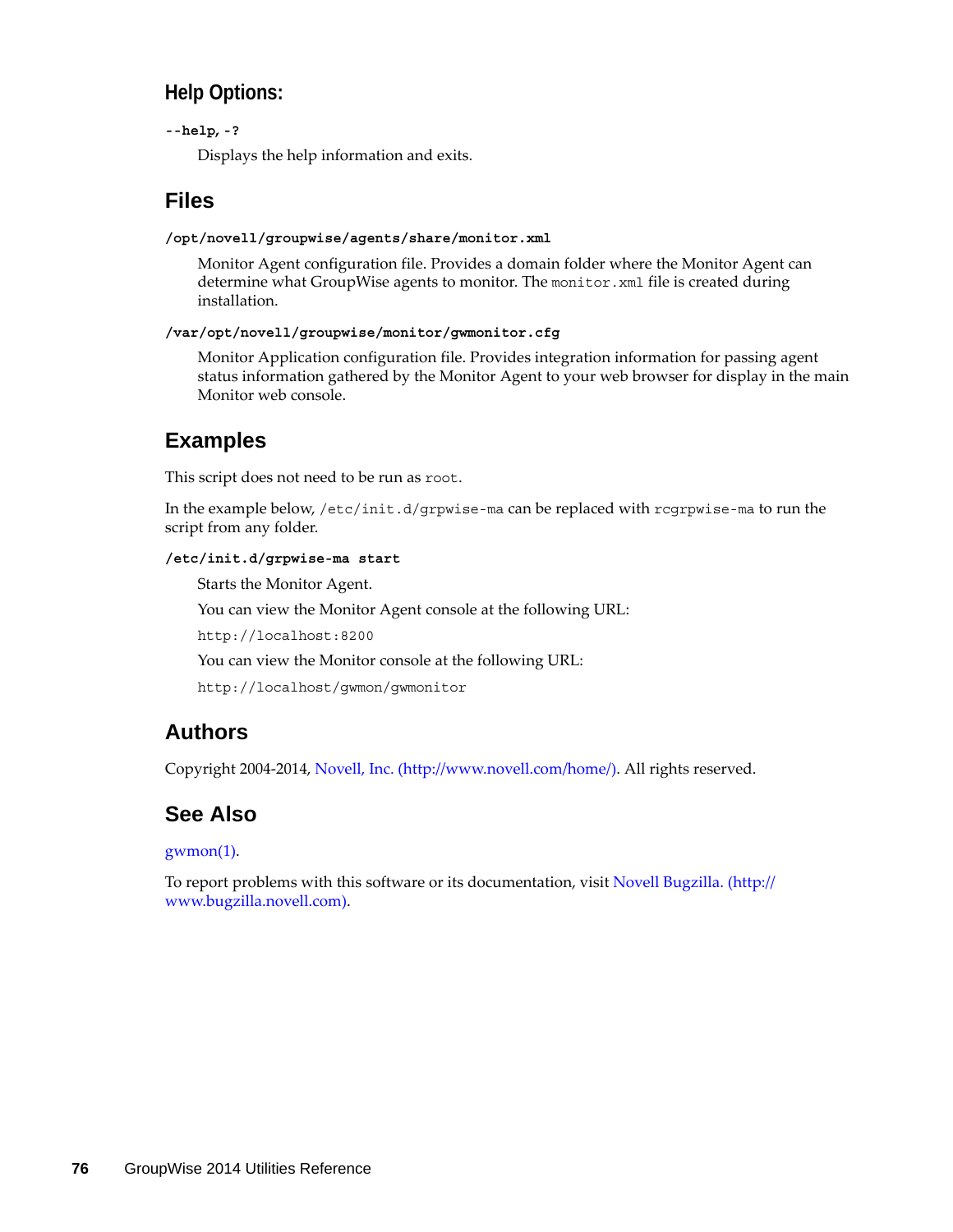### Help Options:

**--help, -?**

Displays the help information and exits.

## Files

**/opt/novell/groupwise/agents/share/monitor.xml**

Monitor Agent configuration file. Provides a domain folder where the Monitor Agent can determine what GroupWise agents to monitor. The `monitor.xml` file is created during installation.

**/var/opt/novell/groupwise/monitor/gwmonitor.cfg**

Monitor Application configuration file. Provides integration information for passing agent status information gathered by the Monitor Agent to your web browser for display in the main Monitor web console.

## Examples

This script does not need to be run as `root`.

In the example below, `/etc/init.d/grpwise-ma` can be replaced with `rcgrpwise-ma` to run the script from any folder.

**/etc/init.d/grpwise-ma start**

Starts the Monitor Agent.

You can view the Monitor Agent console at the following URL:

`http://localhost:8200`

You can view the Monitor console at the following URL:

`http://localhost/gwmon/gwmonitor`

## Authors

Copyright 2004-2014, Novell, Inc. (http://www.novell.com/home/). All rights reserved.

## See Also

gwmon(1).

To report problems with this software or its documentation, visit Novell Bugzilla. (http://www.bugzilla.novell.com).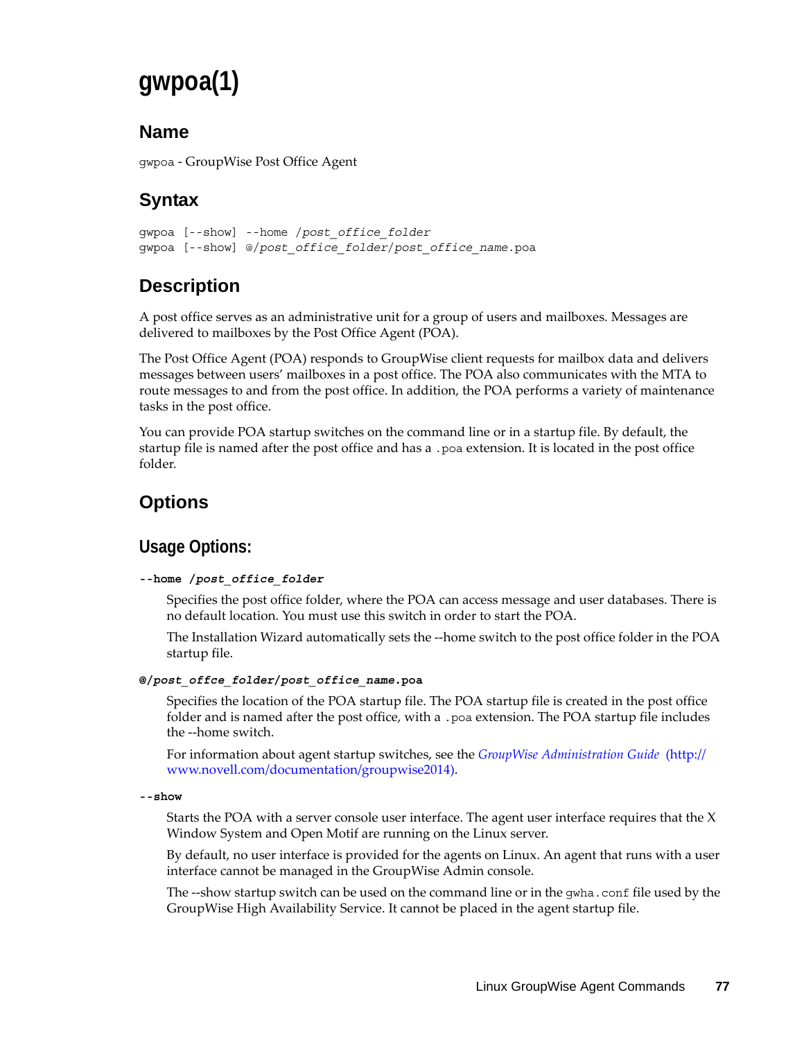# gwpoa(1)

## Name

`gwpoa` - GroupWise Post Office Agent

## Syntax

```
gwpoa [--show] --home /post_office_folder
gwpoa [--show] @/post_office_folder/post_office_name.poa
```

## Description

A post office serves as an administrative unit for a group of users and mailboxes. Messages are delivered to mailboxes by the Post Office Agent (POA).

The Post Office Agent (POA) responds to GroupWise client requests for mailbox data and delivers messages between users' mailboxes in a post office. The POA also communicates with the MTA to route messages to and from the post office. In addition, the POA performs a variety of maintenance tasks in the post office.

You can provide POA startup switches on the command line or in a startup file. By default, the startup file is named after the post office and has a `.poa` extension. It is located in the post office folder.

## Options

### Usage Options:

**`--home /post_office_folder`**

Specifies the post office folder, where the POA can access message and user databases. There is no default location. You must use this switch in order to start the POA.

The Installation Wizard automatically sets the --home switch to the post office folder in the POA startup file.

**`@/post_offce_folder/post_office_name.poa`**

Specifies the location of the POA startup file. The POA startup file is created in the post office folder and is named after the post office, with a `.poa` extension. The POA startup file includes the --home switch.

For information about agent startup switches, see the *GroupWise Administration Guide* (http://www.novell.com/documentation/groupwise2014).

**`--show`**

Starts the POA with a server console user interface. The agent user interface requires that the X Window System and Open Motif are running on the Linux server.

By default, no user interface is provided for the agents on Linux. An agent that runs with a user interface cannot be managed in the GroupWise Admin console.

The --show startup switch can be used on the command line or in the `gwha.conf` file used by the GroupWise High Availability Service. It cannot be placed in the agent startup file.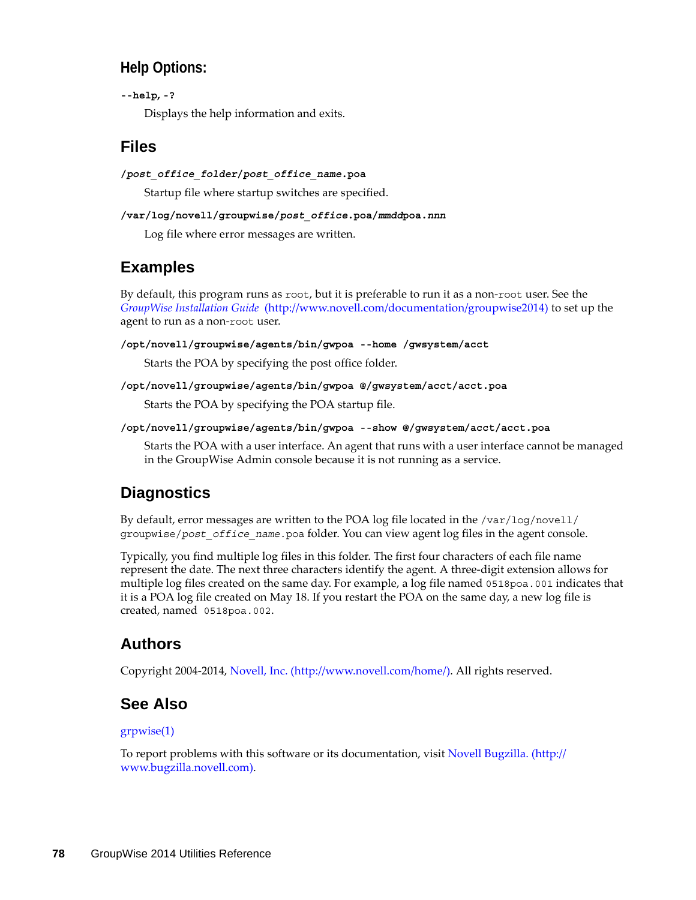### Help Options:

**--help, -?**

Displays the help information and exits.

## Files

***/post_office_folder/post_office_name*.poa**

Startup file where startup switches are specified.

**/var/log/novell/groupwise/*post_office*.poa/*mmdd*poa.*nnn***

Log file where error messages are written.

## Examples

By default, this program runs as `root`, but it is preferable to run it as a non-`root` user. See the *GroupWise Installation Guide* (http://www.novell.com/documentation/groupwise2014) to set up the agent to run as a non-`root` user.

**/opt/novell/groupwise/agents/bin/gwpoa --home /gwsystem/acct**

Starts the POA by specifying the post office folder.

**/opt/novell/groupwise/agents/bin/gwpoa @/gwsystem/acct/acct.poa**

Starts the POA by specifying the POA startup file.

**/opt/novell/groupwise/agents/bin/gwpoa --show @/gwsystem/acct/acct.poa**

Starts the POA with a user interface. An agent that runs with a user interface cannot be managed in the GroupWise Admin console because it is not running as a service.

## Diagnostics

By default, error messages are written to the POA log file located in the `/var/log/novell/groupwise/`*`post_office_name`*`.poa` folder. You can view agent log files in the agent console.

Typically, you find multiple log files in this folder. The first four characters of each file name represent the date. The next three characters identify the agent. A three-digit extension allows for multiple log files created on the same day. For example, a log file named `0518poa.001` indicates that it is a POA log file created on May 18. If you restart the POA on the same day, a new log file is created, named `0518poa.002`.

## Authors

Copyright 2004-2014, Novell, Inc. (http://www.novell.com/home/). All rights reserved.

## See Also

grpwise(1)

To report problems with this software or its documentation, visit Novell Bugzilla. (http://www.bugzilla.novell.com).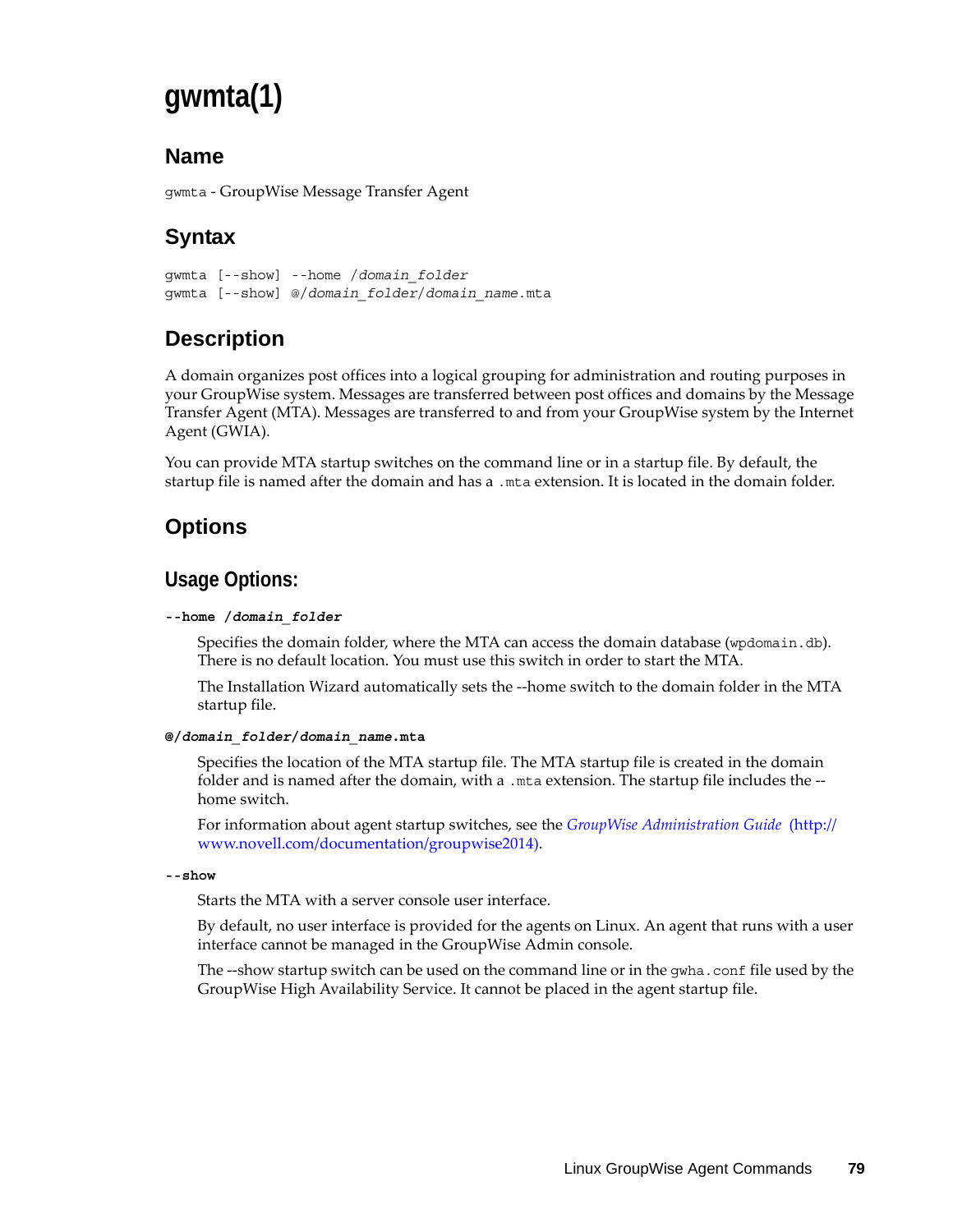# gwmta(1)

## Name

`gwmta` - GroupWise Message Transfer Agent

## Syntax

```
gwmta [--show] --home /domain_folder
gwmta [--show] @/domain_folder/domain_name.mta
```

## Description

A domain organizes post offices into a logical grouping for administration and routing purposes in your GroupWise system. Messages are transferred between post offices and domains by the Message Transfer Agent (MTA). Messages are transferred to and from your GroupWise system by the Internet Agent (GWIA).

You can provide MTA startup switches on the command line or in a startup file. By default, the startup file is named after the domain and has a `.mta` extension. It is located in the domain folder.

## Options

### Usage Options:

**`--home /domain_folder`**

Specifies the domain folder, where the MTA can access the domain database (`wpdomain.db`). There is no default location. You must use this switch in order to start the MTA.

The Installation Wizard automatically sets the --home switch to the domain folder in the MTA startup file.

**`@/domain_folder/domain_name.mta`**

Specifies the location of the MTA startup file. The MTA startup file is created in the domain folder and is named after the domain, with a `.mta` extension. The startup file includes the --home switch.

For information about agent startup switches, see the *GroupWise Administration Guide* (http://www.novell.com/documentation/groupwise2014).

**`--show`**

Starts the MTA with a server console user interface.

By default, no user interface is provided for the agents on Linux. An agent that runs with a user interface cannot be managed in the GroupWise Admin console.

The --show startup switch can be used on the command line or in the `gwha.conf` file used by the GroupWise High Availability Service. It cannot be placed in the agent startup file.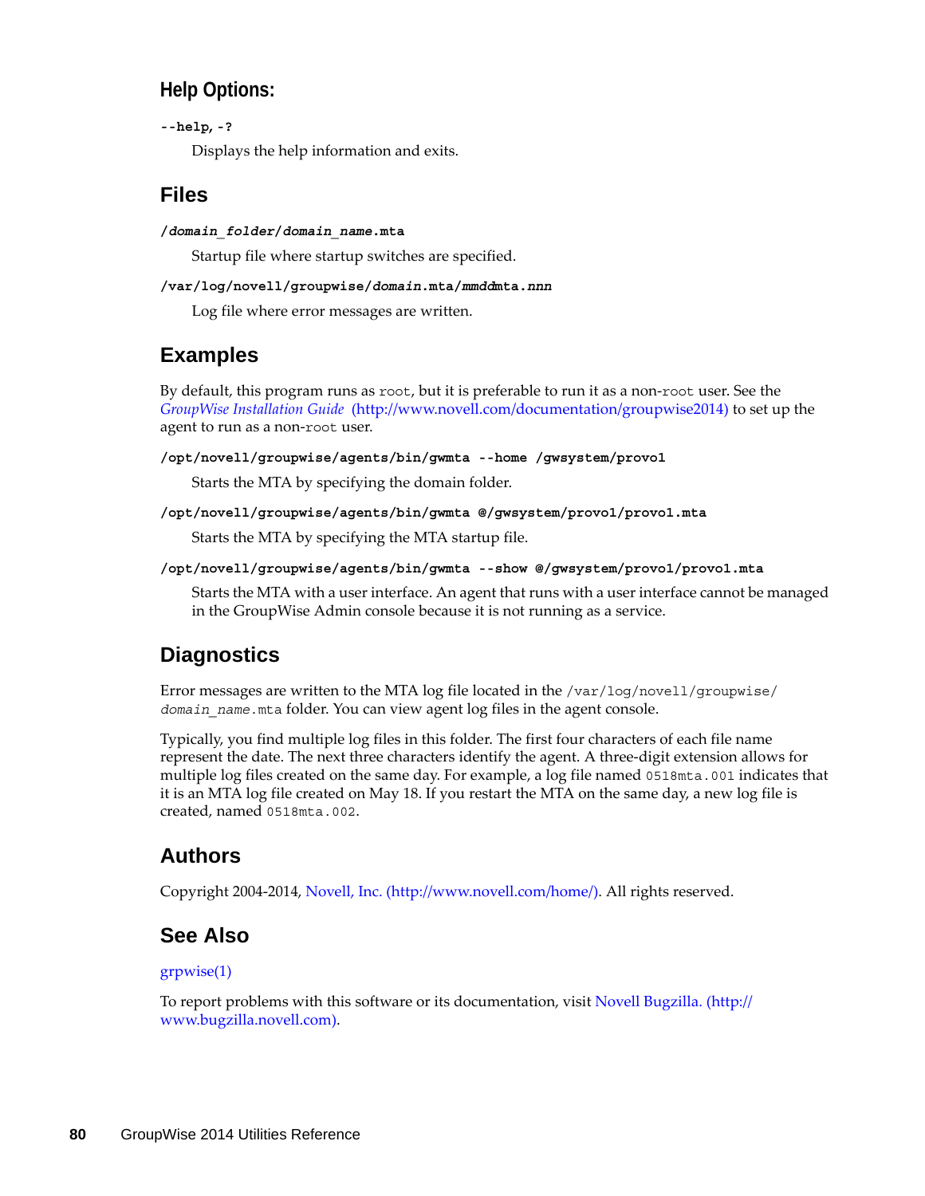### Help Options:

**--help, -?**

Displays the help information and exits.

## Files

**/*domain_folder*/*domain_name*.mta**

Startup file where startup switches are specified.

**/var/log/novell/groupwise/*domain*.mta/*mmdd*mta.*nnn***

Log file where error messages are written.

## Examples

By default, this program runs as `root`, but it is preferable to run it as a non-`root` user. See the *GroupWise Installation Guide* (http://www.novell.com/documentation/groupwise2014) to set up the agent to run as a non-`root` user.

**/opt/novell/groupwise/agents/bin/gwmta --home /gwsystem/provo1**

Starts the MTA by specifying the domain folder.

**/opt/novell/groupwise/agents/bin/gwmta @/gwsystem/provo1/provo1.mta**

Starts the MTA by specifying the MTA startup file.

**/opt/novell/groupwise/agents/bin/gwmta --show @/gwsystem/provo1/provo1.mta**

Starts the MTA with a user interface. An agent that runs with a user interface cannot be managed in the GroupWise Admin console because it is not running as a service.

## Diagnostics

Error messages are written to the MTA log file located in the `/var/log/novell/groupwise/`*`domain_name`*`.mta` folder. You can view agent log files in the agent console.

Typically, you find multiple log files in this folder. The first four characters of each file name represent the date. The next three characters identify the agent. A three-digit extension allows for multiple log files created on the same day. For example, a log file named `0518mta.001` indicates that it is an MTA log file created on May 18. If you restart the MTA on the same day, a new log file is created, named `0518mta.002`.

## Authors

Copyright 2004-2014, Novell, Inc. (http://www.novell.com/home/). All rights reserved.

## See Also

grpwise(1)

To report problems with this software or its documentation, visit Novell Bugzilla. (http://www.bugzilla.novell.com).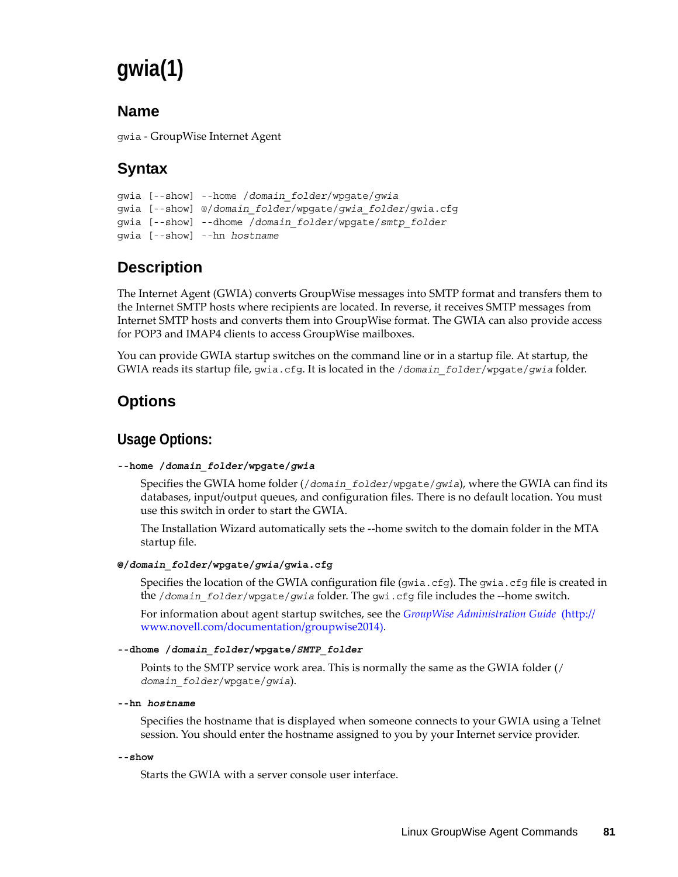# gwia(1)

## Name

`gwia` - GroupWise Internet Agent

## Syntax

```
gwia [--show] --home /domain_folder/wpgate/gwia
gwia [--show] @/domain_folder/wpgate/gwia_folder/gwia.cfg
gwia [--show] --dhome /domain_folder/wpgate/smtp_folder
gwia [--show] --hn hostname
```

## Description

The Internet Agent (GWIA) converts GroupWise messages into SMTP format and transfers them to the Internet SMTP hosts where recipients are located. In reverse, it receives SMTP messages from Internet SMTP hosts and converts them into GroupWise format. The GWIA can also provide access for POP3 and IMAP4 clients to access GroupWise mailboxes.

You can provide GWIA startup switches on the command line or in a startup file. At startup, the GWIA reads its startup file, `gwia.cfg`. It is located in the `/`*`domain_folder`*`/wpgate/`*`gwia`* folder.

## Options

### Usage Options:

**`--home /`*`domain_folder`*`/wpgate/`*`gwia`***

Specifies the GWIA home folder (`/`*`domain_folder`*`/wpgate/`*`gwia`*), where the GWIA can find its databases, input/output queues, and configuration files. There is no default location. You must use this switch in order to start the GWIA.

The Installation Wizard automatically sets the --home switch to the domain folder in the MTA startup file.

**`@/`*`domain_folder`*`/wpgate/`*`gwia`*`/gwia.cfg`**

Specifies the location of the GWIA configuration file (`gwia.cfg`). The `gwia.cfg` file is created in the `/`*`domain_folder`*`/wpgate/`*`gwia`* folder. The `gwi.cfg` file includes the --home switch.

For information about agent startup switches, see the *GroupWise Administration Guide* (http://www.novell.com/documentation/groupwise2014).

**`--dhome /`*`domain_folder`*`/wpgate/`*`SMTP_folder`***

Points to the SMTP service work area. This is normally the same as the GWIA folder (`/`*`domain_folder`*`/wpgate/`*`gwia`*).

**`--hn`** ***`hostname`***

Specifies the hostname that is displayed when someone connects to your GWIA using a Telnet session. You should enter the hostname assigned to you by your Internet service provider.

**`--show`**

Starts the GWIA with a server console user interface.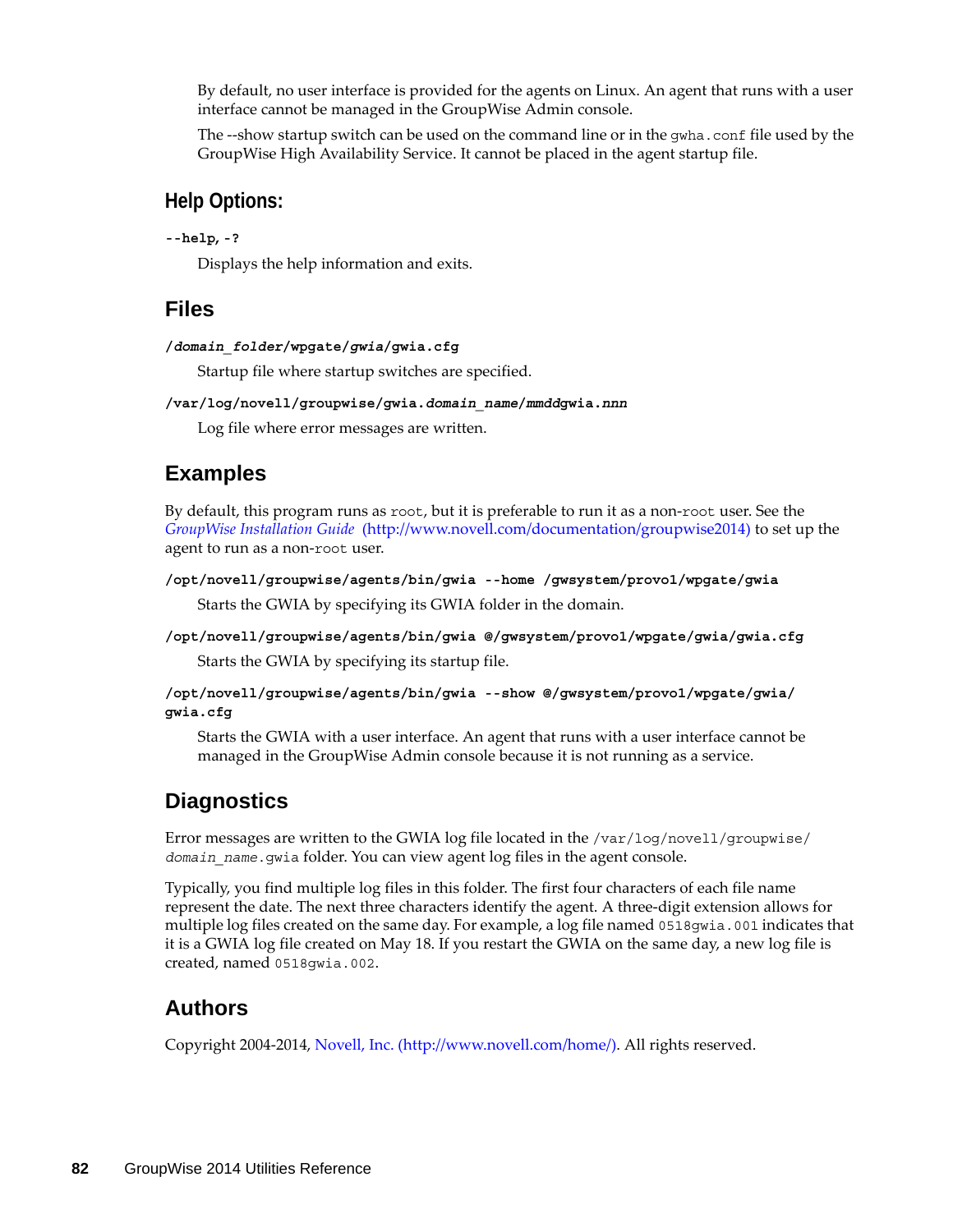By default, no user interface is provided for the agents on Linux. An agent that runs with a user interface cannot be managed in the GroupWise Admin console.

The --show startup switch can be used on the command line or in the `gwha.conf` file used by the GroupWise High Availability Service. It cannot be placed in the agent startup file.

### Help Options:

**--help, -?**

Displays the help information and exits.

## Files

***/domain_folder*/wpgate/*gwia*/gwia.cfg**

Startup file where startup switches are specified.

**/var/log/novell/groupwise/gwia.*domain_name*/*mmdd*gwia.*nnn***

Log file where error messages are written.

## Examples

By default, this program runs as `root`, but it is preferable to run it as a non-`root` user. See the *GroupWise Installation Guide* (http://www.novell.com/documentation/groupwise2014) to set up the agent to run as a non-`root` user.

**/opt/novell/groupwise/agents/bin/gwia --home /gwsystem/provo1/wpgate/gwia**

Starts the GWIA by specifying its GWIA folder in the domain.

**/opt/novell/groupwise/agents/bin/gwia @/gwsystem/provo1/wpgate/gwia/gwia.cfg**

Starts the GWIA by specifying its startup file.

**/opt/novell/groupwise/agents/bin/gwia --show @/gwsystem/provo1/wpgate/gwia/gwia.cfg**

Starts the GWIA with a user interface. An agent that runs with a user interface cannot be managed in the GroupWise Admin console because it is not running as a service.

## Diagnostics

Error messages are written to the GWIA log file located in the `/var/log/novell/groupwise/` *`domain_name`*`.gwia` folder. You can view agent log files in the agent console.

Typically, you find multiple log files in this folder. The first four characters of each file name represent the date. The next three characters identify the agent. A three-digit extension allows for multiple log files created on the same day. For example, a log file named `0518gwia.001` indicates that it is a GWIA log file created on May 18. If you restart the GWIA on the same day, a new log file is created, named `0518gwia.002`.

## Authors

Copyright 2004-2014, Novell, Inc. (http://www.novell.com/home/). All rights reserved.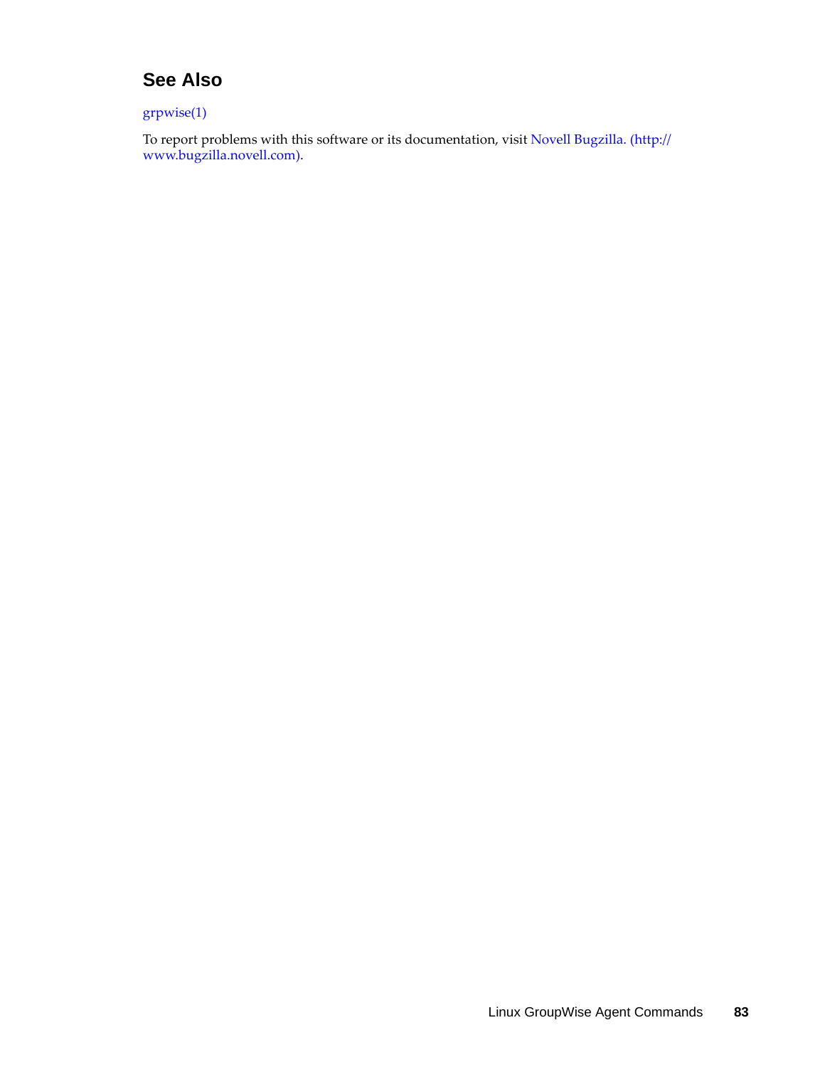## See Also

grpwise(1)

To report problems with this software or its documentation, visit Novell Bugzilla. (http://www.bugzilla.novell.com).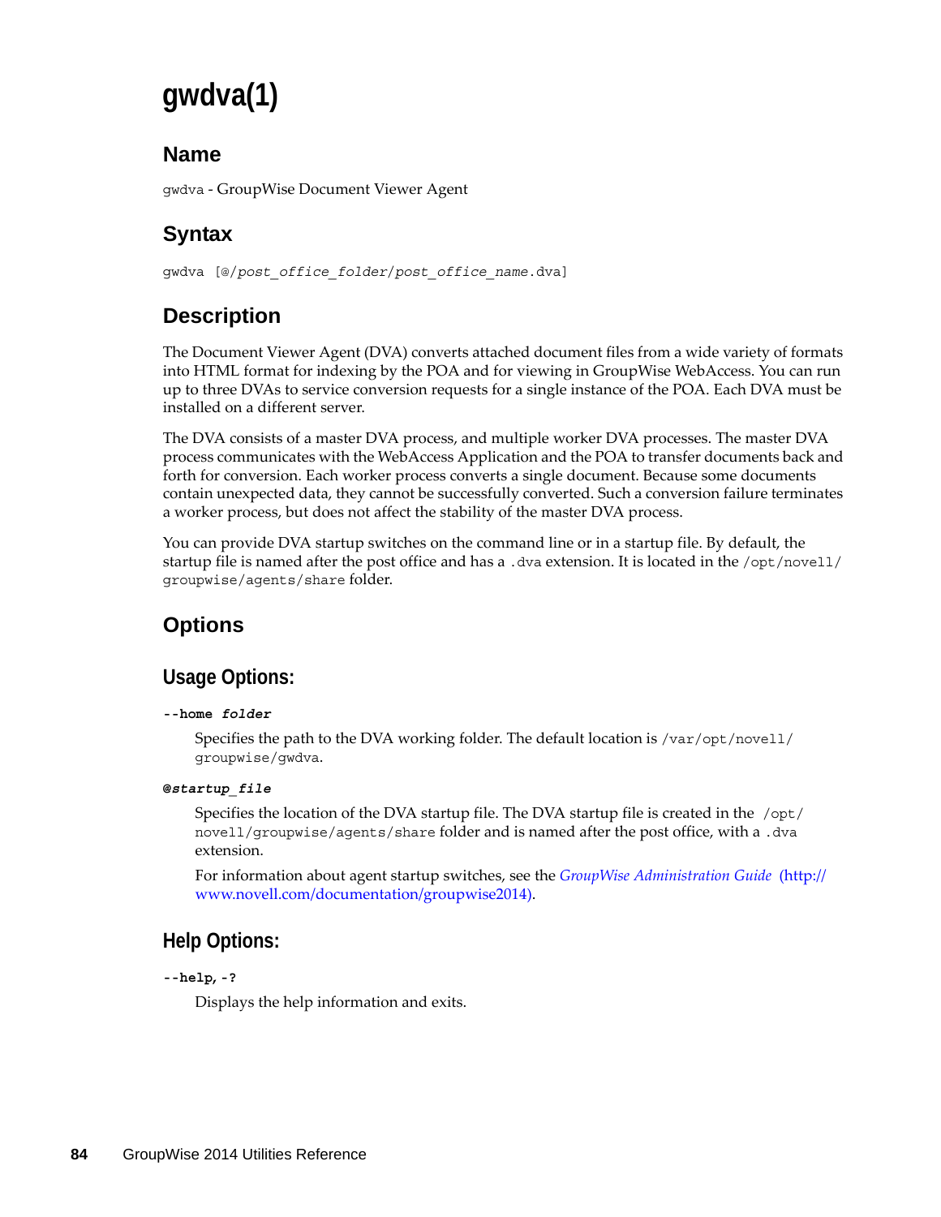# gwdva(1)

## Name

gwdva - GroupWise Document Viewer Agent

## Syntax

gwdva [@/*post_office_folder*/*post_office_name*.dva]

## Description

The Document Viewer Agent (DVA) converts attached document files from a wide variety of formats into HTML format for indexing by the POA and for viewing in GroupWise WebAccess. You can run up to three DVAs to service conversion requests for a single instance of the POA. Each DVA must be installed on a different server.

The DVA consists of a master DVA process, and multiple worker DVA processes. The master DVA process communicates with the WebAccess Application and the POA to transfer documents back and forth for conversion. Each worker process converts a single document. Because some documents contain unexpected data, they cannot be successfully converted. Such a conversion failure terminates a worker process, but does not affect the stability of the master DVA process.

You can provide DVA startup switches on the command line or in a startup file. By default, the startup file is named after the post office and has a .dva extension. It is located in the /opt/novell/groupwise/agents/share folder.

## Options

### Usage Options:

**--home *folder***

Specifies the path to the DVA working folder. The default location is /var/opt/novell/groupwise/gwdva.

**@*startup_file***

Specifies the location of the DVA startup file. The DVA startup file is created in the /opt/novell/groupwise/agents/share folder and is named after the post office, with a .dva extension.

For information about agent startup switches, see the *GroupWise Administration Guide* (http://www.novell.com/documentation/groupwise2014).

### Help Options:

**--help, -?**

Displays the help information and exits.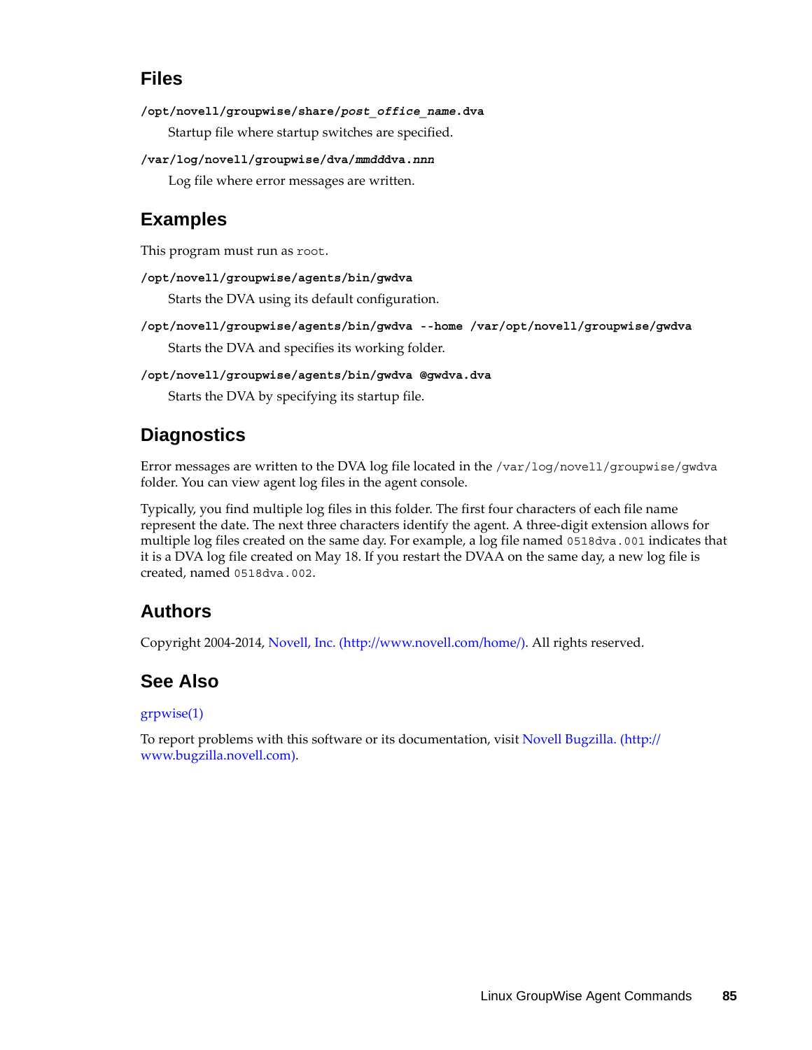## Files

**`/opt/novell/groupwise/share/`*`post_office_name`*`.dva`**

Startup file where startup switches are specified.

**`/var/log/novell/groupwise/dva/`*`mmdd`*`dva.`*`nnn`***

Log file where error messages are written.

## Examples

This program must run as `root`.

**`/opt/novell/groupwise/agents/bin/gwdva`**

Starts the DVA using its default configuration.

**`/opt/novell/groupwise/agents/bin/gwdva --home /var/opt/novell/groupwise/gwdva`**

Starts the DVA and specifies its working folder.

**`/opt/novell/groupwise/agents/bin/gwdva @gwdva.dva`**

Starts the DVA by specifying its startup file.

## Diagnostics

Error messages are written to the DVA log file located in the `/var/log/novell/groupwise/gwdva` folder. You can view agent log files in the agent console.

Typically, you find multiple log files in this folder. The first four characters of each file name represent the date. The next three characters identify the agent. A three-digit extension allows for multiple log files created on the same day. For example, a log file named `0518dva.001` indicates that it is a DVA log file created on May 18. If you restart the DVAA on the same day, a new log file is created, named `0518dva.002`.

## Authors

Copyright 2004-2014, Novell, Inc. (http://www.novell.com/home/). All rights reserved.

## See Also

grpwise(1)

To report problems with this software or its documentation, visit Novell Bugzilla. (http://www.bugzilla.novell.com).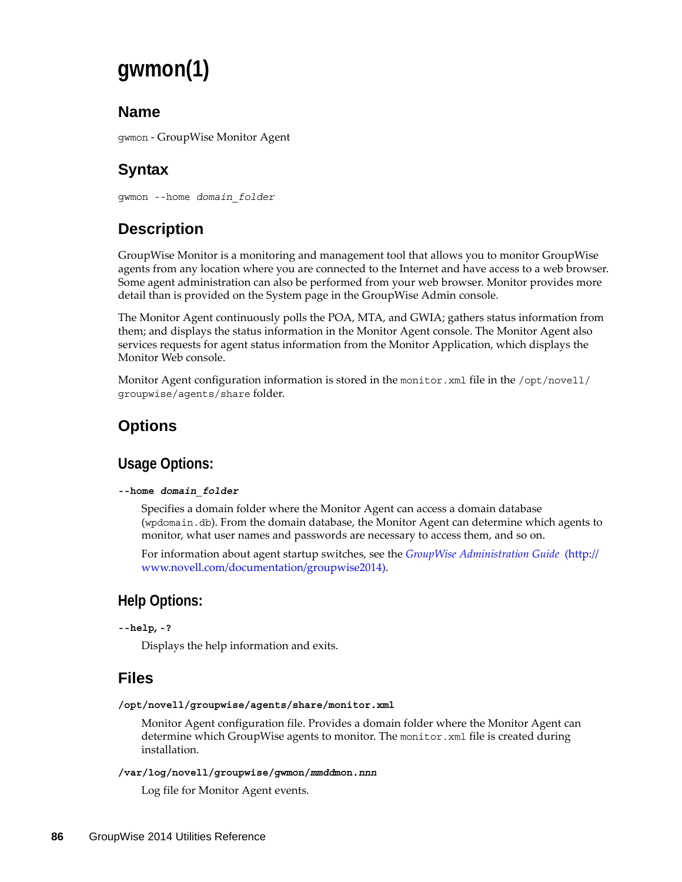# gwmon(1)

## Name

`gwmon` - GroupWise Monitor Agent

## Syntax

gwmon --home *domain_folder*

## Description

GroupWise Monitor is a monitoring and management tool that allows you to monitor GroupWise agents from any location where you are connected to the Internet and have access to a web browser. Some agent administration can also be performed from your web browser. Monitor provides more detail than is provided on the System page in the GroupWise Admin console.

The Monitor Agent continuously polls the POA, MTA, and GWIA; gathers status information from them; and displays the status information in the Monitor Agent console. The Monitor Agent also services requests for agent status information from the Monitor Application, which displays the Monitor Web console.

Monitor Agent configuration information is stored in the `monitor.xml` file in the `/opt/novell/groupwise/agents/share` folder.

## Options

### Usage Options:

**--home *domain_folder***

Specifies a domain folder where the Monitor Agent can access a domain database (`wpdomain.db`). From the domain database, the Monitor Agent can determine which agents to monitor, what user names and passwords are necessary to access them, and so on.

For information about agent startup switches, see the *GroupWise Administration Guide* (http://www.novell.com/documentation/groupwise2014).

### Help Options:

**--help, -?**

Displays the help information and exits.

## Files

**/opt/novell/groupwise/agents/share/monitor.xml**

Monitor Agent configuration file. Provides a domain folder where the Monitor Agent can determine which GroupWise agents to monitor. The `monitor.xml` file is created during installation.

**/var/log/novell/groupwise/gwmon/*mmdd*mon.*nnn***

Log file for Monitor Agent events.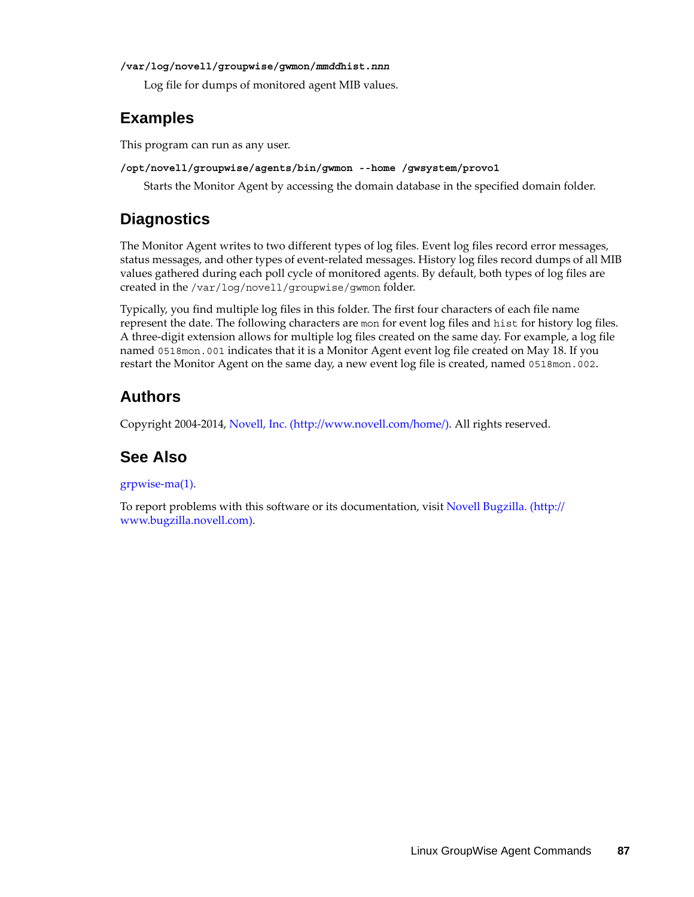**/var/log/novell/groupwise/gwmon/*mmdd*hist.*nnn***

Log file for dumps of monitored agent MIB values.

## Examples

This program can run as any user.

**/opt/novell/groupwise/agents/bin/gwmon --home /gwsystem/provo1**

Starts the Monitor Agent by accessing the domain database in the specified domain folder.

## Diagnostics

The Monitor Agent writes to two different types of log files. Event log files record error messages, status messages, and other types of event-related messages. History log files record dumps of all MIB values gathered during each poll cycle of monitored agents. By default, both types of log files are created in the `/var/log/novell/groupwise/gwmon` folder.

Typically, you find multiple log files in this folder. The first four characters of each file name represent the date. The following characters are `mon` for event log files and `hist` for history log files. A three-digit extension allows for multiple log files created on the same day. For example, a log file named `0518mon.001` indicates that it is a Monitor Agent event log file created on May 18. If you restart the Monitor Agent on the same day, a new event log file is created, named `0518mon.002`.

## Authors

Copyright 2004-2014, Novell, Inc. (http://www.novell.com/home/). All rights reserved.

## See Also

grpwise-ma(1).

To report problems with this software or its documentation, visit Novell Bugzilla. (http://www.bugzilla.novell.com).